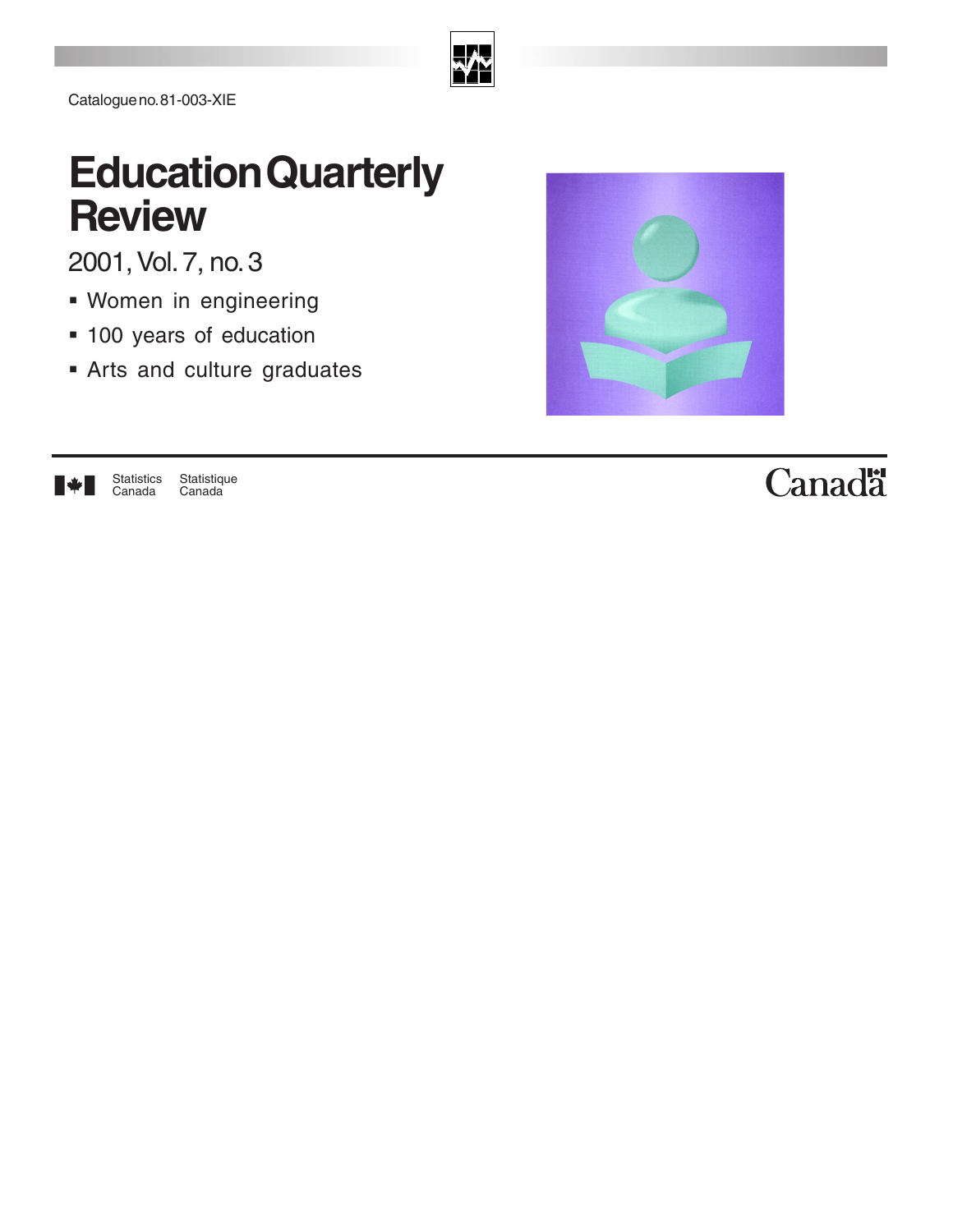Catalogue no. 81-003-XIE

# Education Quarterly Review

2001, Vol. 7, no. 3

- Women in engineering
- 100 years of education
- Arts and culture graduates

Statistics Canada Statistique Canada

Canada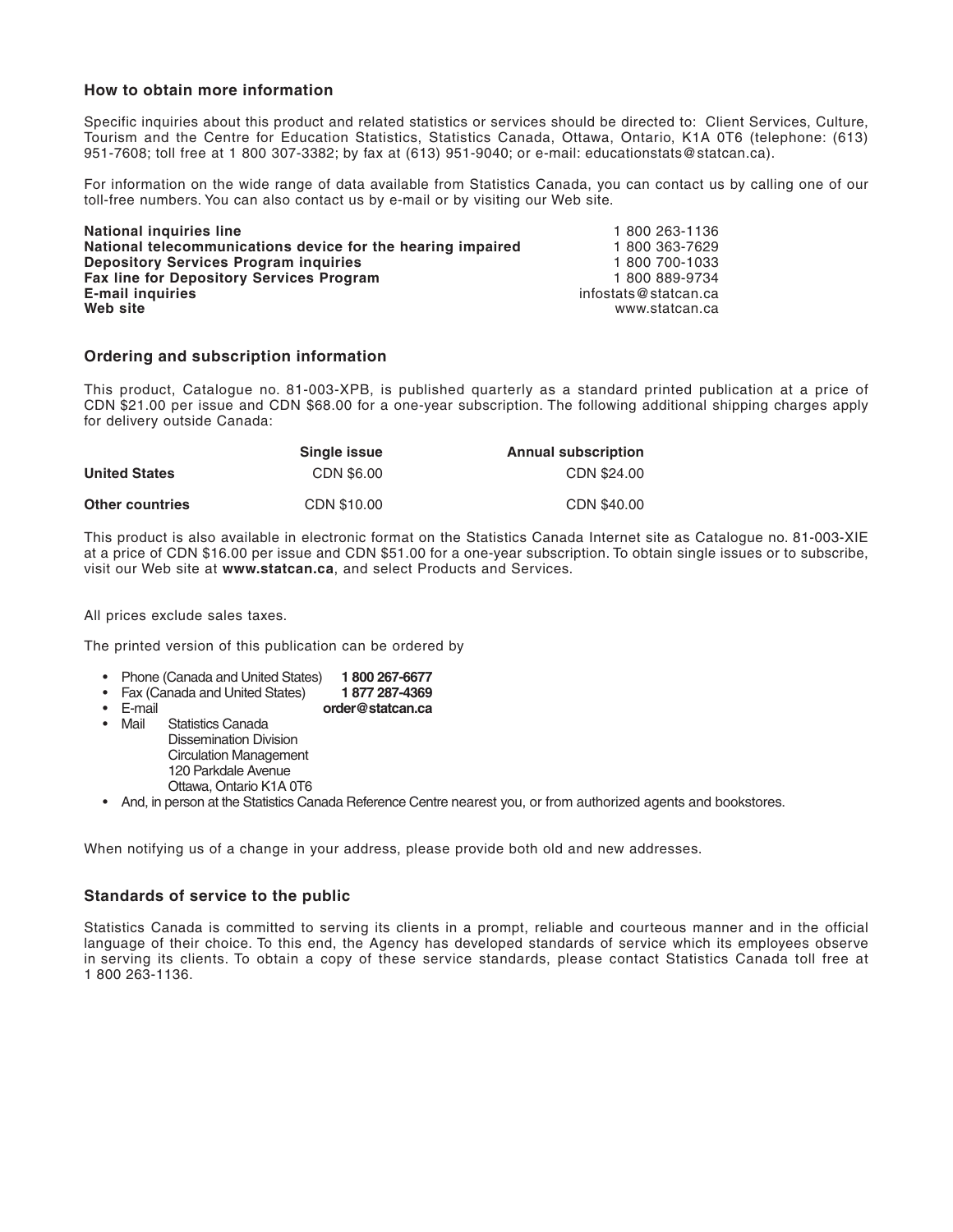### How to obtain more information

Specific inquiries about this product and related statistics or services should be directed to: Client Services, Culture, Tourism and the Centre for Education Statistics, Statistics Canada, Ottawa, Ontario, K1A 0T6 (telephone: (613) 951-7608; toll free at 1 800 307-3382; by fax at (613) 951-9040; or e-mail: educationstats@statcan.ca).

For information on the wide range of data available from Statistics Canada, you can contact us by calling one of our toll-free numbers. You can also contact us by e-mail or by visiting our Web site.

| | |
|---|---|
| **National inquiries line** | 1 800 263-1136 |
| **National telecommunications device for the hearing impaired** | 1 800 363-7629 |
| **Depository Services Program inquiries** | 1 800 700-1033 |
| **Fax line for Depository Services Program** | 1 800 889-9734 |
| **E-mail inquiries** | infostats@statcan.ca |
| **Web site** | www.statcan.ca |

### Ordering and subscription information

This product, Catalogue no. 81-003-XPB, is published quarterly as a standard printed publication at a price of CDN $21.00 per issue and CDN $68.00 for a one-year subscription. The following additional shipping charges apply for delivery outside Canada:

| | Single issue | Annual subscription |
|---|---|---|
| **United States** | CDN $6.00 | CDN $24.00 |
| **Other countries** | CDN $10.00 | CDN $40.00 |

This product is also available in electronic format on the Statistics Canada Internet site as Catalogue no. 81-003-XIE at a price of CDN $16.00 per issue and CDN $51.00 for a one-year subscription. To obtain single issues or to subscribe, visit our Web site at **www.statcan.ca**, and select Products and Services.

All prices exclude sales taxes.

The printed version of this publication can be ordered by

- Phone (Canada and United States) **1 800 267-6677**
- Fax (Canada and United States) **1 877 287-4369**
- E-mail **order@statcan.ca**
- Mail Statistics Canada  
  Dissemination Division  
  Circulation Management  
  120 Parkdale Avenue  
  Ottawa, Ontario K1A 0T6
- And, in person at the Statistics Canada Reference Centre nearest you, or from authorized agents and bookstores.

When notifying us of a change in your address, please provide both old and new addresses.

### Standards of service to the public

Statistics Canada is committed to serving its clients in a prompt, reliable and courteous manner and in the official language of their choice. To this end, the Agency has developed standards of service which its employees observe in serving its clients. To obtain a copy of these service standards, please contact Statistics Canada toll free at 1 800 263-1136.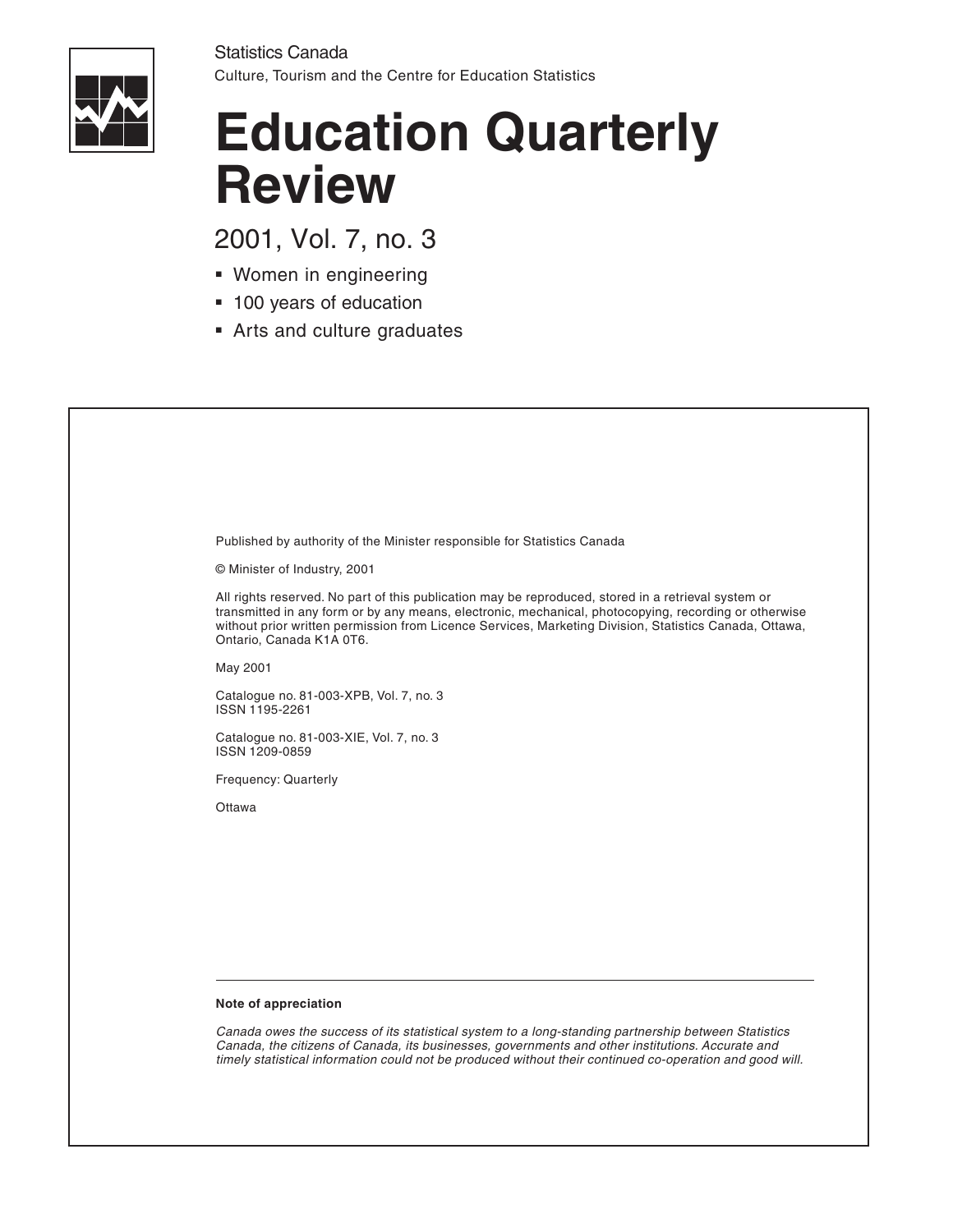Statistics Canada

Culture, Tourism and the Centre for Education Statistics

# Education Quarterly Review

## 2001, Vol. 7, no. 3

- Women in engineering
- 100 years of education
- Arts and culture graduates

Published by authority of the Minister responsible for Statistics Canada

© Minister of Industry, 2001

All rights reserved. No part of this publication may be reproduced, stored in a retrieval system or transmitted in any form or by any means, electronic, mechanical, photocopying, recording or otherwise without prior written permission from Licence Services, Marketing Division, Statistics Canada, Ottawa, Ontario, Canada K1A 0T6.

May 2001

Catalogue no. 81-003-XPB, Vol. 7, no. 3
ISSN 1195-2261

Catalogue no. 81-003-XIE, Vol. 7, no. 3
ISSN 1209-0859

Frequency: Quarterly

Ottawa

**Note of appreciation**

*Canada owes the success of its statistical system to a long-standing partnership between Statistics Canada, the citizens of Canada, its businesses, governments and other institutions. Accurate and timely statistical information could not be produced without their continued co-operation and good will.*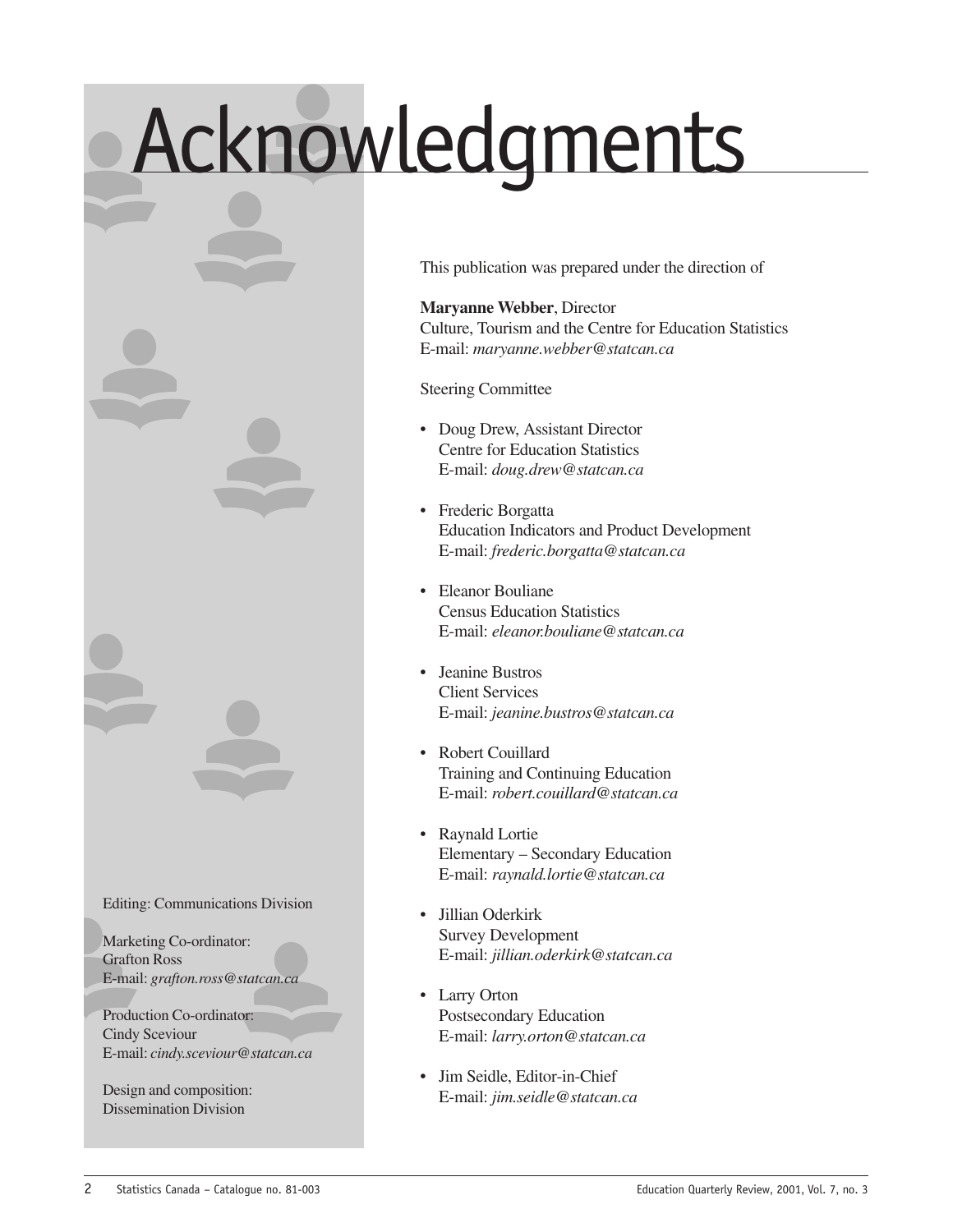# Acknowledgments

This publication was prepared under the direction of

**Maryanne Webber**, Director
Culture, Tourism and the Centre for Education Statistics
E-mail: *maryanne.webber@statcan.ca*

Steering Committee

- Doug Drew, Assistant Director
  Centre for Education Statistics
  E-mail: *doug.drew@statcan.ca*
- Frederic Borgatta
  Education Indicators and Product Development
  E-mail: *frederic.borgatta@statcan.ca*
- Eleanor Bouliane
  Census Education Statistics
  E-mail: *eleanor.bouliane@statcan.ca*
- Jeanine Bustros
  Client Services
  E-mail: *jeanine.bustros@statcan.ca*
- Robert Couillard
  Training and Continuing Education
  E-mail: *robert.couillard@statcan.ca*
- Raynald Lortie
  Elementary – Secondary Education
  E-mail: *raynald.lortie@statcan.ca*
- Jillian Oderkirk
  Survey Development
  E-mail: *jillian.oderkirk@statcan.ca*
- Larry Orton
  Postsecondary Education
  E-mail: *larry.orton@statcan.ca*
- Jim Seidle, Editor-in-Chief
  E-mail: *jim.seidle@statcan.ca*

Editing: Communications Division

Marketing Co-ordinator:
Grafton Ross
E-mail: *grafton.ross@statcan.ca*

Production Co-ordinator:
Cindy Sceviour
E-mail: *cindy.sceviour@statcan.ca*

Design and composition:
Dissemination Division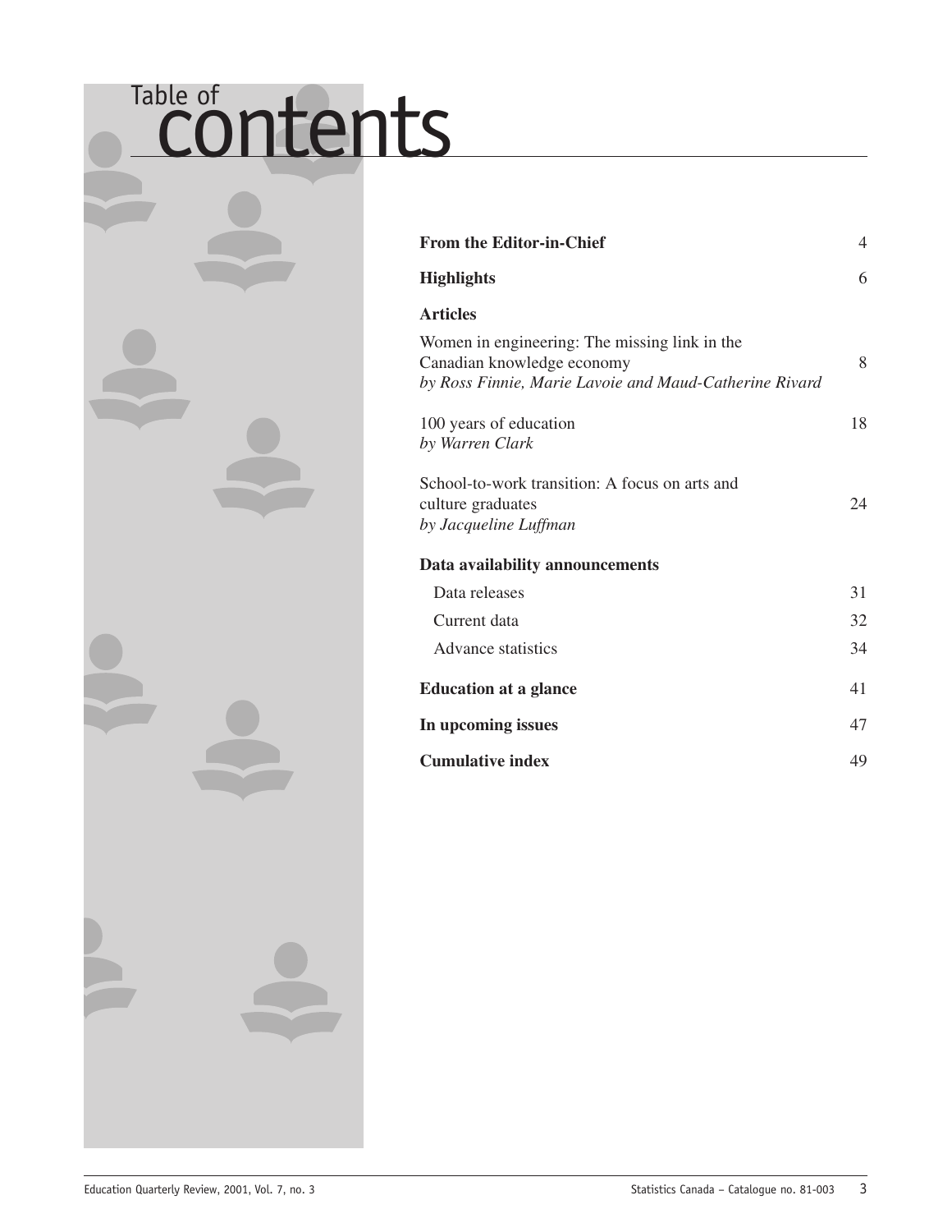# Table of contents

| | |
|---|---|
| **From the Editor-in-Chief** | 4 |
| **Highlights** | 6 |
| **Articles** | |
| Women in engineering: The missing link in the Canadian knowledge economy *by Ross Finnie, Marie Lavoie and Maud-Catherine Rivard* | 8 |
| 100 years of education *by Warren Clark* | 18 |
| School-to-work transition: A focus on arts and culture graduates *by Jacqueline Luffman* | 24 |
| **Data availability announcements** | |
| Data releases | 31 |
| Current data | 32 |
| Advance statistics | 34 |
| **Education at a glance** | 41 |
| **In upcoming issues** | 47 |
| **Cumulative index** | 49 |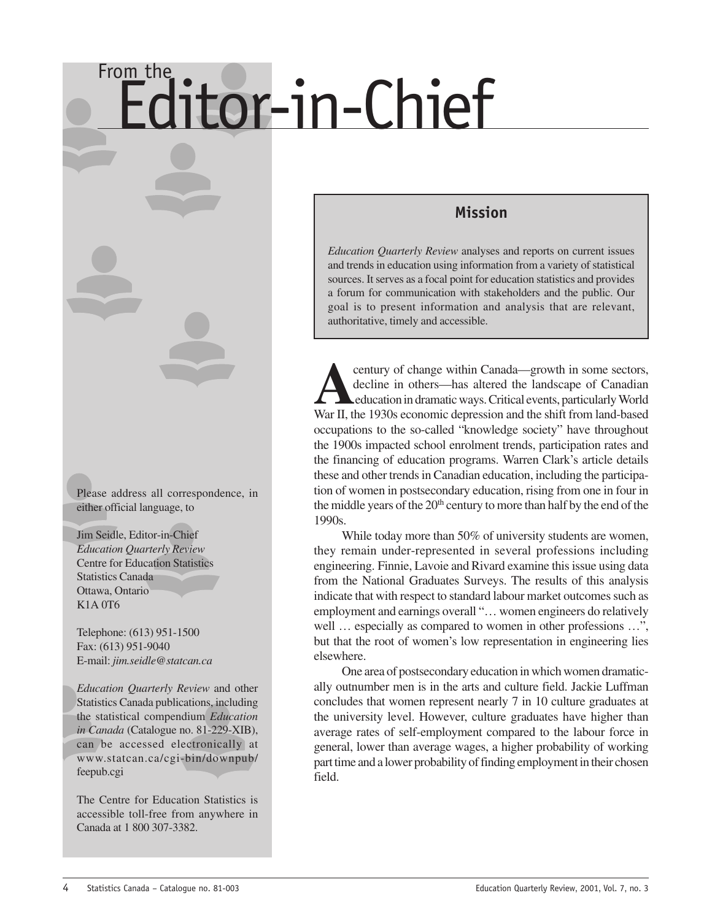# From the Editor-in-Chief

## Mission

*Education Quarterly Review* analyses and reports on current issues and trends in education using information from a variety of statistical sources. It serves as a focal point for education statistics and provides a forum for communication with stakeholders and the public. Our goal is to present information and analysis that are relevant, authoritative, timely and accessible.

A century of change within Canada—growth in some sectors, decline in others—has altered the landscape of Canadian education in dramatic ways. Critical events, particularly World War II, the 1930s economic depression and the shift from land-based occupations to the so-called "knowledge society" have throughout the 1900s impacted school enrolment trends, participation rates and the financing of education programs. Warren Clark's article details these and other trends in Canadian education, including the participation of women in postsecondary education, rising from one in four in the middle years of the 20th century to more than half by the end of the 1990s.

While today more than 50% of university students are women, they remain under-represented in several professions including engineering. Finnie, Lavoie and Rivard examine this issue using data from the National Graduates Surveys. The results of this analysis indicate that with respect to standard labour market outcomes such as employment and earnings overall "… women engineers do relatively well … especially as compared to women in other professions …", but that the root of women's low representation in engineering lies elsewhere.

One area of postsecondary education in which women dramatically outnumber men is in the arts and culture field. Jackie Luffman concludes that women represent nearly 7 in 10 culture graduates at the university level. However, culture graduates have higher than average rates of self-employment compared to the labour force in general, lower than average wages, a higher probability of working part time and a lower probability of finding employment in their chosen field.

Please address all correspondence, in either official language, to

Jim Seidle, Editor-in-Chief
*Education Quarterly Review*
Centre for Education Statistics
Statistics Canada
Ottawa, Ontario
K1A 0T6

Telephone: (613) 951-1500
Fax: (613) 951-9040
E-mail: *jim.seidle@statcan.ca*

*Education Quarterly Review* and other Statistics Canada publications, including the statistical compendium *Education in Canada* (Catalogue no. 81-229-XIB), can be accessed electronically at www.statcan.ca/cgi-bin/downpub/feepub.cgi

The Centre for Education Statistics is accessible toll-free from anywhere in Canada at 1 800 307-3382.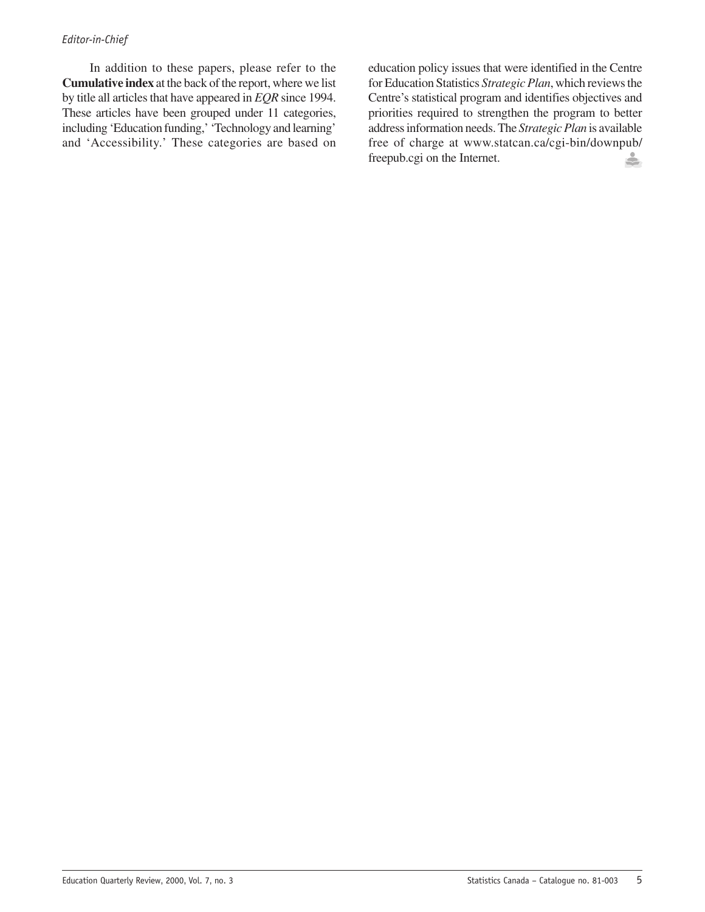In addition to these papers, please refer to the **Cumulative index** at the back of the report, where we list by title all articles that have appeared in *EQR* since 1994. These articles have been grouped under 11 categories, including 'Education funding,' 'Technology and learning' and 'Accessibility.' These categories are based on education policy issues that were identified in the Centre for Education Statistics *Strategic Plan*, which reviews the Centre's statistical program and identifies objectives and priorities required to strengthen the program to better address information needs. The *Strategic Plan* is available free of charge at www.statcan.ca/cgi-bin/downpub/freepub.cgi on the Internet.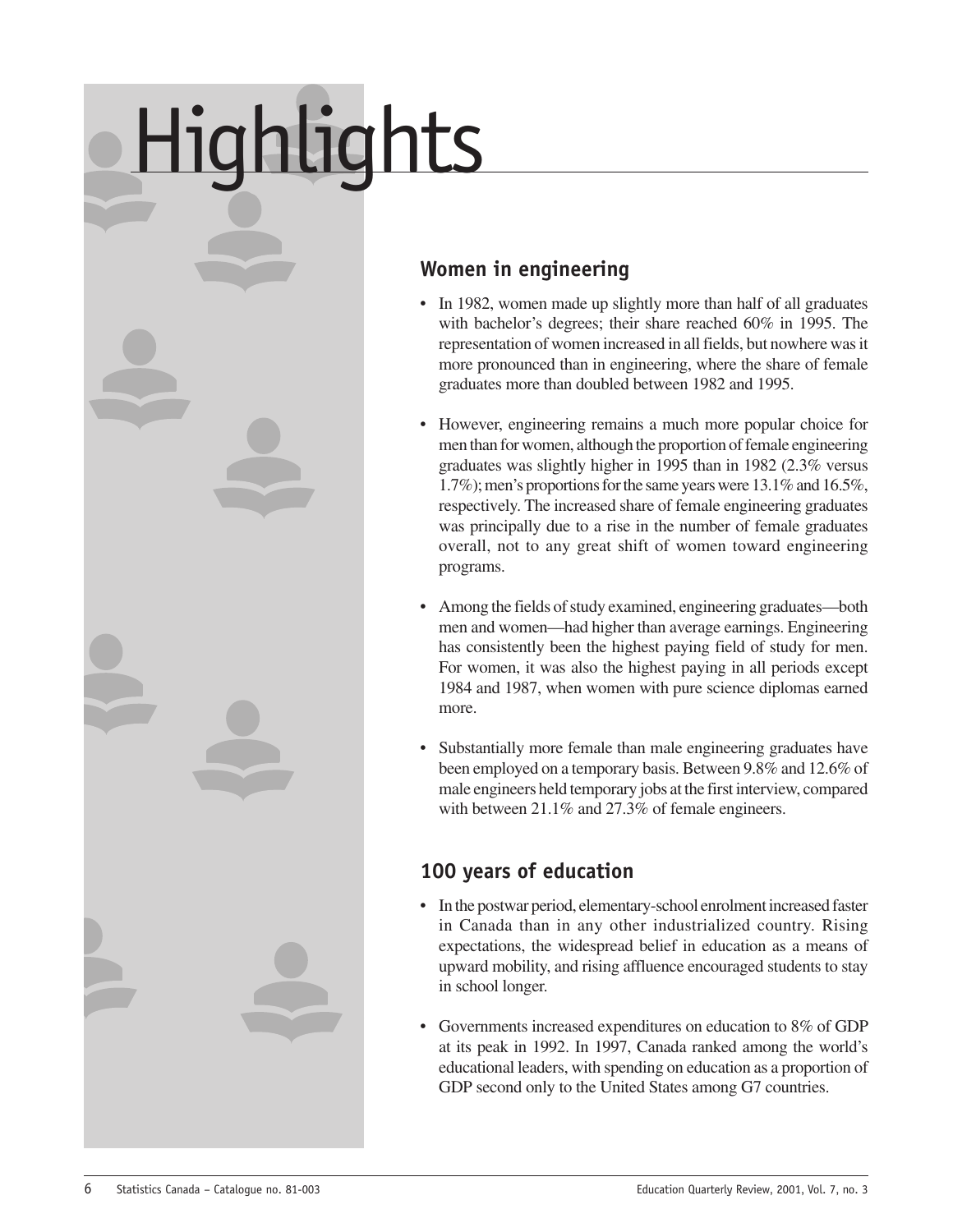# Highlights

## Women in engineering

- In 1982, women made up slightly more than half of all graduates with bachelor's degrees; their share reached 60% in 1995. The representation of women increased in all fields, but nowhere was it more pronounced than in engineering, where the share of female graduates more than doubled between 1982 and 1995.

- However, engineering remains a much more popular choice for men than for women, although the proportion of female engineering graduates was slightly higher in 1995 than in 1982 (2.3% versus 1.7%); men's proportions for the same years were 13.1% and 16.5%, respectively. The increased share of female engineering graduates was principally due to a rise in the number of female graduates overall, not to any great shift of women toward engineering programs.

- Among the fields of study examined, engineering graduates—both men and women—had higher than average earnings. Engineering has consistently been the highest paying field of study for men. For women, it was also the highest paying in all periods except 1984 and 1987, when women with pure science diplomas earned more.

- Substantially more female than male engineering graduates have been employed on a temporary basis. Between 9.8% and 12.6% of male engineers held temporary jobs at the first interview, compared with between 21.1% and 27.3% of female engineers.

## 100 years of education

- In the postwar period, elementary-school enrolment increased faster in Canada than in any other industrialized country. Rising expectations, the widespread belief in education as a means of upward mobility, and rising affluence encouraged students to stay in school longer.

- Governments increased expenditures on education to 8% of GDP at its peak in 1992. In 1997, Canada ranked among the world's educational leaders, with spending on education as a proportion of GDP second only to the United States among G7 countries.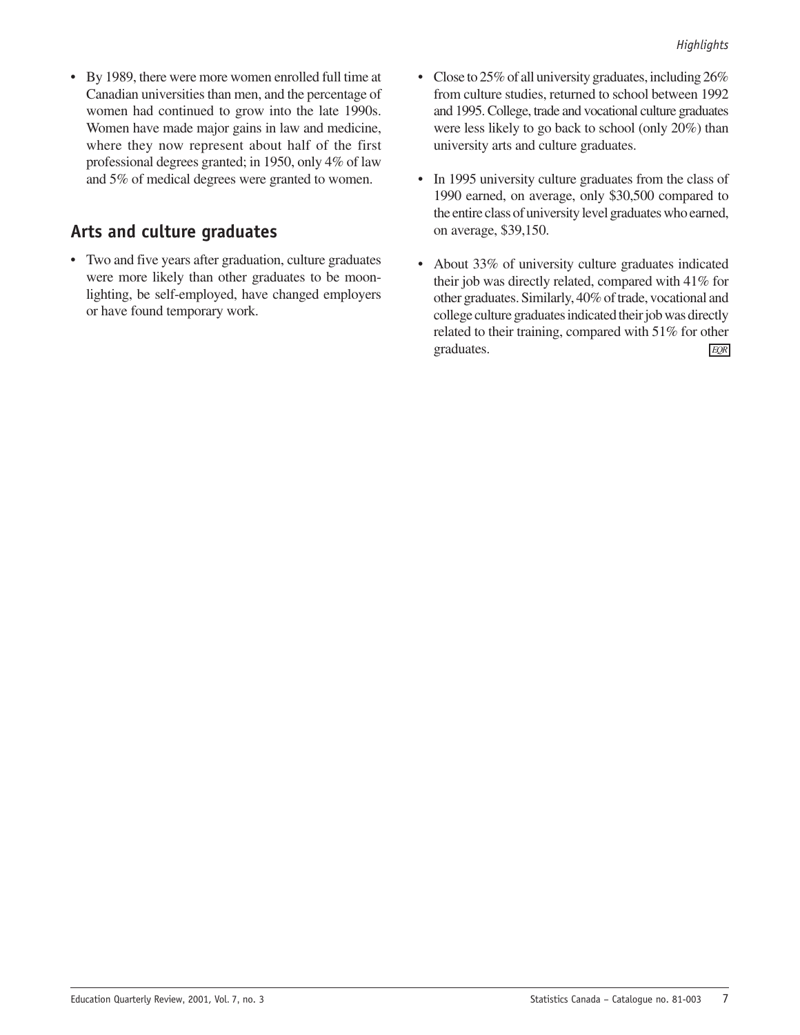- By 1989, there were more women enrolled full time at Canadian universities than men, and the percentage of women had continued to grow into the late 1990s. Women have made major gains in law and medicine, where they now represent about half of the first professional degrees granted; in 1950, only 4% of law and 5% of medical degrees were granted to women.

## Arts and culture graduates

- Two and five years after graduation, culture graduates were more likely than other graduates to be moonlighting, be self-employed, have changed employers or have found temporary work.
- Close to 25% of all university graduates, including 26% from culture studies, returned to school between 1992 and 1995. College, trade and vocational culture graduates were less likely to go back to school (only 20%) than university arts and culture graduates.
- In 1995 university culture graduates from the class of 1990 earned, on average, only $30,500 compared to the entire class of university level graduates who earned, on average, $39,150.
- About 33% of university culture graduates indicated their job was directly related, compared with 41% for other graduates. Similarly, 40% of trade, vocational and college culture graduates indicated their job was directly related to their training, compared with 51% for other graduates.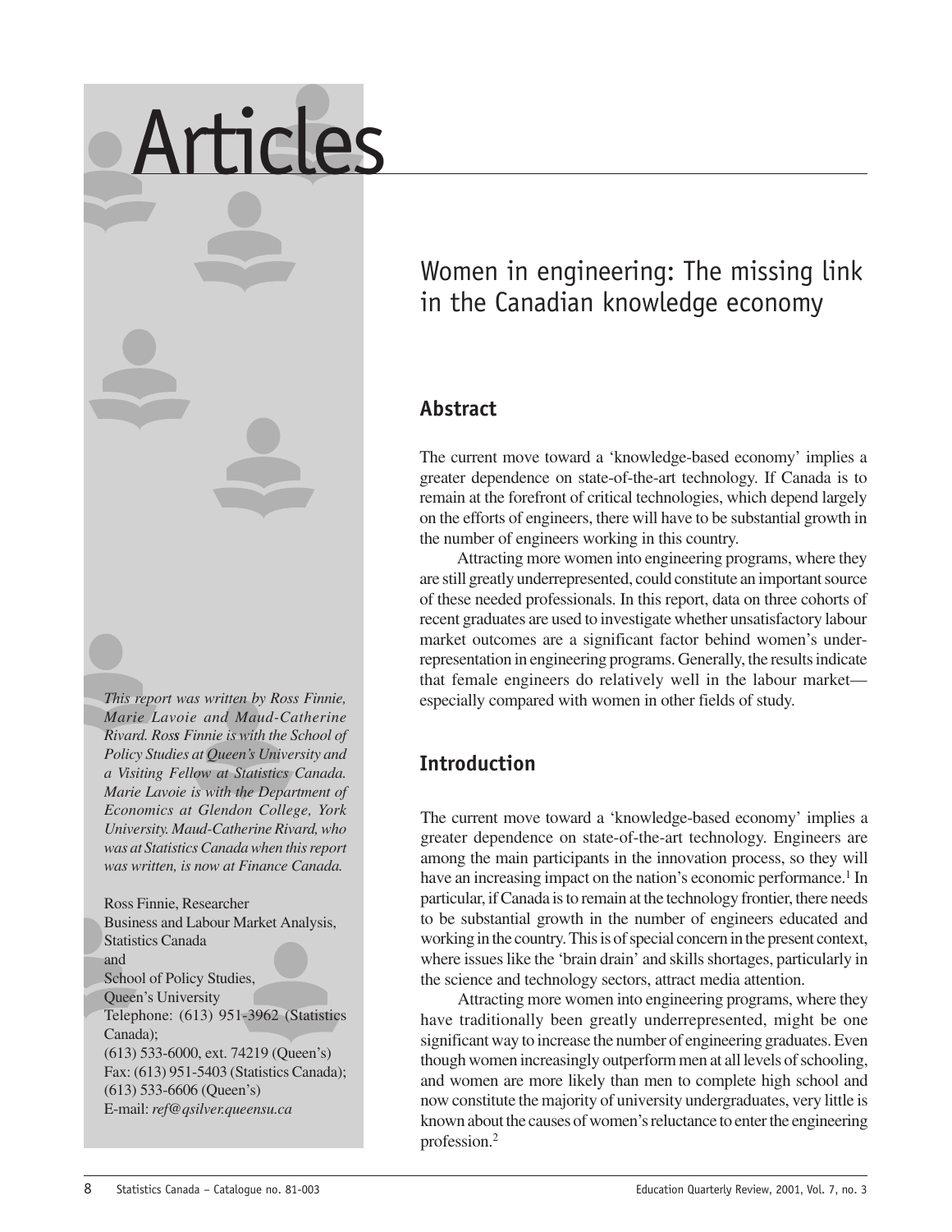# Articles

## Women in engineering: The missing link in the Canadian knowledge economy

### Abstract

The current move toward a 'knowledge-based economy' implies a greater dependence on state-of-the-art technology. If Canada is to remain at the forefront of critical technologies, which depend largely on the efforts of engineers, there will have to be substantial growth in the number of engineers working in this country.

Attracting more women into engineering programs, where they are still greatly underrepresented, could constitute an important source of these needed professionals. In this report, data on three cohorts of recent graduates are used to investigate whether unsatisfactory labour market outcomes are a significant factor behind women's underrepresentation in engineering programs. Generally, the results indicate that female engineers do relatively well in the labour market—especially compared with women in other fields of study.

*This report was written by Ross Finnie, Marie Lavoie and Maud-Catherine Rivard. Ross Finnie is with the School of Policy Studies at Queen's University and a Visiting Fellow at Statistics Canada. Marie Lavoie is with the Department of Economics at Glendon College, York University. Maud-Catherine Rivard, who was at Statistics Canada when this report was written, is now at Finance Canada.*

Ross Finnie, Researcher
Business and Labour Market Analysis,
Statistics Canada
and
School of Policy Studies,
Queen's University
Telephone: (613) 951-3962 (Statistics Canada);
(613) 533-6000, ext. 74219 (Queen's)
Fax: (613) 951-5403 (Statistics Canada);
(613) 533-6606 (Queen's)
E-mail: *ref@qsilver.queensu.ca*

### Introduction

The current move toward a 'knowledge-based economy' implies a greater dependence on state-of-the-art technology. Engineers are among the main participants in the innovation process, so they will have an increasing impact on the nation's economic performance.[1] In particular, if Canada is to remain at the technology frontier, there needs to be substantial growth in the number of engineers educated and working in the country. This is of special concern in the present context, where issues like the 'brain drain' and skills shortages, particularly in the science and technology sectors, attract media attention.

Attracting more women into engineering programs, where they have traditionally been greatly underrepresented, might be one significant way to increase the number of engineering graduates. Even though women increasingly outperform men at all levels of schooling, and women are more likely than men to complete high school and now constitute the majority of university undergraduates, very little is known about the causes of women's reluctance to enter the engineering profession.[2]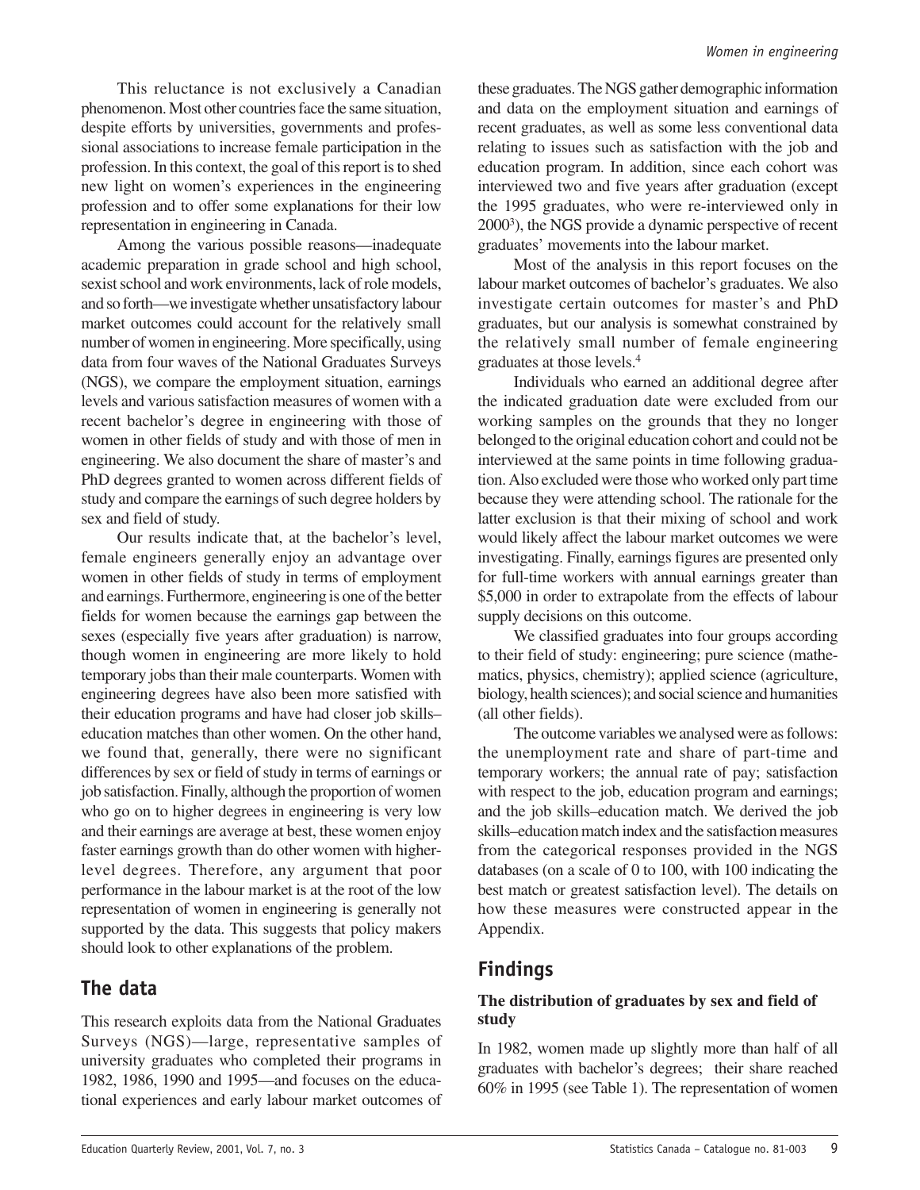This reluctance is not exclusively a Canadian phenomenon. Most other countries face the same situation, despite efforts by universities, governments and professional associations to increase female participation in the profession. In this context, the goal of this report is to shed new light on women's experiences in the engineering profession and to offer some explanations for their low representation in engineering in Canada.

Among the various possible reasons—inadequate academic preparation in grade school and high school, sexist school and work environments, lack of role models, and so forth—we investigate whether unsatisfactory labour market outcomes could account for the relatively small number of women in engineering. More specifically, using data from four waves of the National Graduates Surveys (NGS), we compare the employment situation, earnings levels and various satisfaction measures of women with a recent bachelor's degree in engineering with those of women in other fields of study and with those of men in engineering. We also document the share of master's and PhD degrees granted to women across different fields of study and compare the earnings of such degree holders by sex and field of study.

Our results indicate that, at the bachelor's level, female engineers generally enjoy an advantage over women in other fields of study in terms of employment and earnings. Furthermore, engineering is one of the better fields for women because the earnings gap between the sexes (especially five years after graduation) is narrow, though women in engineering are more likely to hold temporary jobs than their male counterparts. Women with engineering degrees have also been more satisfied with their education programs and have had closer job skills–education matches than other women. On the other hand, we found that, generally, there were no significant differences by sex or field of study in terms of earnings or job satisfaction. Finally, although the proportion of women who go on to higher degrees in engineering is very low and their earnings are average at best, these women enjoy faster earnings growth than do other women with higher-level degrees. Therefore, any argument that poor performance in the labour market is at the root of the low representation of women in engineering is generally not supported by the data. This suggests that policy makers should look to other explanations of the problem.

## The data

This research exploits data from the National Graduates Surveys (NGS)—large, representative samples of university graduates who completed their programs in 1982, 1986, 1990 and 1995—and focuses on the educational experiences and early labour market outcomes of these graduates. The NGS gather demographic information and data on the employment situation and earnings of recent graduates, as well as some less conventional data relating to issues such as satisfaction with the job and education program. In addition, since each cohort was interviewed two and five years after graduation (except the 1995 graduates, who were re-interviewed only in 2000[3]), the NGS provide a dynamic perspective of recent graduates' movements into the labour market.

Most of the analysis in this report focuses on the labour market outcomes of bachelor's graduates. We also investigate certain outcomes for master's and PhD graduates, but our analysis is somewhat constrained by the relatively small number of female engineering graduates at those levels.[4]

Individuals who earned an additional degree after the indicated graduation date were excluded from our working samples on the grounds that they no longer belonged to the original education cohort and could not be interviewed at the same points in time following graduation. Also excluded were those who worked only part time because they were attending school. The rationale for the latter exclusion is that their mixing of school and work would likely affect the labour market outcomes we were investigating. Finally, earnings figures are presented only for full-time workers with annual earnings greater than \$5,000 in order to extrapolate from the effects of labour supply decisions on this outcome.

We classified graduates into four groups according to their field of study: engineering; pure science (mathematics, physics, chemistry); applied science (agriculture, biology, health sciences); and social science and humanities (all other fields).

The outcome variables we analysed were as follows: the unemployment rate and share of part-time and temporary workers; the annual rate of pay; satisfaction with respect to the job, education program and earnings; and the job skills–education match. We derived the job skills–education match index and the satisfaction measures from the categorical responses provided in the NGS databases (on a scale of 0 to 100, with 100 indicating the best match or greatest satisfaction level). The details on how these measures were constructed appear in the Appendix.

## Findings

### The distribution of graduates by sex and field of study

In 1982, women made up slightly more than half of all graduates with bachelor's degrees; their share reached 60% in 1995 (see Table 1). The representation of women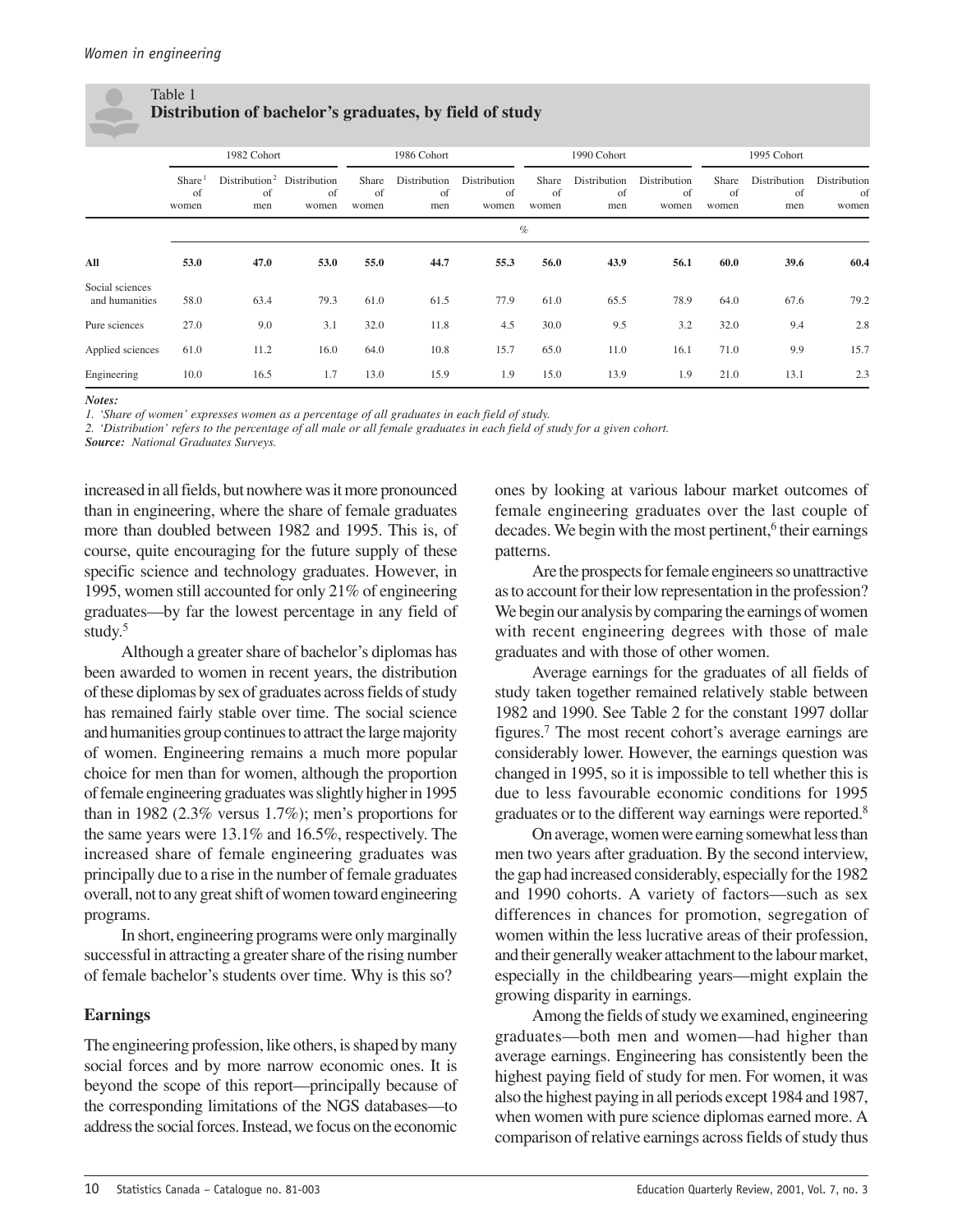Table 1
**Distribution of bachelor's graduates, by field of study**

| | 1982 Cohort | | | 1986 Cohort | | | 1990 Cohort | | | 1995 Cohort | | |
|---|---|---|---|---|---|---|---|---|---|---|---|---|
| | Share[1] of women | Distribution[2] of men | Distribution of women | Share of women | Distribution of men | Distribution of women | Share of women | Distribution of men | Distribution of women | Share of women | Distribution of men | Distribution of women |
| | % | | | | | | | | | | | |
| **All** | **53.0** | **47.0** | **53.0** | **55.0** | **44.7** | **55.3** | **56.0** | **43.9** | **56.1** | **60.0** | **39.6** | **60.4** |
| Social sciences and humanities | 58.0 | 63.4 | 79.3 | 61.0 | 61.5 | 77.9 | 61.0 | 65.5 | 78.9 | 64.0 | 67.6 | 79.2 |
| Pure sciences | 27.0 | 9.0 | 3.1 | 32.0 | 11.8 | 4.5 | 30.0 | 9.5 | 3.2 | 32.0 | 9.4 | 2.8 |
| Applied sciences | 61.0 | 11.2 | 16.0 | 64.0 | 10.8 | 15.7 | 65.0 | 11.0 | 16.1 | 71.0 | 9.9 | 15.7 |
| Engineering | 10.0 | 16.5 | 1.7 | 13.0 | 15.9 | 1.9 | 15.0 | 13.9 | 1.9 | 21.0 | 13.1 | 2.3 |

***Notes:***
*1. 'Share of women' expresses women as a percentage of all graduates in each field of study.*
*2. 'Distribution' refers to the percentage of all male or all female graduates in each field of study for a given cohort.*
***Source:*** *National Graduates Surveys.*

increased in all fields, but nowhere was it more pronounced than in engineering, where the share of female graduates more than doubled between 1982 and 1995. This is, of course, quite encouraging for the future supply of these specific science and technology graduates. However, in 1995, women still accounted for only 21% of engineering graduates—by far the lowest percentage in any field of study.[5]

Although a greater share of bachelor's diplomas has been awarded to women in recent years, the distribution of these diplomas by sex of graduates across fields of study has remained fairly stable over time. The social science and humanities group continues to attract the large majority of women. Engineering remains a much more popular choice for men than for women, although the proportion of female engineering graduates was slightly higher in 1995 than in 1982 (2.3% versus 1.7%); men's proportions for the same years were 13.1% and 16.5%, respectively. The increased share of female engineering graduates was principally due to a rise in the number of female graduates overall, not to any great shift of women toward engineering programs.

In short, engineering programs were only marginally successful in attracting a greater share of the rising number of female bachelor's students over time. Why is this so?

## Earnings

The engineering profession, like others, is shaped by many social forces and by more narrow economic ones. It is beyond the scope of this report—principally because of the corresponding limitations of the NGS databases—to address the social forces. Instead, we focus on the economic ones by looking at various labour market outcomes of female engineering graduates over the last couple of decades. We begin with the most pertinent,[6] their earnings patterns.

Are the prospects for female engineers so unattractive as to account for their low representation in the profession? We begin our analysis by comparing the earnings of women with recent engineering degrees with those of male graduates and with those of other women.

Average earnings for the graduates of all fields of study taken together remained relatively stable between 1982 and 1990. See Table 2 for the constant 1997 dollar figures.[7] The most recent cohort's average earnings are considerably lower. However, the earnings question was changed in 1995, so it is impossible to tell whether this is due to less favourable economic conditions for 1995 graduates or to the different way earnings were reported.[8]

On average, women were earning somewhat less than men two years after graduation. By the second interview, the gap had increased considerably, especially for the 1982 and 1990 cohorts. A variety of factors—such as sex differences in chances for promotion, segregation of women within the less lucrative areas of their profession, and their generally weaker attachment to the labour market, especially in the childbearing years—might explain the growing disparity in earnings.

Among the fields of study we examined, engineering graduates—both men and women—had higher than average earnings. Engineering has consistently been the highest paying field of study for men. For women, it was also the highest paying in all periods except 1984 and 1987, when women with pure science diplomas earned more. A comparison of relative earnings across fields of study thus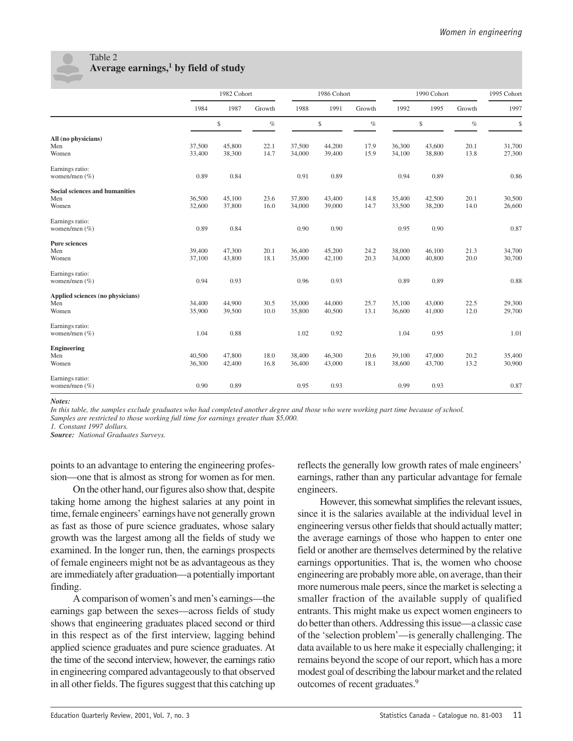## Table 2
**Average earnings,[1] by field of study**

| | 1982 Cohort | | | 1986 Cohort | | | 1990 Cohort | | | 1995 Cohort |
|---|---|---|---|---|---|---|---|---|---|---|
| | 1984 | 1987 | Growth | 1988 | 1991 | Growth | 1992 | 1995 | Growth | 1997 |
| | $ | | % | $ | | % | $ | | % | $ |
| **All (no physicians)** | | | | | | | | | | |
| Men | 37,500 | 45,800 | 22.1 | 37,500 | 44,200 | 17.9 | 36,300 | 43,600 | 20.1 | 31,700 |
| Women | 33,400 | 38,300 | 14.7 | 34,000 | 39,400 | 15.9 | 34,100 | 38,800 | 13.8 | 27,300 |
| Earnings ratio: women/men (%) | 0.89 | 0.84 | | 0.91 | 0.89 | | 0.94 | 0.89 | | 0.86 |
| **Social sciences and humanities** | | | | | | | | | | |
| Men | 36,500 | 45,100 | 23.6 | 37,800 | 43,400 | 14.8 | 35,400 | 42,500 | 20.1 | 30,500 |
| Women | 32,600 | 37,800 | 16.0 | 34,000 | 39,000 | 14.7 | 33,500 | 38,200 | 14.0 | 26,600 |
| Earnings ratio: women/men (%) | 0.89 | 0.84 | | 0.90 | 0.90 | | 0.95 | 0.90 | | 0.87 |
| **Pure sciences** | | | | | | | | | | |
| Men | 39,400 | 47,300 | 20.1 | 36,400 | 45,200 | 24.2 | 38,000 | 46,100 | 21.3 | 34,700 |
| Women | 37,100 | 43,800 | 18.1 | 35,000 | 42,100 | 20.3 | 34,000 | 40,800 | 20.0 | 30,700 |
| Earnings ratio: women/men (%) | 0.94 | 0.93 | | 0.96 | 0.93 | | 0.89 | 0.89 | | 0.88 |
| **Applied sciences (no physicians)** | | | | | | | | | | |
| Men | 34,400 | 44,900 | 30.5 | 35,000 | 44,000 | 25.7 | 35,100 | 43,000 | 22.5 | 29,300 |
| Women | 35,900 | 39,500 | 10.0 | 35,800 | 40,500 | 13.1 | 36,600 | 41,000 | 12.0 | 29,700 |
| Earnings ratio: women/men (%) | 1.04 | 0.88 | | 1.02 | 0.92 | | 1.04 | 0.95 | | 1.01 |
| **Engineering** | | | | | | | | | | |
| Men | 40,500 | 47,800 | 18.0 | 38,400 | 46,300 | 20.6 | 39,100 | 47,000 | 20.2 | 35,400 |
| Women | 36,300 | 42,400 | 16.8 | 36,400 | 43,000 | 18.1 | 38,600 | 43,700 | 13.2 | 30,900 |
| Earnings ratio: women/men (%) | 0.90 | 0.89 | | 0.95 | 0.93 | | 0.99 | 0.93 | | 0.87 |

***Notes:***

*In this table, the samples exclude graduates who had completed another degree and those who were working part time because of school.*

*Samples are restricted to those working full time for earnings greater than $5,000.*

*1. Constant 1997 dollars.*

***Source:*** *National Graduates Surveys.*

points to an advantage to entering the engineering profession—one that is almost as strong for women as for men.

On the other hand, our figures also show that, despite taking home among the highest salaries at any point in time, female engineers' earnings have not generally grown as fast as those of pure science graduates, whose salary growth was the largest among all the fields of study we examined. In the longer run, then, the earnings prospects of female engineers might not be as advantageous as they are immediately after graduation—a potentially important finding.

A comparison of women's and men's earnings—the earnings gap between the sexes—across fields of study shows that engineering graduates placed second or third in this respect as of the first interview, lagging behind applied science graduates and pure science graduates. At the time of the second interview, however, the earnings ratio in engineering compared advantageously to that observed in all other fields. The figures suggest that this catching up reflects the generally low growth rates of male engineers' earnings, rather than any particular advantage for female engineers.

However, this somewhat simplifies the relevant issues, since it is the salaries available at the individual level in engineering versus other fields that should actually matter; the average earnings of those who happen to enter one field or another are themselves determined by the relative earnings opportunities. That is, the women who choose engineering are probably more able, on average, than their more numerous male peers, since the market is selecting a smaller fraction of the available supply of qualified entrants. This might make us expect women engineers to do better than others. Addressing this issue—a classic case of the 'selection problem'—is generally challenging. The data available to us here make it especially challenging; it remains beyond the scope of our report, which has a more modest goal of describing the labour market and the related outcomes of recent graduates.[9]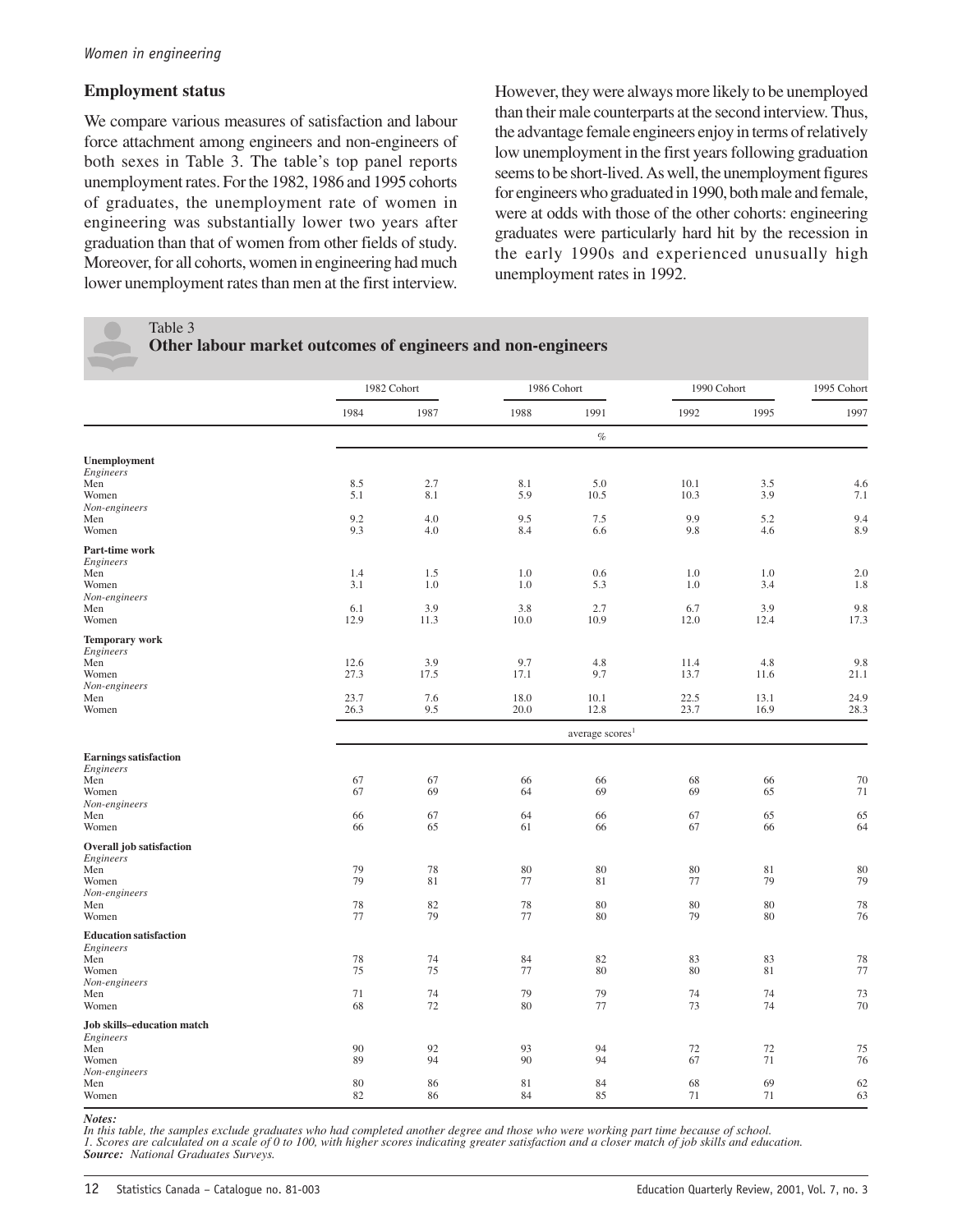## Employment status

We compare various measures of satisfaction and labour force attachment among engineers and non-engineers of both sexes in Table 3. The table's top panel reports unemployment rates. For the 1982, 1986 and 1995 cohorts of graduates, the unemployment rate of women in engineering was substantially lower two years after graduation than that of women from other fields of study. Moreover, for all cohorts, women in engineering had much lower unemployment rates than men at the first interview. However, they were always more likely to be unemployed than their male counterparts at the second interview. Thus, the advantage female engineers enjoy in terms of relatively low unemployment in the first years following graduation seems to be short-lived. As well, the unemployment figures for engineers who graduated in 1990, both male and female, were at odds with those of the other cohorts: engineering graduates were particularly hard hit by the recession in the early 1990s and experienced unusually high unemployment rates in 1992.

Table 3
**Other labour market outcomes of engineers and non-engineers**

| | 1982 Cohort | | 1986 Cohort | | 1990 Cohort | | 1995 Cohort |
|---|---|---|---|---|---|---|---|
| | 1984 | 1987 | 1988 | 1991 | 1992 | 1995 | 1997 |
| | % | | | | | | |
| **Unemployment** | | | | | | | |
| *Engineers* | | | | | | | |
| Men | 8.5 | 2.7 | 8.1 | 5.0 | 10.1 | 3.5 | 4.6 |
| Women | 5.1 | 8.1 | 5.9 | 10.5 | 10.3 | 3.9 | 7.1 |
| *Non-engineers* | | | | | | | |
| Men | 9.2 | 4.0 | 9.5 | 7.5 | 9.9 | 5.2 | 9.4 |
| Women | 9.3 | 4.0 | 8.4 | 6.6 | 9.8 | 4.6 | 8.9 |
| **Part-time work** | | | | | | | |
| *Engineers* | | | | | | | |
| Men | 1.4 | 1.5 | 1.0 | 0.6 | 1.0 | 1.0 | 2.0 |
| Women | 3.1 | 1.0 | 1.0 | 5.3 | 1.0 | 3.4 | 1.8 |
| *Non-engineers* | | | | | | | |
| Men | 6.1 | 3.9 | 3.8 | 2.7 | 6.7 | 3.9 | 9.8 |
| Women | 12.9 | 11.3 | 10.0 | 10.9 | 12.0 | 12.4 | 17.3 |
| **Temporary work** | | | | | | | |
| *Engineers* | | | | | | | |
| Men | 12.6 | 3.9 | 9.7 | 4.8 | 11.4 | 4.8 | 9.8 |
| Women | 27.3 | 17.5 | 17.1 | 9.7 | 13.7 | 11.6 | 21.1 |
| *Non-engineers* | | | | | | | |
| Men | 23.7 | 7.6 | 18.0 | 10.1 | 22.5 | 13.1 | 24.9 |
| Women | 26.3 | 9.5 | 20.0 | 12.8 | 23.7 | 16.9 | 28.3 |
| | average scores[1] | | | | | | |
| **Earnings satisfaction** | | | | | | | |
| *Engineers* | | | | | | | |
| Men | 67 | 67 | 66 | 66 | 68 | 66 | 70 |
| Women | 67 | 69 | 64 | 69 | 69 | 65 | 71 |
| *Non-engineers* | | | | | | | |
| Men | 66 | 67 | 64 | 66 | 67 | 65 | 65 |
| Women | 66 | 65 | 61 | 66 | 67 | 66 | 64 |
| **Overall job satisfaction** | | | | | | | |
| *Engineers* | | | | | | | |
| Men | 79 | 78 | 80 | 80 | 80 | 81 | 80 |
| Women | 79 | 81 | 77 | 81 | 77 | 79 | 79 |
| *Non-engineers* | | | | | | | |
| Men | 78 | 82 | 78 | 80 | 80 | 80 | 78 |
| Women | 77 | 79 | 77 | 80 | 79 | 80 | 76 |
| **Education satisfaction** | | | | | | | |
| *Engineers* | | | | | | | |
| Men | 78 | 74 | 84 | 82 | 83 | 83 | 78 |
| Women | 75 | 75 | 77 | 80 | 80 | 81 | 77 |
| *Non-engineers* | | | | | | | |
| Men | 71 | 74 | 79 | 79 | 74 | 74 | 73 |
| Women | 68 | 72 | 80 | 77 | 73 | 74 | 70 |
| **Job skills–education match** | | | | | | | |
| *Engineers* | | | | | | | |
| Men | 90 | 92 | 93 | 94 | 72 | 72 | 75 |
| Women | 89 | 94 | 90 | 94 | 67 | 71 | 76 |
| *Non-engineers* | | | | | | | |
| Men | 80 | 86 | 81 | 84 | 68 | 69 | 62 |
| Women | 82 | 86 | 84 | 85 | 71 | 71 | 63 |

***Notes:***
*In this table, the samples exclude graduates who had completed another degree and those who were working part time because of school.*
*1. Scores are calculated on a scale of 0 to 100, with higher scores indicating greater satisfaction and a closer match of job skills and education.*
***Source:*** *National Graduates Surveys.*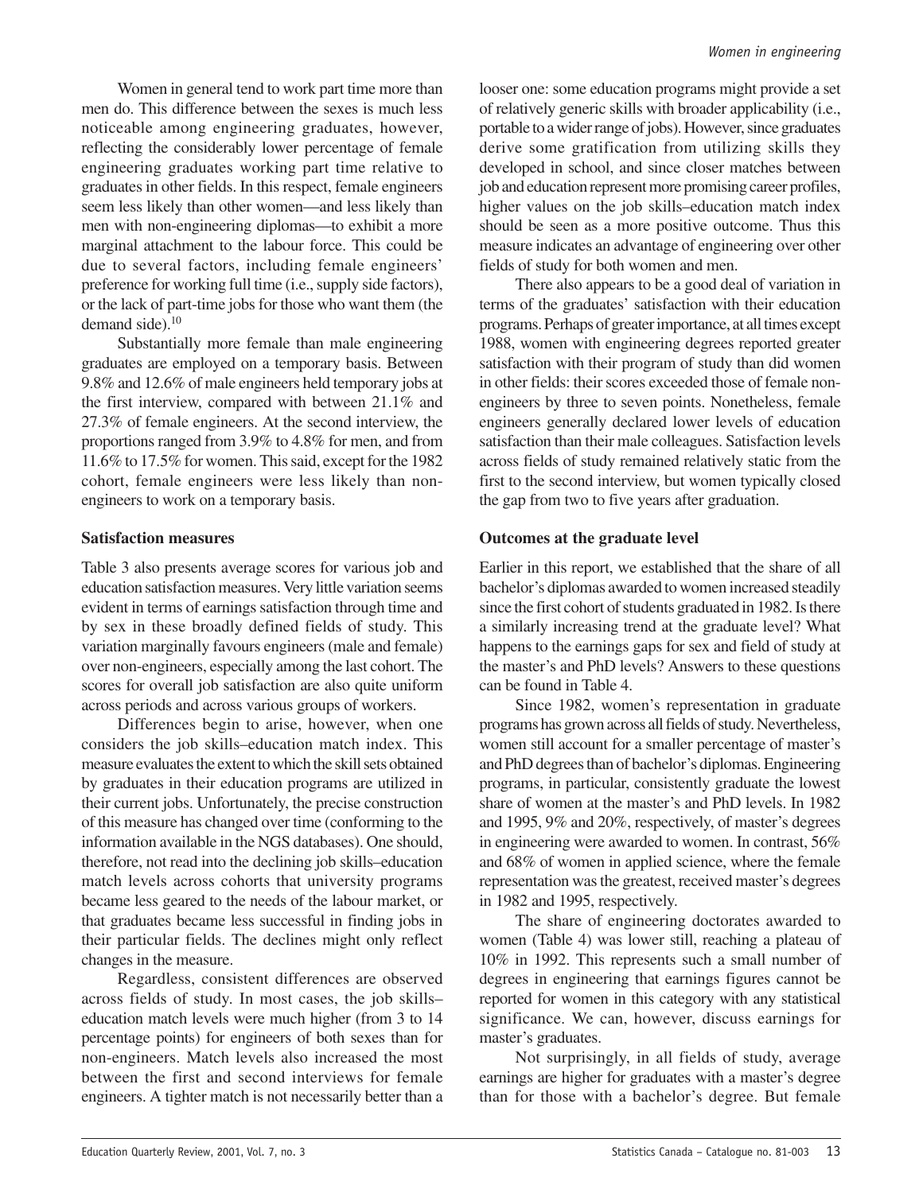Women in general tend to work part time more than men do. This difference between the sexes is much less noticeable among engineering graduates, however, reflecting the considerably lower percentage of female engineering graduates working part time relative to graduates in other fields. In this respect, female engineers seem less likely than other women—and less likely than men with non-engineering diplomas—to exhibit a more marginal attachment to the labour force. This could be due to several factors, including female engineers' preference for working full time (i.e., supply side factors), or the lack of part-time jobs for those who want them (the demand side).[10]

Substantially more female than male engineering graduates are employed on a temporary basis. Between 9.8% and 12.6% of male engineers held temporary jobs at the first interview, compared with between 21.1% and 27.3% of female engineers. At the second interview, the proportions ranged from 3.9% to 4.8% for men, and from 11.6% to 17.5% for women. This said, except for the 1982 cohort, female engineers were less likely than non-engineers to work on a temporary basis.

### Satisfaction measures

Table 3 also presents average scores for various job and education satisfaction measures. Very little variation seems evident in terms of earnings satisfaction through time and by sex in these broadly defined fields of study. This variation marginally favours engineers (male and female) over non-engineers, especially among the last cohort. The scores for overall job satisfaction are also quite uniform across periods and across various groups of workers.

Differences begin to arise, however, when one considers the job skills–education match index. This measure evaluates the extent to which the skill sets obtained by graduates in their education programs are utilized in their current jobs. Unfortunately, the precise construction of this measure has changed over time (conforming to the information available in the NGS databases). One should, therefore, not read into the declining job skills–education match levels across cohorts that university programs became less geared to the needs of the labour market, or that graduates became less successful in finding jobs in their particular fields. The declines might only reflect changes in the measure.

Regardless, consistent differences are observed across fields of study. In most cases, the job skills–education match levels were much higher (from 3 to 14 percentage points) for engineers of both sexes than for non-engineers. Match levels also increased the most between the first and second interviews for female engineers. A tighter match is not necessarily better than a looser one: some education programs might provide a set of relatively generic skills with broader applicability (i.e., portable to a wider range of jobs). However, since graduates derive some gratification from utilizing skills they developed in school, and since closer matches between job and education represent more promising career profiles, higher values on the job skills–education match index should be seen as a more positive outcome. Thus this measure indicates an advantage of engineering over other fields of study for both women and men.

There also appears to be a good deal of variation in terms of the graduates' satisfaction with their education programs. Perhaps of greater importance, at all times except 1988, women with engineering degrees reported greater satisfaction with their program of study than did women in other fields: their scores exceeded those of female non-engineers by three to seven points. Nonetheless, female engineers generally declared lower levels of education satisfaction than their male colleagues. Satisfaction levels across fields of study remained relatively static from the first to the second interview, but women typically closed the gap from two to five years after graduation.

### Outcomes at the graduate level

Earlier in this report, we established that the share of all bachelor's diplomas awarded to women increased steadily since the first cohort of students graduated in 1982. Is there a similarly increasing trend at the graduate level? What happens to the earnings gaps for sex and field of study at the master's and PhD levels? Answers to these questions can be found in Table 4.

Since 1982, women's representation in graduate programs has grown across all fields of study. Nevertheless, women still account for a smaller percentage of master's and PhD degrees than of bachelor's diplomas. Engineering programs, in particular, consistently graduate the lowest share of women at the master's and PhD levels. In 1982 and 1995, 9% and 20%, respectively, of master's degrees in engineering were awarded to women. In contrast, 56% and 68% of women in applied science, where the female representation was the greatest, received master's degrees in 1982 and 1995, respectively.

The share of engineering doctorates awarded to women (Table 4) was lower still, reaching a plateau of 10% in 1992. This represents such a small number of degrees in engineering that earnings figures cannot be reported for women in this category with any statistical significance. We can, however, discuss earnings for master's graduates.

Not surprisingly, in all fields of study, average earnings are higher for graduates with a master's degree than for those with a bachelor's degree. But female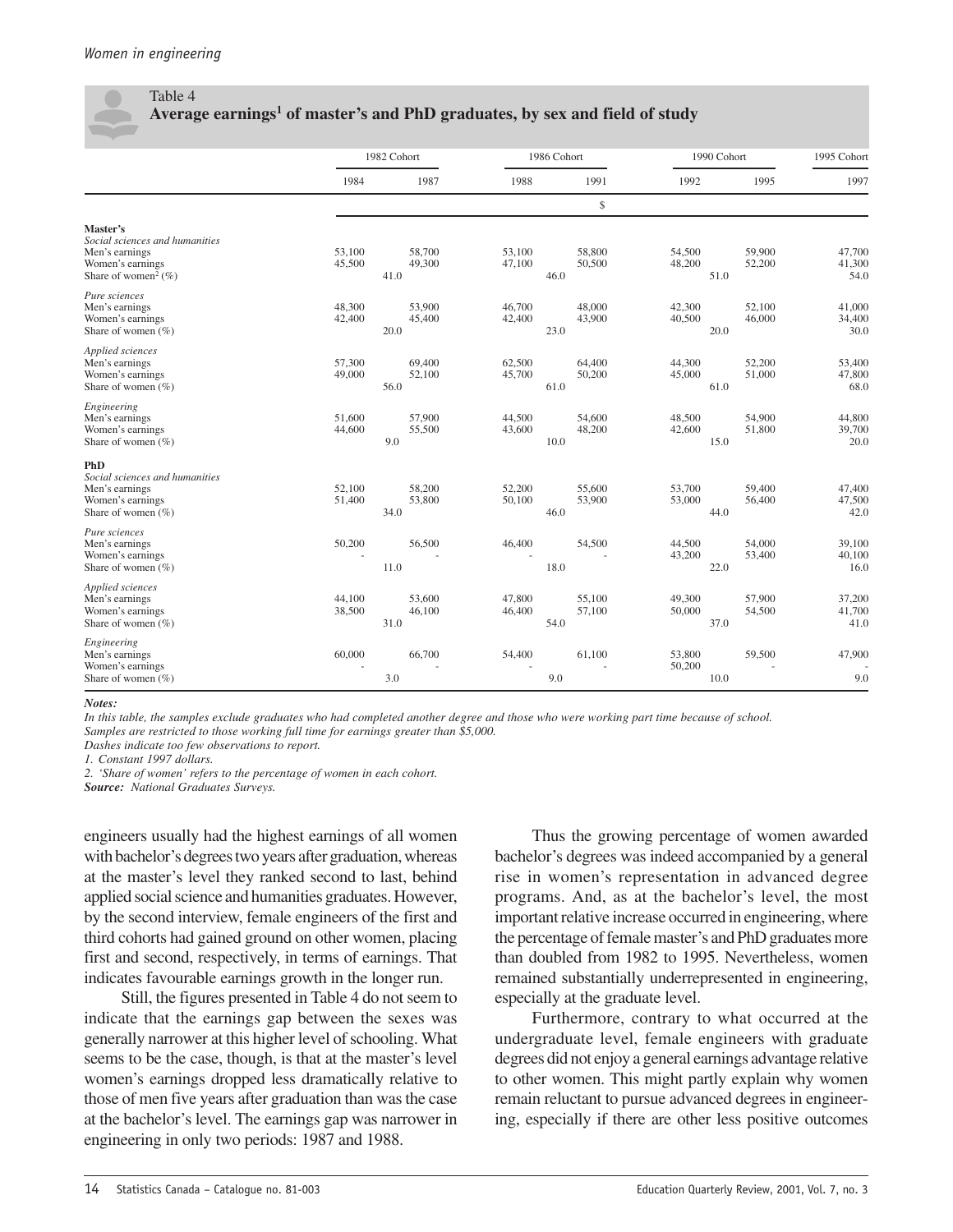Table 4

**Average earnings[1] of master's and PhD graduates, by sex and field of study**

| | 1982 Cohort | | 1986 Cohort | | 1990 Cohort | | 1995 Cohort |
|---|---|---|---|---|---|---|---|
| | 1984 | 1987 | 1988 | 1991 | 1992 | 1995 | 1997 |
| | | | | $ | | | |
| **Master's** | | | | | | | |
| *Social sciences and humanities* | | | | | | | |
| Men's earnings | 53,100 | 58,700 | 53,100 | 58,800 | 54,500 | 59,900 | 47,700 |
| Women's earnings | 45,500 | 49,300 | 47,100 | 50,500 | 48,200 | 52,200 | 41,300 |
| Share of women[2] (%) | 41.0 | | 46.0 | | 51.0 | | 54.0 |
| *Pure sciences* | | | | | | | |
| Men's earnings | 48,300 | 53,900 | 46,700 | 48,000 | 42,300 | 52,100 | 41,000 |
| Women's earnings | 42,400 | 45,400 | 42,400 | 43,900 | 40,500 | 46,000 | 34,400 |
| Share of women (%) | 20.0 | | 23.0 | | 20.0 | | 30.0 |
| *Applied sciences* | | | | | | | |
| Men's earnings | 57,300 | 69,400 | 62,500 | 64,400 | 44,300 | 52,200 | 53,400 |
| Women's earnings | 49,000 | 52,100 | 45,700 | 50,200 | 45,000 | 51,000 | 47,800 |
| Share of women (%) | 56.0 | | 61.0 | | 61.0 | | 68.0 |
| *Engineering* | | | | | | | |
| Men's earnings | 51,600 | 57,900 | 44,500 | 54,600 | 48,500 | 54,900 | 44,800 |
| Women's earnings | 44,600 | 55,500 | 43,600 | 48,200 | 42,600 | 51,800 | 39,700 |
| Share of women (%) | 9.0 | | 10.0 | | 15.0 | | 20.0 |
| **PhD** | | | | | | | |
| *Social sciences and humanities* | | | | | | | |
| Men's earnings | 52,100 | 58,200 | 52,200 | 55,600 | 53,700 | 59,400 | 47,400 |
| Women's earnings | 51,400 | 53,800 | 50,100 | 53,900 | 53,000 | 56,400 | 47,500 |
| Share of women (%) | 34.0 | | 46.0 | | 44.0 | | 42.0 |
| *Pure sciences* | | | | | | | |
| Men's earnings | 50,200 | 56,500 | 46,400 | 54,500 | 44,500 | 54,000 | 39,100 |
| Women's earnings | - | - | - | - | 43,200 | 53,400 | 40,100 |
| Share of women (%) | 11.0 | | 18.0 | | 22.0 | | 16.0 |
| *Applied sciences* | | | | | | | |
| Men's earnings | 44,100 | 53,600 | 47,800 | 55,100 | 49,300 | 57,900 | 37,200 |
| Women's earnings | 38,500 | 46,100 | 46,400 | 57,100 | 50,000 | 54,500 | 41,700 |
| Share of women (%) | 31.0 | | 54.0 | | 37.0 | | 41.0 |
| *Engineering* | | | | | | | |
| Men's earnings | 60,000 | 66,700 | 54,400 | 61,100 | 53,800 | 59,500 | 47,900 |
| Women's earnings | - | - | - | - | 50,200 | - | - |
| Share of women (%) | 3.0 | | 9.0 | | 10.0 | | 9.0 |

***Notes:***

*In this table, the samples exclude graduates who had completed another degree and those who were working part time because of school.*

*Samples are restricted to those working full time for earnings greater than $5,000.*

*Dashes indicate too few observations to report.*

*1. Constant 1997 dollars.*

*2. 'Share of women' refers to the percentage of women in each cohort.*

***Source:*** *National Graduates Surveys.*

engineers usually had the highest earnings of all women with bachelor's degrees two years after graduation, whereas at the master's level they ranked second to last, behind applied social science and humanities graduates. However, by the second interview, female engineers of the first and third cohorts had gained ground on other women, placing first and second, respectively, in terms of earnings. That indicates favourable earnings growth in the longer run.

Still, the figures presented in Table 4 do not seem to indicate that the earnings gap between the sexes was generally narrower at this higher level of schooling. What seems to be the case, though, is that at the master's level women's earnings dropped less dramatically relative to those of men five years after graduation than was the case at the bachelor's level. The earnings gap was narrower in engineering in only two periods: 1987 and 1988.

Thus the growing percentage of women awarded bachelor's degrees was indeed accompanied by a general rise in women's representation in advanced degree programs. And, as at the bachelor's level, the most important relative increase occurred in engineering, where the percentage of female master's and PhD graduates more than doubled from 1982 to 1995. Nevertheless, women remained substantially underrepresented in engineering, especially at the graduate level.

Furthermore, contrary to what occurred at the undergraduate level, female engineers with graduate degrees did not enjoy a general earnings advantage relative to other women. This might partly explain why women remain reluctant to pursue advanced degrees in engineering, especially if there are other less positive outcomes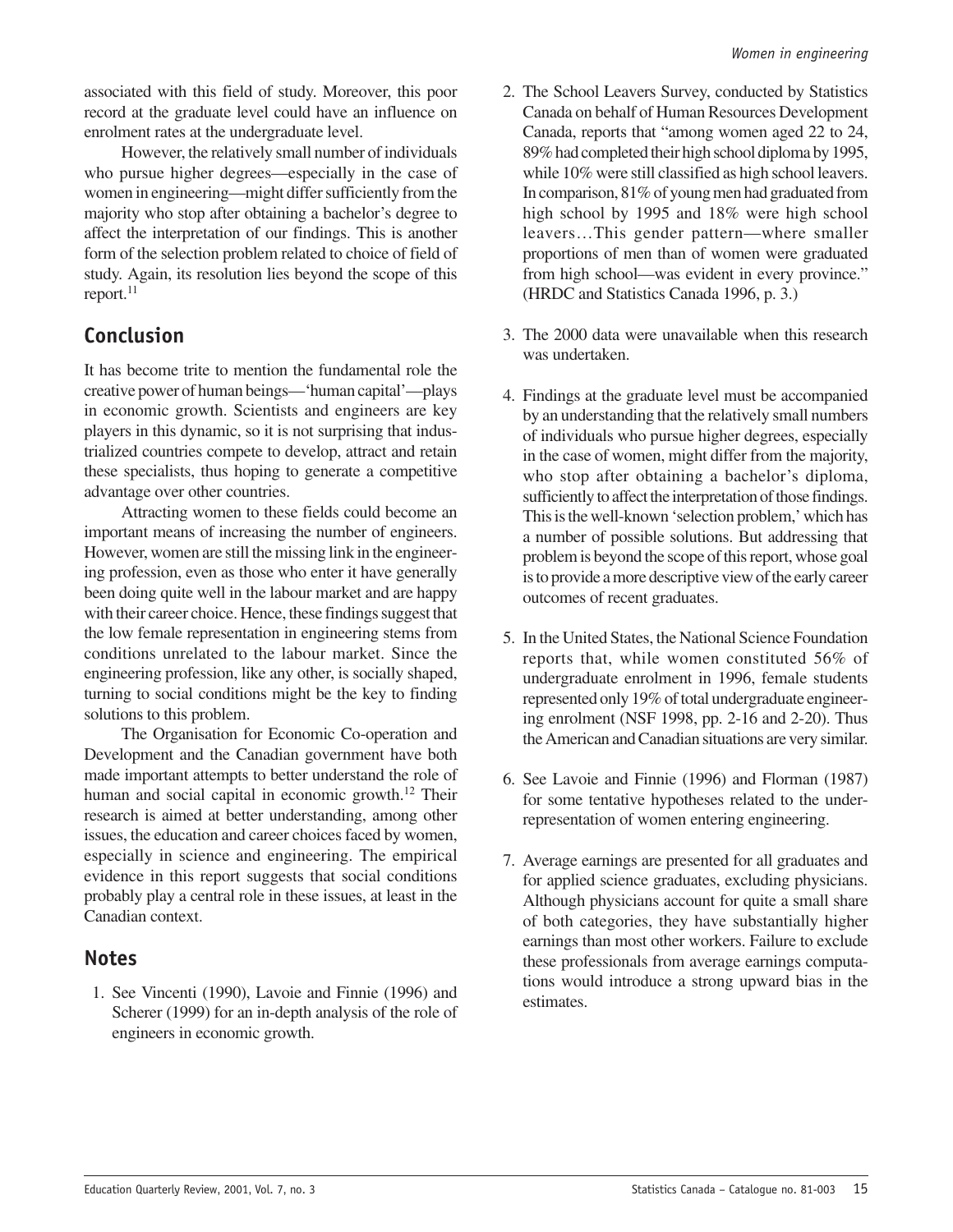associated with this field of study. Moreover, this poor record at the graduate level could have an influence on enrolment rates at the undergraduate level.

However, the relatively small number of individuals who pursue higher degrees—especially in the case of women in engineering—might differ sufficiently from the majority who stop after obtaining a bachelor's degree to affect the interpretation of our findings. This is another form of the selection problem related to choice of field of study. Again, its resolution lies beyond the scope of this report.[11]

## Conclusion

It has become trite to mention the fundamental role the creative power of human beings—'human capital'—plays in economic growth. Scientists and engineers are key players in this dynamic, so it is not surprising that industrialized countries compete to develop, attract and retain these specialists, thus hoping to generate a competitive advantage over other countries.

Attracting women to these fields could become an important means of increasing the number of engineers. However, women are still the missing link in the engineering profession, even as those who enter it have generally been doing quite well in the labour market and are happy with their career choice. Hence, these findings suggest that the low female representation in engineering stems from conditions unrelated to the labour market. Since the engineering profession, like any other, is socially shaped, turning to social conditions might be the key to finding solutions to this problem.

The Organisation for Economic Co-operation and Development and the Canadian government have both made important attempts to better understand the role of human and social capital in economic growth.[12] Their research is aimed at better understanding, among other issues, the education and career choices faced by women, especially in science and engineering. The empirical evidence in this report suggests that social conditions probably play a central role in these issues, at least in the Canadian context.

## Notes

1. See Vincenti (1990), Lavoie and Finnie (1996) and Scherer (1999) for an in-depth analysis of the role of engineers in economic growth.
2. The School Leavers Survey, conducted by Statistics Canada on behalf of Human Resources Development Canada, reports that "among women aged 22 to 24, 89% had completed their high school diploma by 1995, while 10% were still classified as high school leavers. In comparison, 81% of young men had graduated from high school by 1995 and 18% were high school leavers…This gender pattern—where smaller proportions of men than of women were graduated from high school—was evident in every province." (HRDC and Statistics Canada 1996, p. 3.)
3. The 2000 data were unavailable when this research was undertaken.
4. Findings at the graduate level must be accompanied by an understanding that the relatively small numbers of individuals who pursue higher degrees, especially in the case of women, might differ from the majority, who stop after obtaining a bachelor's diploma, sufficiently to affect the interpretation of those findings. This is the well-known 'selection problem,' which has a number of possible solutions. But addressing that problem is beyond the scope of this report, whose goal is to provide a more descriptive view of the early career outcomes of recent graduates.
5. In the United States, the National Science Foundation reports that, while women constituted 56% of undergraduate enrolment in 1996, female students represented only 19% of total undergraduate engineering enrolment (NSF 1998, pp. 2-16 and 2-20). Thus the American and Canadian situations are very similar.
6. See Lavoie and Finnie (1996) and Florman (1987) for some tentative hypotheses related to the under-representation of women entering engineering.
7. Average earnings are presented for all graduates and for applied science graduates, excluding physicians. Although physicians account for quite a small share of both categories, they have substantially higher earnings than most other workers. Failure to exclude these professionals from average earnings computations would introduce a strong upward bias in the estimates.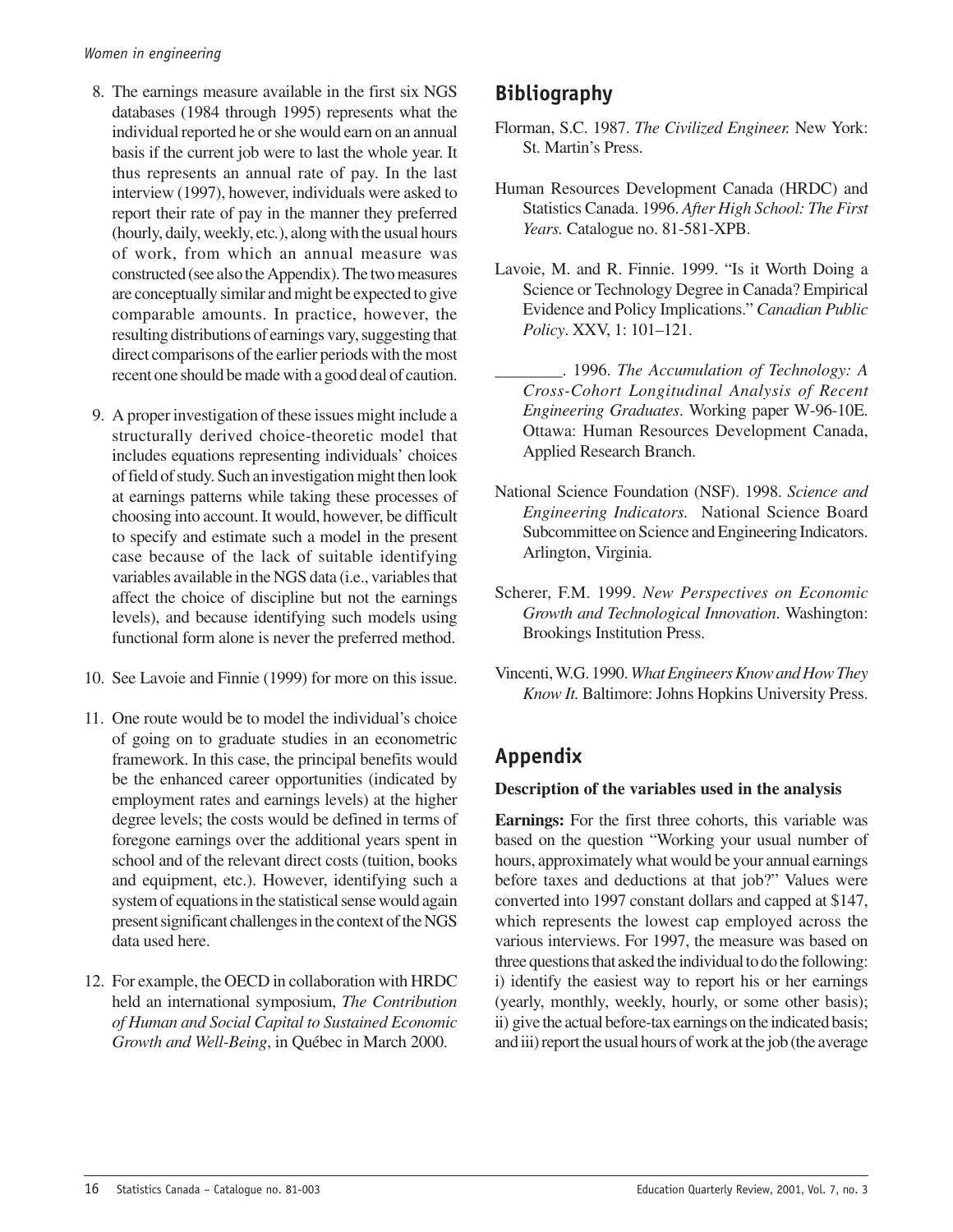8. The earnings measure available in the first six NGS databases (1984 through 1995) represents what the individual reported he or she would earn on an annual basis if the current job were to last the whole year. It thus represents an annual rate of pay. In the last interview (1997), however, individuals were asked to report their rate of pay in the manner they preferred (hourly, daily, weekly, etc.), along with the usual hours of work, from which an annual measure was constructed (see also the Appendix). The two measures are conceptually similar and might be expected to give comparable amounts. In practice, however, the resulting distributions of earnings vary, suggesting that direct comparisons of the earlier periods with the most recent one should be made with a good deal of caution.

9. A proper investigation of these issues might include a structurally derived choice-theoretic model that includes equations representing individuals' choices of field of study. Such an investigation might then look at earnings patterns while taking these processes of choosing into account. It would, however, be difficult to specify and estimate such a model in the present case because of the lack of suitable identifying variables available in the NGS data (i.e., variables that affect the choice of discipline but not the earnings levels), and because identifying such models using functional form alone is never the preferred method.

10. See Lavoie and Finnie (1999) for more on this issue.

11. One route would be to model the individual's choice of going on to graduate studies in an econometric framework. In this case, the principal benefits would be the enhanced career opportunities (indicated by employment rates and earnings levels) at the higher degree levels; the costs would be defined in terms of foregone earnings over the additional years spent in school and of the relevant direct costs (tuition, books and equipment, etc.). However, identifying such a system of equations in the statistical sense would again present significant challenges in the context of the NGS data used here.

12. For example, the OECD in collaboration with HRDC held an international symposium, *The Contribution of Human and Social Capital to Sustained Economic Growth and Well-Being*, in Québec in March 2000.

## Bibliography

Florman, S.C. 1987. *The Civilized Engineer.* New York: St. Martin's Press.

Human Resources Development Canada (HRDC) and Statistics Canada. 1996. *After High School: The First Years.* Catalogue no. 81-581-XPB.

Lavoie, M. and R. Finnie. 1999. "Is it Worth Doing a Science or Technology Degree in Canada? Empirical Evidence and Policy Implications." *Canadian Public Policy*. XXV, 1: 101–121.

________. 1996. *The Accumulation of Technology: A Cross-Cohort Longitudinal Analysis of Recent Engineering Graduates*. Working paper W-96-10E. Ottawa: Human Resources Development Canada, Applied Research Branch.

National Science Foundation (NSF). 1998. *Science and Engineering Indicators.* National Science Board Subcommittee on Science and Engineering Indicators. Arlington, Virginia.

Scherer, F.M. 1999. *New Perspectives on Economic Growth and Technological Innovation*. Washington: Brookings Institution Press.

Vincenti, W.G. 1990. *What Engineers Know and How They Know It.* Baltimore: Johns Hopkins University Press.

## Appendix

**Description of the variables used in the analysis**

**Earnings:** For the first three cohorts, this variable was based on the question "Working your usual number of hours, approximately what would be your annual earnings before taxes and deductions at that job?" Values were converted into 1997 constant dollars and capped at $147, which represents the lowest cap employed across the various interviews. For 1997, the measure was based on three questions that asked the individual to do the following: i) identify the easiest way to report his or her earnings (yearly, monthly, weekly, hourly, or some other basis); ii) give the actual before-tax earnings on the indicated basis; and iii) report the usual hours of work at the job (the average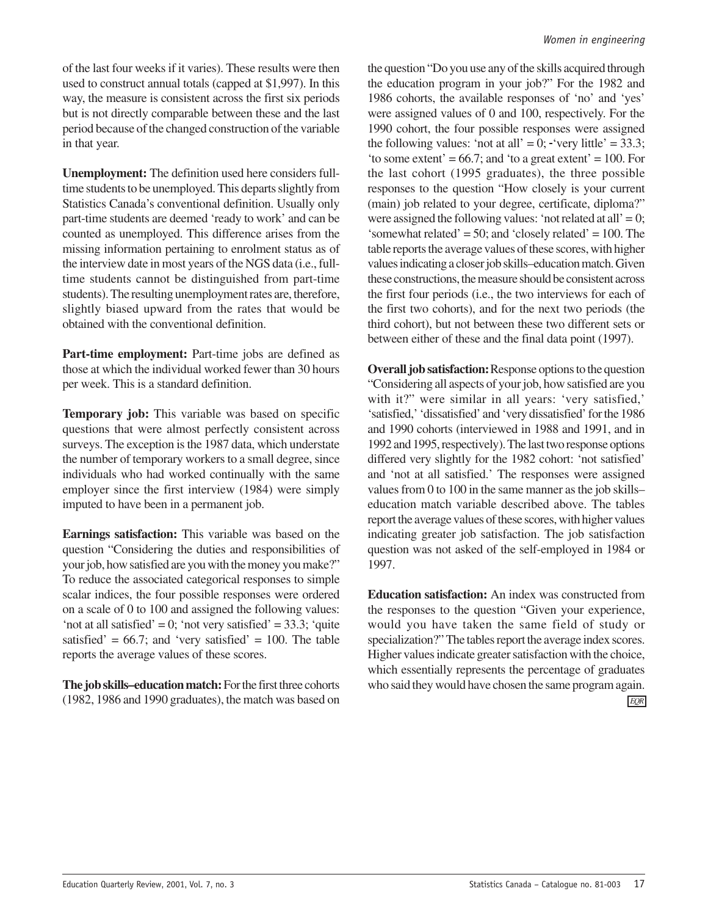of the last four weeks if it varies). These results were then used to construct annual totals (capped at $1,997). In this way, the measure is consistent across the first six periods but is not directly comparable between these and the last period because of the changed construction of the variable in that year.

**Unemployment:** The definition used here considers full-time students to be unemployed. This departs slightly from Statistics Canada's conventional definition. Usually only part-time students are deemed 'ready to work' and can be counted as unemployed. This difference arises from the missing information pertaining to enrolment status as of the interview date in most years of the NGS data (i.e., full-time students cannot be distinguished from part-time students). The resulting unemployment rates are, therefore, slightly biased upward from the rates that would be obtained with the conventional definition.

**Part-time employment:** Part-time jobs are defined as those at which the individual worked fewer than 30 hours per week. This is a standard definition.

**Temporary job:** This variable was based on specific questions that were almost perfectly consistent across surveys. The exception is the 1987 data, which understate the number of temporary workers to a small degree, since individuals who had worked continually with the same employer since the first interview (1984) were simply imputed to have been in a permanent job.

**Earnings satisfaction:** This variable was based on the question "Considering the duties and responsibilities of your job, how satisfied are you with the money you make?" To reduce the associated categorical responses to simple scalar indices, the four possible responses were ordered on a scale of 0 to 100 and assigned the following values: 'not at all satisfied' = 0; 'not very satisfied' = 33.3; 'quite satisfied' = 66.7; and 'very satisfied' = 100. The table reports the average values of these scores.

**The job skills–education match:** For the first three cohorts (1982, 1986 and 1990 graduates), the match was based on the question "Do you use any of the skills acquired through the education program in your job?" For the 1982 and 1986 cohorts, the available responses of 'no' and 'yes' were assigned values of 0 and 100, respectively. For the 1990 cohort, the four possible responses were assigned the following values: 'not at all' = 0; 'very little' = 33.3; 'to some extent' = 66.7; and 'to a great extent' = 100. For the last cohort (1995 graduates), the three possible responses to the question "How closely is your current (main) job related to your degree, certificate, diploma?" were assigned the following values: 'not related at all' = 0; 'somewhat related' = 50; and 'closely related' = 100. The table reports the average values of these scores, with higher values indicating a closer job skills–education match. Given these constructions, the measure should be consistent across the first four periods (i.e., the two interviews for each of the first two cohorts), and for the next two periods (the third cohort), but not between these two different sets or between either of these and the final data point (1997).

**Overall job satisfaction:** Response options to the question "Considering all aspects of your job, how satisfied are you with it?" were similar in all years: 'very satisfied,' 'satisfied,' 'dissatisfied' and 'very dissatisfied' for the 1986 and 1990 cohorts (interviewed in 1988 and 1991, and in 1992 and 1995, respectively). The last two response options differed very slightly for the 1982 cohort: 'not satisfied' and 'not at all satisfied.' The responses were assigned values from 0 to 100 in the same manner as the job skills–education match variable described above. The tables report the average values of these scores, with higher values indicating greater job satisfaction. The job satisfaction question was not asked of the self-employed in 1984 or 1997.

**Education satisfaction:** An index was constructed from the responses to the question "Given your experience, would you have taken the same field of study or specialization?" The tables report the average index scores. Higher values indicate greater satisfaction with the choice, which essentially represents the percentage of graduates who said they would have chosen the same program again.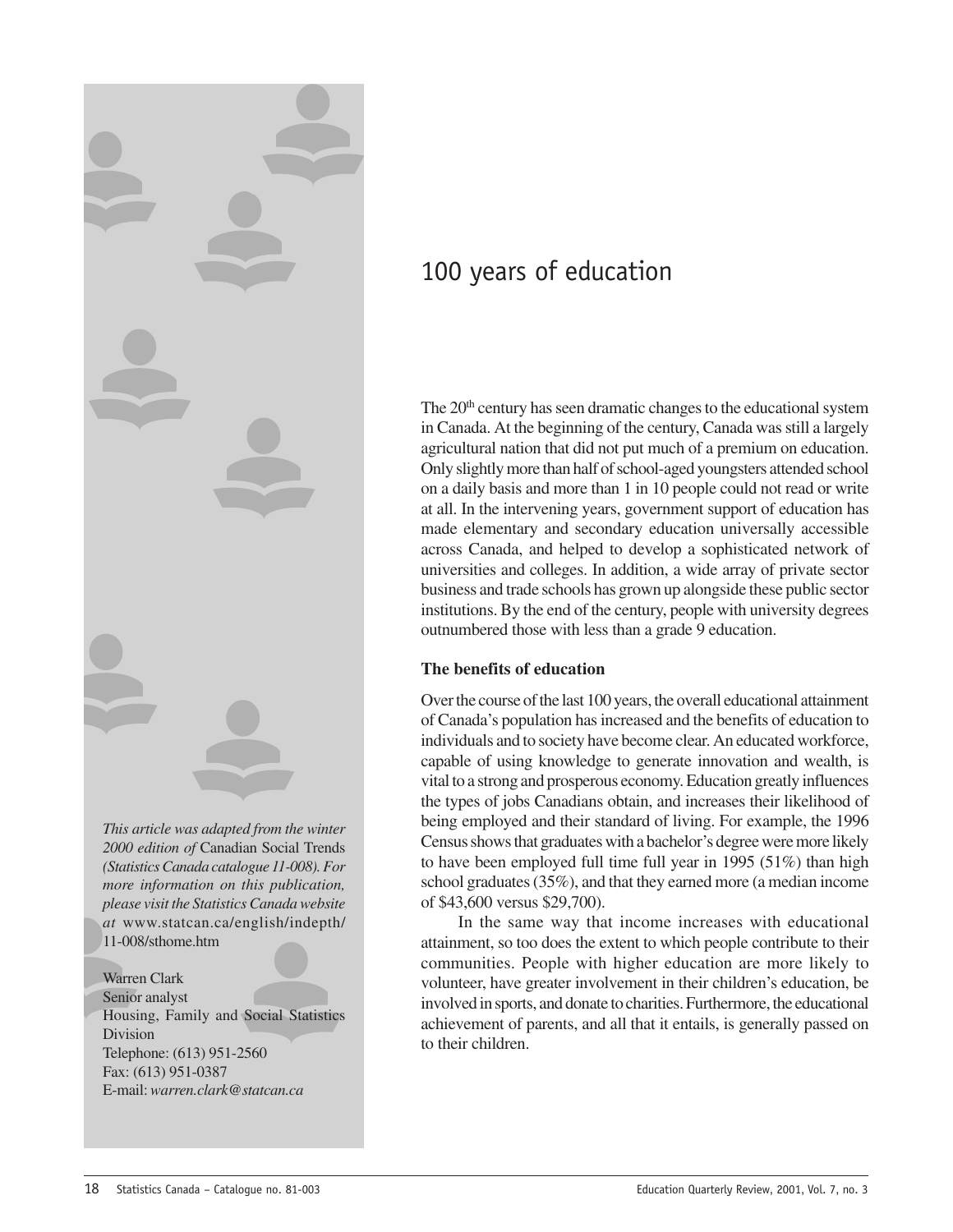# 100 years of education

*This article was adapted from the winter 2000 edition of* Canadian Social Trends *(Statistics Canada catalogue 11-008). For more information on this publication, please visit the Statistics Canada website at* www.statcan.ca/english/indepth/11-008/sthome.htm

Warren Clark
Senior analyst
Housing, Family and Social Statistics Division
Telephone: (613) 951-2560
Fax: (613) 951-0387
E-mail: *warren.clark@statcan.ca*

The 20th century has seen dramatic changes to the educational system in Canada. At the beginning of the century, Canada was still a largely agricultural nation that did not put much of a premium on education. Only slightly more than half of school-aged youngsters attended school on a daily basis and more than 1 in 10 people could not read or write at all. In the intervening years, government support of education has made elementary and secondary education universally accessible across Canada, and helped to develop a sophisticated network of universities and colleges. In addition, a wide array of private sector business and trade schools has grown up alongside these public sector institutions. By the end of the century, people with university degrees outnumbered those with less than a grade 9 education.

### The benefits of education

Over the course of the last 100 years, the overall educational attainment of Canada's population has increased and the benefits of education to individuals and to society have become clear. An educated workforce, capable of using knowledge to generate innovation and wealth, is vital to a strong and prosperous economy. Education greatly influences the types of jobs Canadians obtain, and increases their likelihood of being employed and their standard of living. For example, the 1996 Census shows that graduates with a bachelor's degree were more likely to have been employed full time full year in 1995 (51%) than high school graduates (35%), and that they earned more (a median income of $43,600 versus $29,700).

In the same way that income increases with educational attainment, so too does the extent to which people contribute to their communities. People with higher education are more likely to volunteer, have greater involvement in their children's education, be involved in sports, and donate to charities. Furthermore, the educational achievement of parents, and all that it entails, is generally passed on to their children.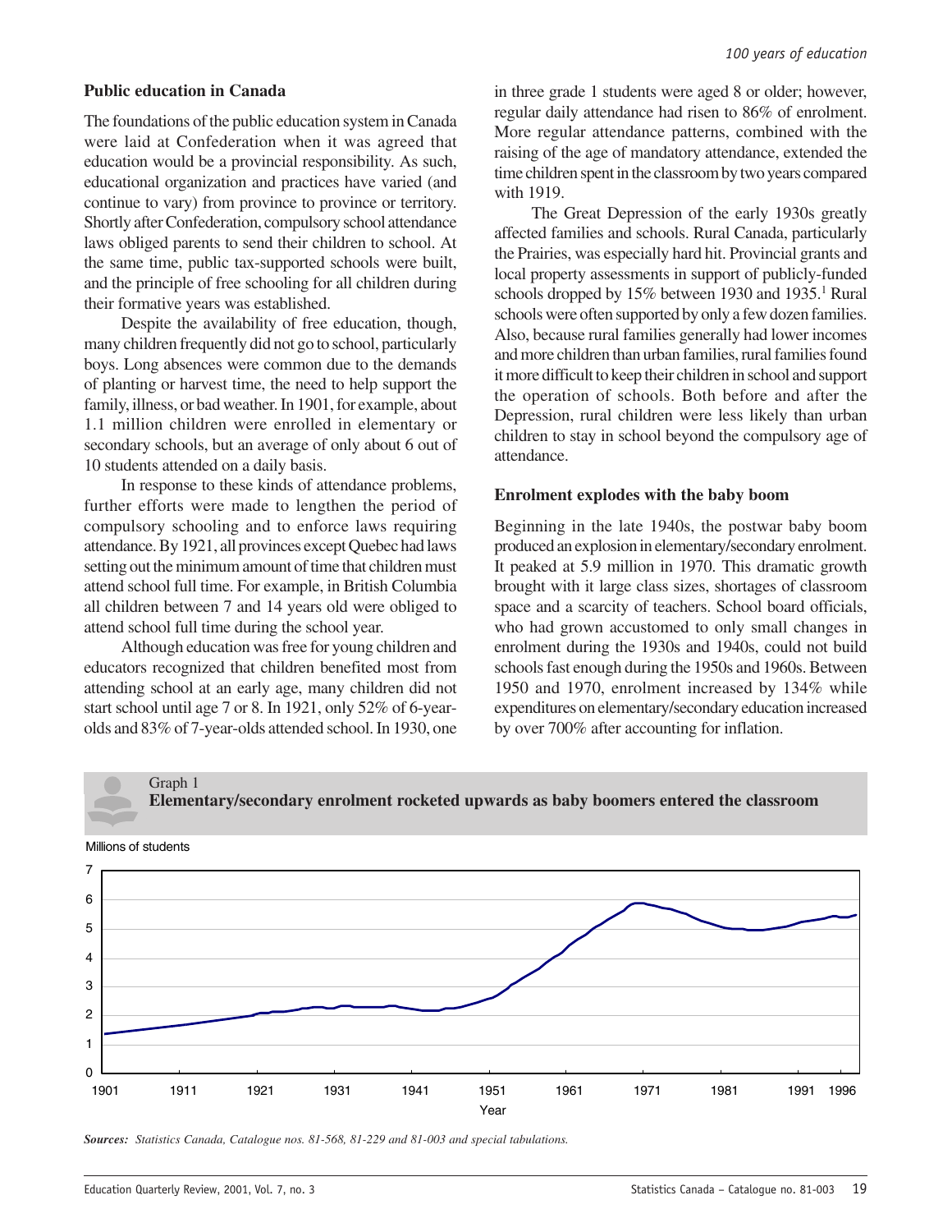## Public education in Canada

The foundations of the public education system in Canada were laid at Confederation when it was agreed that education would be a provincial responsibility. As such, educational organization and practices have varied (and continue to vary) from province to province or territory. Shortly after Confederation, compulsory school attendance laws obliged parents to send their children to school. At the same time, public tax-supported schools were built, and the principle of free schooling for all children during their formative years was established.

Despite the availability of free education, though, many children frequently did not go to school, particularly boys. Long absences were common due to the demands of planting or harvest time, the need to help support the family, illness, or bad weather. In 1901, for example, about 1.1 million children were enrolled in elementary or secondary schools, but an average of only about 6 out of 10 students attended on a daily basis.

In response to these kinds of attendance problems, further efforts were made to lengthen the period of compulsory schooling and to enforce laws requiring attendance. By 1921, all provinces except Quebec had laws setting out the minimum amount of time that children must attend school full time. For example, in British Columbia all children between 7 and 14 years old were obliged to attend school full time during the school year.

Although education was free for young children and educators recognized that children benefited most from attending school at an early age, many children did not start school until age 7 or 8. In 1921, only 52% of 6-year-olds and 83% of 7-year-olds attended school. In 1930, one in three grade 1 students were aged 8 or older; however, regular daily attendance had risen to 86% of enrolment. More regular attendance patterns, combined with the raising of the age of mandatory attendance, extended the time children spent in the classroom by two years compared with 1919.

The Great Depression of the early 1930s greatly affected families and schools. Rural Canada, particularly the Prairies, was especially hard hit. Provincial grants and local property assessments in support of publicly-funded schools dropped by 15% between 1930 and 1935.[1] Rural schools were often supported by only a few dozen families. Also, because rural families generally had lower incomes and more children than urban families, rural families found it more difficult to keep their children in school and support the operation of schools. Both before and after the Depression, rural children were less likely than urban children to stay in school beyond the compulsory age of attendance.

## Enrolment explodes with the baby boom

Beginning in the late 1940s, the postwar baby boom produced an explosion in elementary/secondary enrolment. It peaked at 5.9 million in 1970. This dramatic growth brought with it large class sizes, shortages of classroom space and a scarcity of teachers. School board officials, who had grown accustomed to only small changes in enrolment during the 1930s and 1940s, could not build schools fast enough during the 1950s and 1960s. Between 1950 and 1970, enrolment increased by 134% while expenditures on elementary/secondary education increased by over 700% after accounting for inflation.

Graph 1

**Elementary/secondary enrolment rocketed upwards as baby boomers entered the classroom**

*Sources: Statistics Canada, Catalogue nos. 81-568, 81-229 and 81-003 and special tabulations.*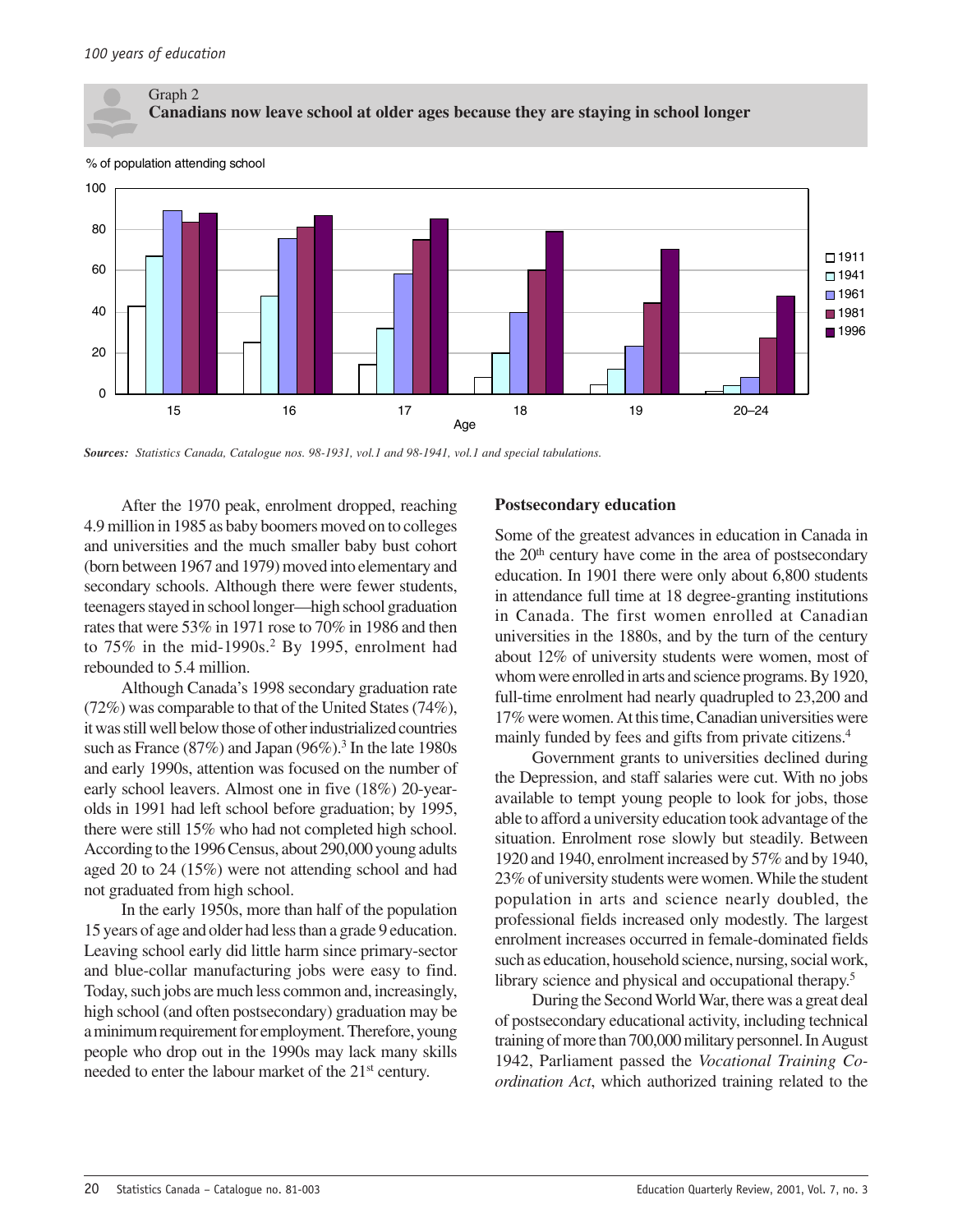Graph 2

**Canadians now leave school at older ages because they are staying in school longer**

*Sources: Statistics Canada, Catalogue nos. 98-1931, vol.1 and 98-1941, vol.1 and special tabulations.*

After the 1970 peak, enrolment dropped, reaching 4.9 million in 1985 as baby boomers moved on to colleges and universities and the much smaller baby bust cohort (born between 1967 and 1979) moved into elementary and secondary schools. Although there were fewer students, teenagers stayed in school longer—high school graduation rates that were 53% in 1971 rose to 70% in 1986 and then to 75% in the mid-1990s.[2] By 1995, enrolment had rebounded to 5.4 million.

Although Canada's 1998 secondary graduation rate (72%) was comparable to that of the United States (74%), it was still well below those of other industrialized countries such as France (87%) and Japan (96%).[3] In the late 1980s and early 1990s, attention was focused on the number of early school leavers. Almost one in five (18%) 20-year-olds in 1991 had left school before graduation; by 1995, there were still 15% who had not completed high school. According to the 1996 Census, about 290,000 young adults aged 20 to 24 (15%) were not attending school and had not graduated from high school.

In the early 1950s, more than half of the population 15 years of age and older had less than a grade 9 education. Leaving school early did little harm since primary-sector and blue-collar manufacturing jobs were easy to find. Today, such jobs are much less common and, increasingly, high school (and often postsecondary) graduation may be a minimum requirement for employment. Therefore, young people who drop out in the 1990s may lack many skills needed to enter the labour market of the 21st century.

## Postsecondary education

Some of the greatest advances in education in Canada in the 20th century have come in the area of postsecondary education. In 1901 there were only about 6,800 students in attendance full time at 18 degree-granting institutions in Canada. The first women enrolled at Canadian universities in the 1880s, and by the turn of the century about 12% of university students were women, most of whom were enrolled in arts and science programs. By 1920, full-time enrolment had nearly quadrupled to 23,200 and 17% were women. At this time, Canadian universities were mainly funded by fees and gifts from private citizens.[4]

Government grants to universities declined during the Depression, and staff salaries were cut. With no jobs available to tempt young people to look for jobs, those able to afford a university education took advantage of the situation. Enrolment rose slowly but steadily. Between 1920 and 1940, enrolment increased by 57% and by 1940, 23% of university students were women. While the student population in arts and science nearly doubled, the professional fields increased only modestly. The largest enrolment increases occurred in female-dominated fields such as education, household science, nursing, social work, library science and physical and occupational therapy.[5]

During the Second World War, there was a great deal of postsecondary educational activity, including technical training of more than 700,000 military personnel. In August 1942, Parliament passed the *Vocational Training Co-ordination Act*, which authorized training related to the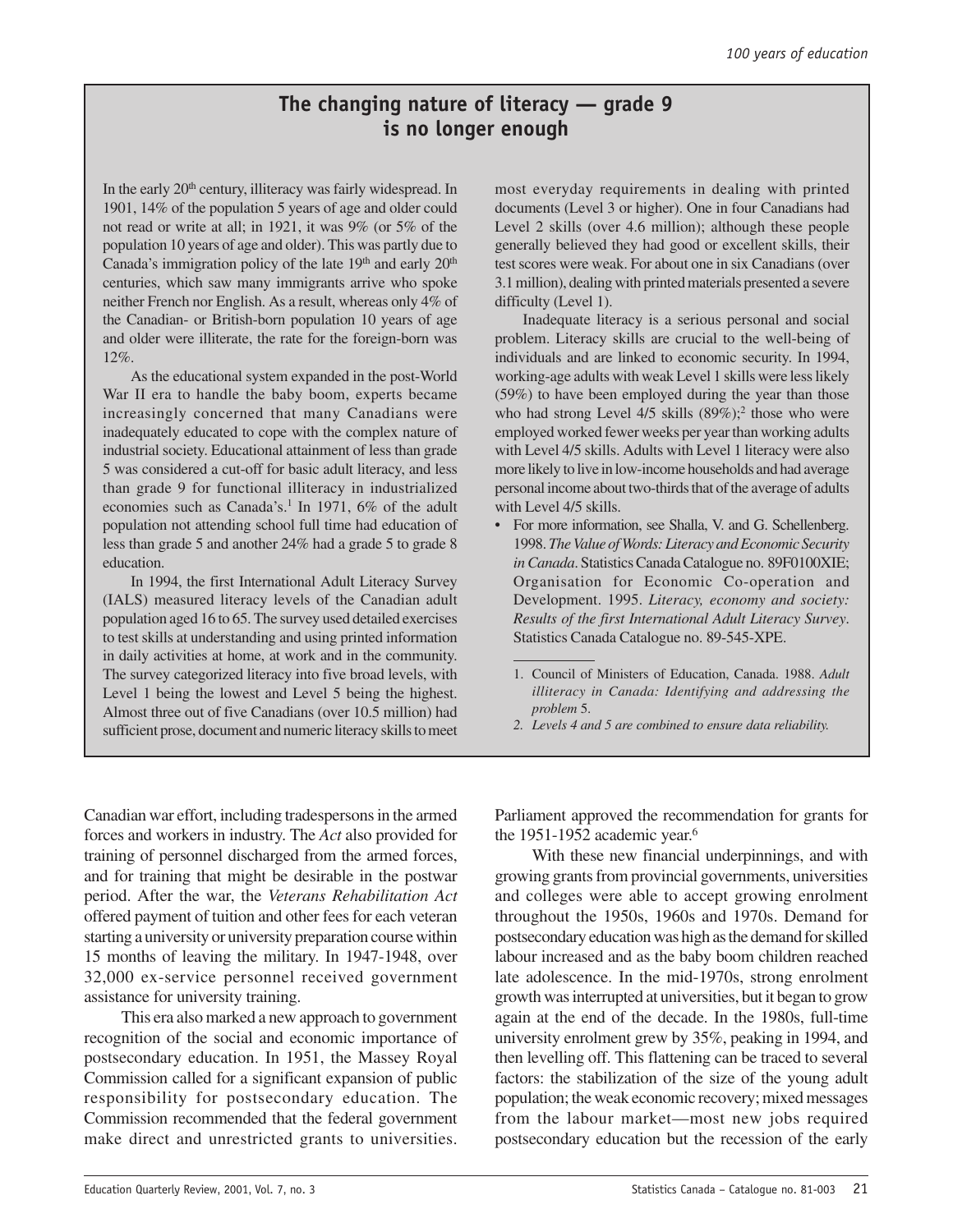## The changing nature of literacy — grade 9 is no longer enough

In the early 20th century, illiteracy was fairly widespread. In 1901, 14% of the population 5 years of age and older could not read or write at all; in 1921, it was 9% (or 5% of the population 10 years of age and older). This was partly due to Canada's immigration policy of the late 19th and early 20th centuries, which saw many immigrants arrive who spoke neither French nor English. As a result, whereas only 4% of the Canadian- or British-born population 10 years of age and older were illiterate, the rate for the foreign-born was 12%.

As the educational system expanded in the post-World War II era to handle the baby boom, experts became increasingly concerned that many Canadians were inadequately educated to cope with the complex nature of industrial society. Educational attainment of less than grade 5 was considered a cut-off for basic adult literacy, and less than grade 9 for functional illiteracy in industrialized economies such as Canada's.[1] In 1971, 6% of the adult population not attending school full time had education of less than grade 5 and another 24% had a grade 5 to grade 8 education.

In 1994, the first International Adult Literacy Survey (IALS) measured literacy levels of the Canadian adult population aged 16 to 65. The survey used detailed exercises to test skills at understanding and using printed information in daily activities at home, at work and in the community. The survey categorized literacy into five broad levels, with Level 1 being the lowest and Level 5 being the highest. Almost three out of five Canadians (over 10.5 million) had sufficient prose, document and numeric literacy skills to meet most everyday requirements in dealing with printed documents (Level 3 or higher). One in four Canadians had Level 2 skills (over 4.6 million); although these people generally believed they had good or excellent skills, their test scores were weak. For about one in six Canadians (over 3.1 million), dealing with printed materials presented a severe difficulty (Level 1).

Inadequate literacy is a serious personal and social problem. Literacy skills are crucial to the well-being of individuals and are linked to economic security. In 1994, working-age adults with weak Level 1 skills were less likely (59%) to have been employed during the year than those who had strong Level 4/5 skills (89%);[2] those who were employed worked fewer weeks per year than working adults with Level 4/5 skills. Adults with Level 1 literacy were also more likely to live in low-income households and had average personal income about two-thirds that of the average of adults with Level 4/5 skills.

- For more information, see Shalla, V. and G. Schellenberg. 1998. *The Value of Words: Literacy and Economic Security in Canada*. Statistics Canada Catalogue no. 89F0100XIE; Organisation for Economic Co-operation and Development. 1995. *Literacy, economy and society: Results of the first International Adult Literacy Survey*. Statistics Canada Catalogue no. 89-545-XPE.

1. Council of Ministers of Education, Canada. 1988. *Adult illiteracy in Canada: Identifying and addressing the problem* 5.
2. *Levels 4 and 5 are combined to ensure data reliability.*

---

Canadian war effort, including tradespersons in the armed forces and workers in industry. The *Act* also provided for training of personnel discharged from the armed forces, and for training that might be desirable in the postwar period. After the war, the *Veterans Rehabilitation Act* offered payment of tuition and other fees for each veteran starting a university or university preparation course within 15 months of leaving the military. In 1947-1948, over 32,000 ex-service personnel received government assistance for university training.

This era also marked a new approach to government recognition of the social and economic importance of postsecondary education. In 1951, the Massey Royal Commission called for a significant expansion of public responsibility for postsecondary education. The Commission recommended that the federal government make direct and unrestricted grants to universities. Parliament approved the recommendation for grants for the 1951-1952 academic year.[6]

With these new financial underpinnings, and with growing grants from provincial governments, universities and colleges were able to accept growing enrolment throughout the 1950s, 1960s and 1970s. Demand for postsecondary education was high as the demand for skilled labour increased and as the baby boom children reached late adolescence. In the mid-1970s, strong enrolment growth was interrupted at universities, but it began to grow again at the end of the decade. In the 1980s, full-time university enrolment grew by 35%, peaking in 1994, and then levelling off. This flattening can be traced to several factors: the stabilization of the size of the young adult population; the weak economic recovery; mixed messages from the labour market—most new jobs required postsecondary education but the recession of the early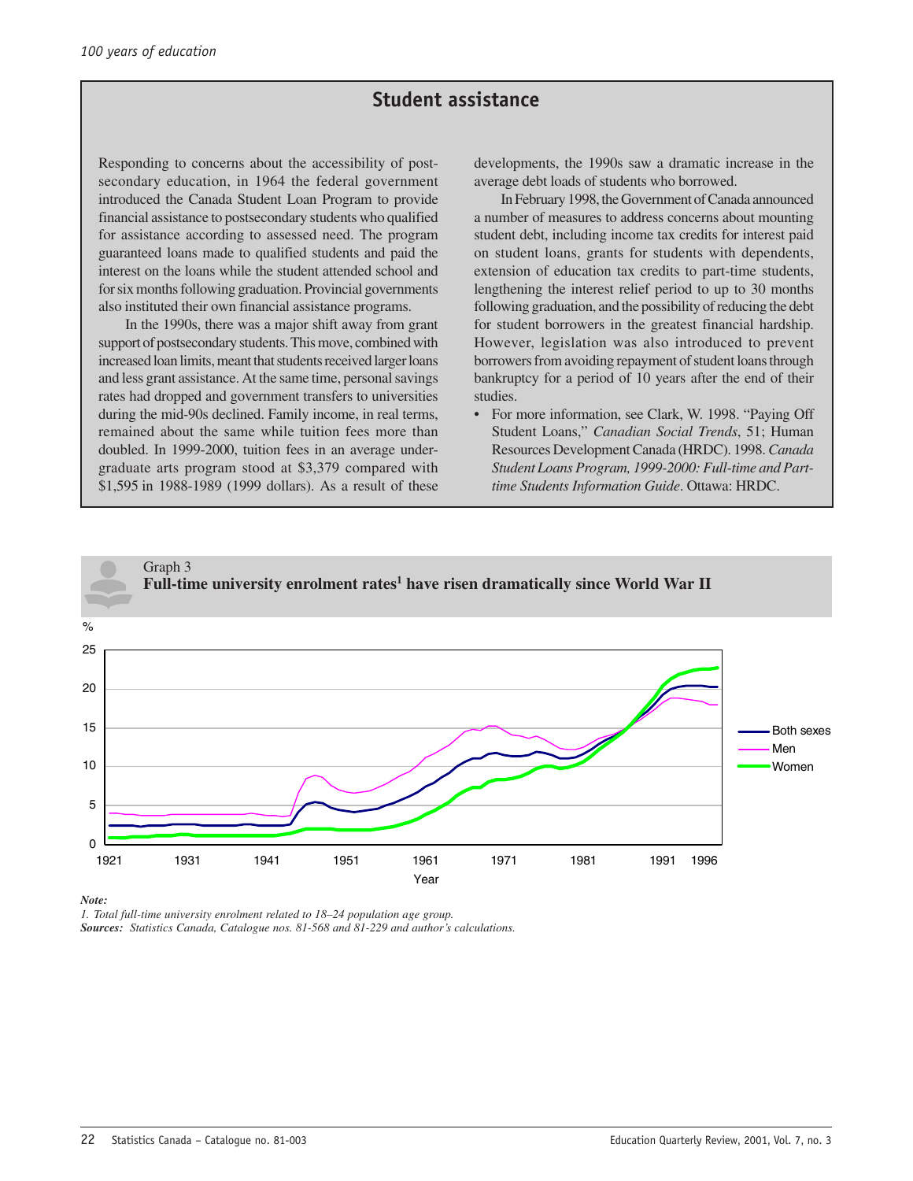## Student assistance

Responding to concerns about the accessibility of postsecondary education, in 1964 the federal government introduced the Canada Student Loan Program to provide financial assistance to postsecondary students who qualified for assistance according to assessed need. The program guaranteed loans made to qualified students and paid the interest on the loans while the student attended school and for six months following graduation. Provincial governments also instituted their own financial assistance programs.

In the 1990s, there was a major shift away from grant support of postsecondary students. This move, combined with increased loan limits, meant that students received larger loans and less grant assistance. At the same time, personal savings rates had dropped and government transfers to universities during the mid-90s declined. Family income, in real terms, remained about the same while tuition fees more than doubled. In 1999-2000, tuition fees in an average undergraduate arts program stood at $3,379 compared with $1,595 in 1988-1989 (1999 dollars). As a result of these developments, the 1990s saw a dramatic increase in the average debt loads of students who borrowed.

In February 1998, the Government of Canada announced a number of measures to address concerns about mounting student debt, including income tax credits for interest paid on student loans, grants for students with dependents, extension of education tax credits to part-time students, lengthening the interest relief period to up to 30 months following graduation, and the possibility of reducing the debt for student borrowers in the greatest financial hardship. However, legislation was also introduced to prevent borrowers from avoiding repayment of student loans through bankruptcy for a period of 10 years after the end of their studies.

- For more information, see Clark, W. 1998. "Paying Off Student Loans," *Canadian Social Trends*, 51; Human Resources Development Canada (HRDC). 1998. *Canada Student Loans Program, 1999-2000: Full-time and Part-time Students Information Guide*. Ottawa: HRDC.

Graph 3

**Full-time university enrolment rates[1] have risen dramatically since World War II**

*Note:*

1. *Total full-time university enrolment related to 18–24 population age group.*

***Sources:*** *Statistics Canada, Catalogue nos. 81-568 and 81-229 and author's calculations.*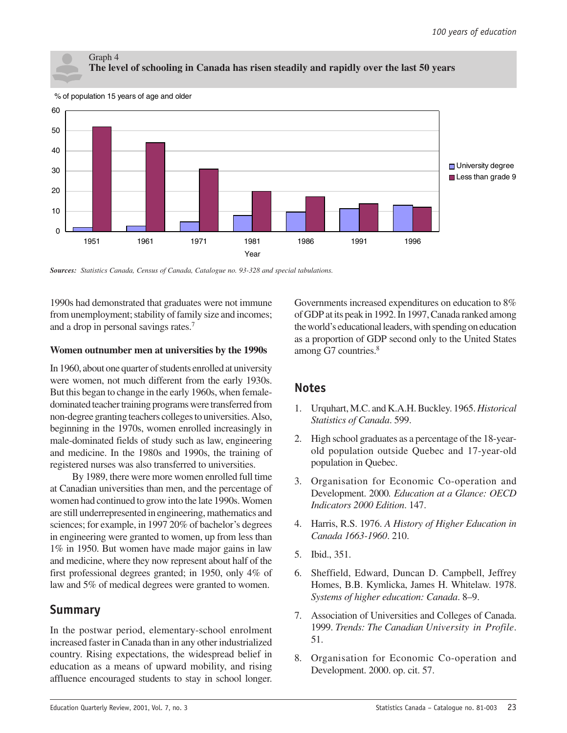Graph 4

**The level of schooling in Canada has risen steadily and rapidly over the last 50 years**

*Sources: Statistics Canada, Census of Canada, Catalogue no. 93-328 and special tabulations.*

1990s had demonstrated that graduates were not immune from unemployment; stability of family size and incomes; and a drop in personal savings rates.[7]

### Women outnumber men at universities by the 1990s

In 1960, about one quarter of students enrolled at university were women, not much different from the early 1930s. But this began to change in the early 1960s, when female-dominated teacher training programs were transferred from non-degree granting teachers colleges to universities. Also, beginning in the 1970s, women enrolled increasingly in male-dominated fields of study such as law, engineering and medicine. In the 1980s and 1990s, the training of registered nurses was also transferred to universities.

By 1989, there were more women enrolled full time at Canadian universities than men, and the percentage of women had continued to grow into the late 1990s. Women are still underrepresented in engineering, mathematics and sciences; for example, in 1997 20% of bachelor's degrees in engineering were granted to women, up from less than 1% in 1950. But women have made major gains in law and medicine, where they now represent about half of the first professional degrees granted; in 1950, only 4% of law and 5% of medical degrees were granted to women.

## Summary

In the postwar period, elementary-school enrolment increased faster in Canada than in any other industrialized country. Rising expectations, the widespread belief in education as a means of upward mobility, and rising affluence encouraged students to stay in school longer. Governments increased expenditures on education to 8% of GDP at its peak in 1992. In 1997, Canada ranked among the world's educational leaders, with spending on education as a proportion of GDP second only to the United States among G7 countries.[8]

## Notes

1. Urquhart, M.C. and K.A.H. Buckley. 1965. *Historical Statistics of Canada*. 599.
2. High school graduates as a percentage of the 18-year-old population outside Quebec and 17-year-old population in Quebec.
3. Organisation for Economic Co-operation and Development. 2000. *Education at a Glance: OECD Indicators 2000 Edition*. 147.
4. Harris, R.S. 1976. *A History of Higher Education in Canada 1663-1960*. 210.
5. Ibid., 351.
6. Sheffield, Edward, Duncan D. Campbell, Jeffrey Homes, B.B. Kymlicka, James H. Whitelaw. 1978. *Systems of higher education: Canada*. 8–9.
7. Association of Universities and Colleges of Canada. 1999. *Trends: The Canadian University in Profile*. 51.
8. Organisation for Economic Co-operation and Development. 2000. op. cit. 57.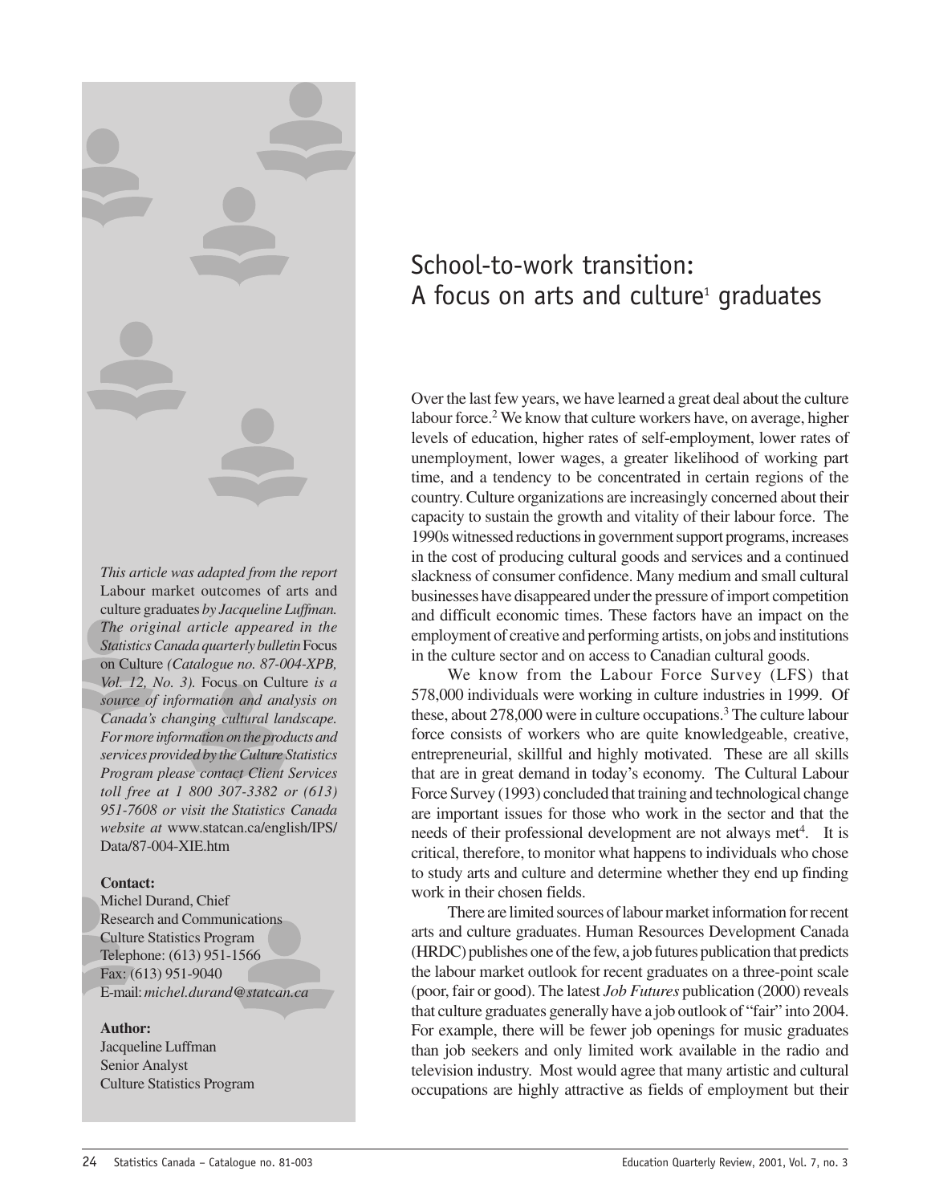# School-to-work transition: A focus on arts and culture[1] graduates

*This article was adapted from the report* Labour market outcomes of arts and culture graduates *by Jacqueline Luffman. The original article appeared in the Statistics Canada quarterly bulletin* Focus on Culture *(Catalogue no. 87-004-XPB, Vol. 12, No. 3).* Focus on Culture *is a source of information and analysis on Canada's changing cultural landscape. For more information on the products and services provided by the Culture Statistics Program please contact Client Services toll free at 1 800 307-3382 or (613) 951-7608 or visit the Statistics Canada website at* www.statcan.ca/english/IPS/Data/87-004-XIE.htm

**Contact:**
Michel Durand, Chief
Research and Communications
Culture Statistics Program
Telephone: (613) 951-1566
Fax: (613) 951-9040
E-mail: *michel.durand@statcan.ca*

**Author:**
Jacqueline Luffman
Senior Analyst
Culture Statistics Program

Over the last few years, we have learned a great deal about the culture labour force.[2] We know that culture workers have, on average, higher levels of education, higher rates of self-employment, lower rates of unemployment, lower wages, a greater likelihood of working part time, and a tendency to be concentrated in certain regions of the country. Culture organizations are increasingly concerned about their capacity to sustain the growth and vitality of their labour force. The 1990s witnessed reductions in government support programs, increases in the cost of producing cultural goods and services and a continued slackness of consumer confidence. Many medium and small cultural businesses have disappeared under the pressure of import competition and difficult economic times. These factors have an impact on the employment of creative and performing artists, on jobs and institutions in the culture sector and on access to Canadian cultural goods.

We know from the Labour Force Survey (LFS) that 578,000 individuals were working in culture industries in 1999. Of these, about 278,000 were in culture occupations.[3] The culture labour force consists of workers who are quite knowledgeable, creative, entrepreneurial, skillful and highly motivated. These are all skills that are in great demand in today's economy. The Cultural Labour Force Survey (1993) concluded that training and technological change are important issues for those who work in the sector and that the needs of their professional development are not always met[4]. It is critical, therefore, to monitor what happens to individuals who chose to study arts and culture and determine whether they end up finding work in their chosen fields.

There are limited sources of labour market information for recent arts and culture graduates. Human Resources Development Canada (HRDC) publishes one of the few, a job futures publication that predicts the labour market outlook for recent graduates on a three-point scale (poor, fair or good). The latest *Job Futures* publication (2000) reveals that culture graduates generally have a job outlook of "fair" into 2004. For example, there will be fewer job openings for music graduates than job seekers and only limited work available in the radio and television industry. Most would agree that many artistic and cultural occupations are highly attractive as fields of employment but their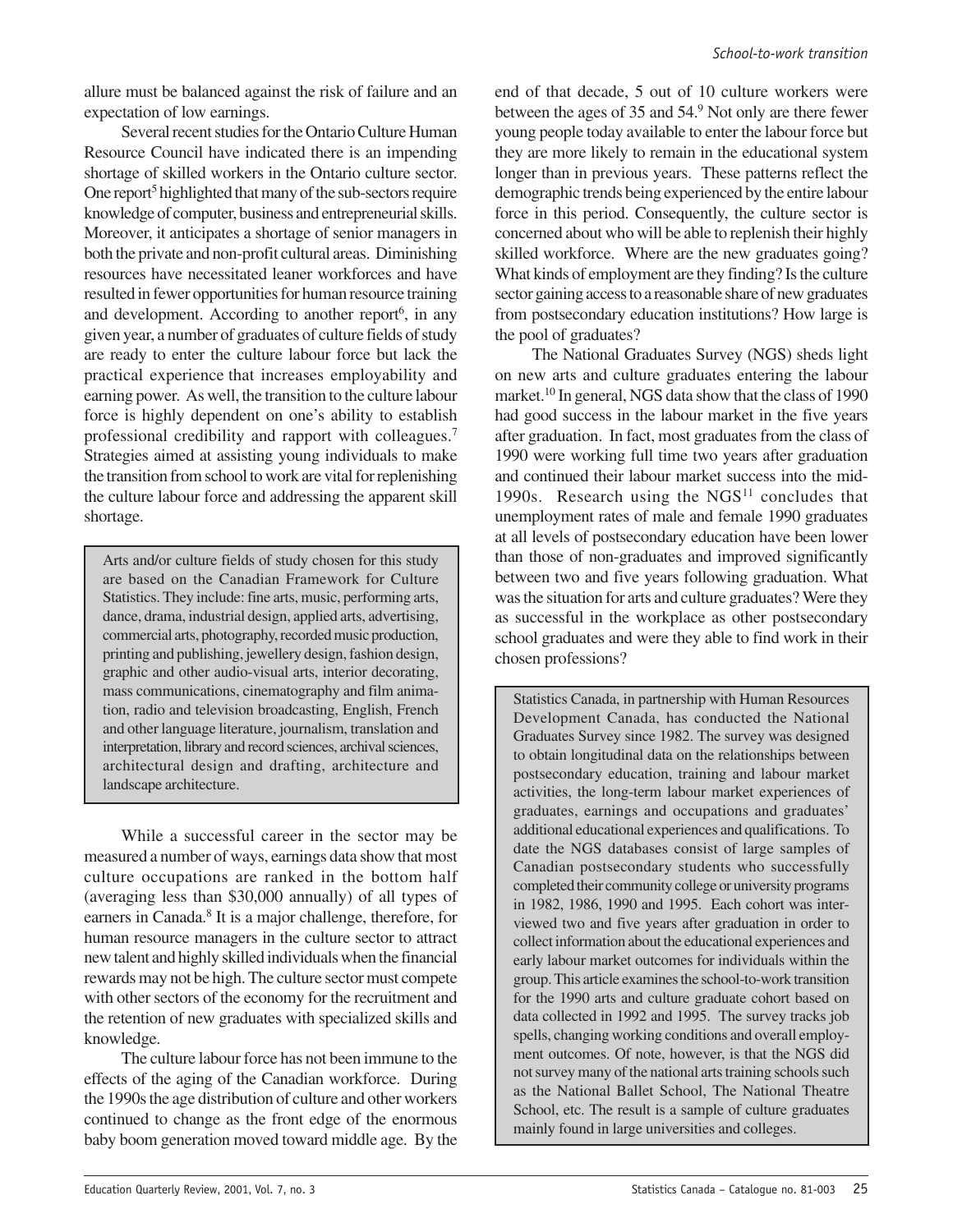allure must be balanced against the risk of failure and an expectation of low earnings.

Several recent studies for the Ontario Culture Human Resource Council have indicated there is an impending shortage of skilled workers in the Ontario culture sector. One report[5] highlighted that many of the sub-sectors require knowledge of computer, business and entrepreneurial skills. Moreover, it anticipates a shortage of senior managers in both the private and non-profit cultural areas. Diminishing resources have necessitated leaner workforces and have resulted in fewer opportunities for human resource training and development. According to another report[6], in any given year, a number of graduates of culture fields of study are ready to enter the culture labour force but lack the practical experience that increases employability and earning power. As well, the transition to the culture labour force is highly dependent on one's ability to establish professional credibility and rapport with colleagues.[7] Strategies aimed at assisting young individuals to make the transition from school to work are vital for replenishing the culture labour force and addressing the apparent skill shortage.

> Arts and/or culture fields of study chosen for this study are based on the Canadian Framework for Culture Statistics. They include: fine arts, music, performing arts, dance, drama, industrial design, applied arts, advertising, commercial arts, photography, recorded music production, printing and publishing, jewellery design, fashion design, graphic and other audio-visual arts, interior decorating, mass communications, cinematography and film animation, radio and television broadcasting, English, French and other language literature, journalism, translation and interpretation, library and record sciences, archival sciences, architectural design and drafting, architecture and landscape architecture.

While a successful career in the sector may be measured a number of ways, earnings data show that most culture occupations are ranked in the bottom half (averaging less than $30,000 annually) of all types of earners in Canada.[8] It is a major challenge, therefore, for human resource managers in the culture sector to attract new talent and highly skilled individuals when the financial rewards may not be high. The culture sector must compete with other sectors of the economy for the recruitment and the retention of new graduates with specialized skills and knowledge.

The culture labour force has not been immune to the effects of the aging of the Canadian workforce. During the 1990s the age distribution of culture and other workers continued to change as the front edge of the enormous baby boom generation moved toward middle age. By the end of that decade, 5 out of 10 culture workers were between the ages of 35 and 54.[9] Not only are there fewer young people today available to enter the labour force but they are more likely to remain in the educational system longer than in previous years. These patterns reflect the demographic trends being experienced by the entire labour force in this period. Consequently, the culture sector is concerned about who will be able to replenish their highly skilled workforce. Where are the new graduates going? What kinds of employment are they finding? Is the culture sector gaining access to a reasonable share of new graduates from postsecondary education institutions? How large is the pool of graduates?

The National Graduates Survey (NGS) sheds light on new arts and culture graduates entering the labour market.[10] In general, NGS data show that the class of 1990 had good success in the labour market in the five years after graduation. In fact, most graduates from the class of 1990 were working full time two years after graduation and continued their labour market success into the mid-1990s. Research using the NGS[11] concludes that unemployment rates of male and female 1990 graduates at all levels of postsecondary education have been lower than those of non-graduates and improved significantly between two and five years following graduation. What was the situation for arts and culture graduates? Were they as successful in the workplace as other postsecondary school graduates and were they able to find work in their chosen professions?

> Statistics Canada, in partnership with Human Resources Development Canada, has conducted the National Graduates Survey since 1982. The survey was designed to obtain longitudinal data on the relationships between postsecondary education, training and labour market activities, the long-term labour market experiences of graduates, earnings and occupations and graduates' additional educational experiences and qualifications. To date the NGS databases consist of large samples of Canadian postsecondary students who successfully completed their community college or university programs in 1982, 1986, 1990 and 1995. Each cohort was interviewed two and five years after graduation in order to collect information about the educational experiences and early labour market outcomes for individuals within the group. This article examines the school-to-work transition for the 1990 arts and culture graduate cohort based on data collected in 1992 and 1995. The survey tracks job spells, changing working conditions and overall employment outcomes. Of note, however, is that the NGS did not survey many of the national arts training schools such as the National Ballet School, The National Theatre School, etc. The result is a sample of culture graduates mainly found in large universities and colleges.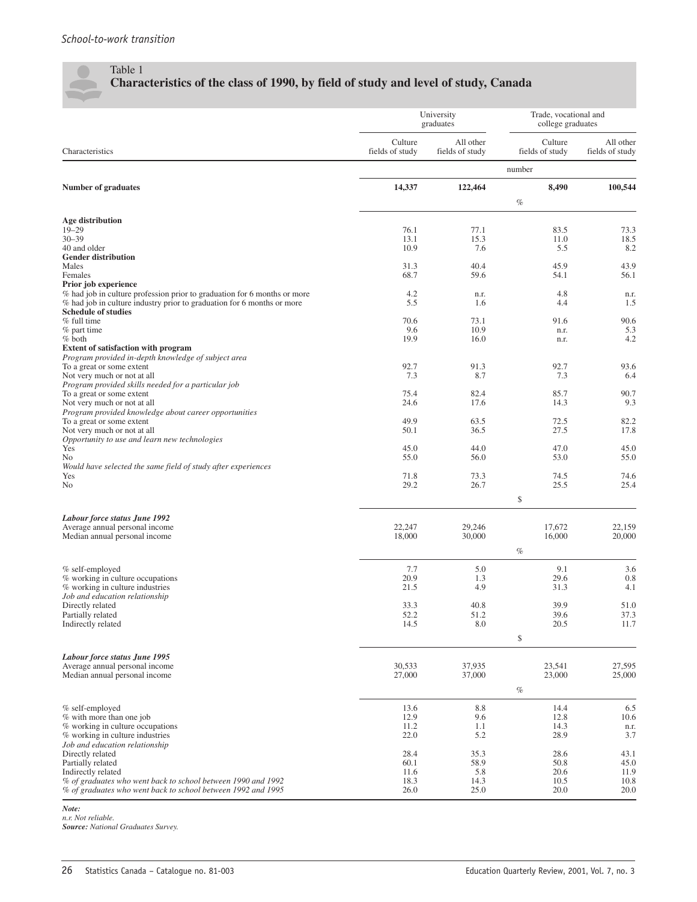## Table 1
### Characteristics of the class of 1990, by field of study and level of study, Canada

| Characteristics | University graduates | | Trade, vocational and college graduates | |
|---|---|---|---|---|
| | Culture fields of study | All other fields of study | Culture fields of study | All other fields of study |
| | number | | | |
| **Number of graduates** | **14,337** | **122,464** | **8,490** | **100,544** |
| | % | | | |
| **Age distribution** | | | | |
| 19–29 | 76.1 | 77.1 | 83.5 | 73.3 |
| 30–39 | 13.1 | 15.3 | 11.0 | 18.5 |
| 40 and older | 10.9 | 7.6 | 5.5 | 8.2 |
| **Gender distribution** | | | | |
| Males | 31.3 | 40.4 | 45.9 | 43.9 |
| Females | 68.7 | 59.6 | 54.1 | 56.1 |
| **Prior job experience** | | | | |
| % had job in culture profession prior to graduation for 6 months or more | 4.2 | n.r. | 4.8 | n.r. |
| % had job in culture industry prior to graduation for 6 months or more | 5.5 | 1.6 | 4.4 | 1.5 |
| **Schedule of studies** | | | | |
| % full time | 70.6 | 73.1 | 91.6 | 90.6 |
| % part time | 9.6 | 10.9 | n.r. | 5.3 |
| % both | 19.9 | 16.0 | n.r. | 4.2 |
| **Extent of satisfaction with program** | | | | |
| *Program provided in-depth knowledge of subject area* | | | | |
| To a great or some extent | 92.7 | 91.3 | 92.7 | 93.6 |
| Not very much or not at all | 7.3 | 8.7 | 7.3 | 6.4 |
| *Program provided skills needed for a particular job* | | | | |
| To a great or some extent | 75.4 | 82.4 | 85.7 | 90.7 |
| Not very much or not at all | 24.6 | 17.6 | 14.3 | 9.3 |
| *Program provided knowledge about career opportunities* | | | | |
| To a great or some extent | 49.9 | 63.5 | 72.5 | 82.2 |
| Not very much or not at all | 50.1 | 36.5 | 27.5 | 17.8 |
| *Opportunity to use and learn new technologies* | | | | |
| Yes | 45.0 | 44.0 | 47.0 | 45.0 |
| No | 55.0 | 56.0 | 53.0 | 55.0 |
| *Would have selected the same field of study after experiences* | | | | |
| Yes | 71.8 | 73.3 | 74.5 | 74.6 |
| No | 29.2 | 26.7 | 25.5 | 25.4 |
| | $ | | | |
| ***Labour force status June 1992*** | | | | |
| Average annual personal income | 22,247 | 29,246 | 17,672 | 22,159 |
| Median annual personal income | 18,000 | 30,000 | 16,000 | 20,000 |
| | % | | | |
| % self-employed | 7.7 | 5.0 | 9.1 | 3.6 |
| % working in culture occupations | 20.9 | 1.3 | 29.6 | 0.8 |
| % working in culture industries | 21.5 | 4.9 | 31.3 | 4.1 |
| *Job and education relationship* | | | | |
| Directly related | 33.3 | 40.8 | 39.9 | 51.0 |
| Partially related | 52.2 | 51.2 | 39.6 | 37.3 |
| Indirectly related | 14.5 | 8.0 | 20.5 | 11.7 |
| | $ | | | |
| ***Labour force status June 1995*** | | | | |
| Average annual personal income | 30,533 | 37,935 | 23,541 | 27,595 |
| Median annual personal income | 27,000 | 37,000 | 23,000 | 25,000 |
| | % | | | |
| % self-employed | 13.6 | 8.8 | 14.4 | 6.5 |
| % with more than one job | 12.9 | 9.6 | 12.8 | 10.6 |
| % working in culture occupations | 11.2 | 1.1 | 14.3 | n.r. |
| % working in culture industries | 22.0 | 5.2 | 28.9 | 3.7 |
| *Job and education relationship* | | | | |
| Directly related | 28.4 | 35.3 | 28.6 | 43.1 |
| Partially related | 60.1 | 58.9 | 50.8 | 45.0 |
| Indirectly related | 11.6 | 5.8 | 20.6 | 11.9 |
| *% of graduates who went back to school between 1990 and 1992* | 18.3 | 14.3 | 10.5 | 10.8 |
| *% of graduates who went back to school between 1992 and 1995* | 26.0 | 25.0 | 20.0 | 20.0 |

***Note:***
*n.r. Not reliable.*
***Source:*** *National Graduates Survey.*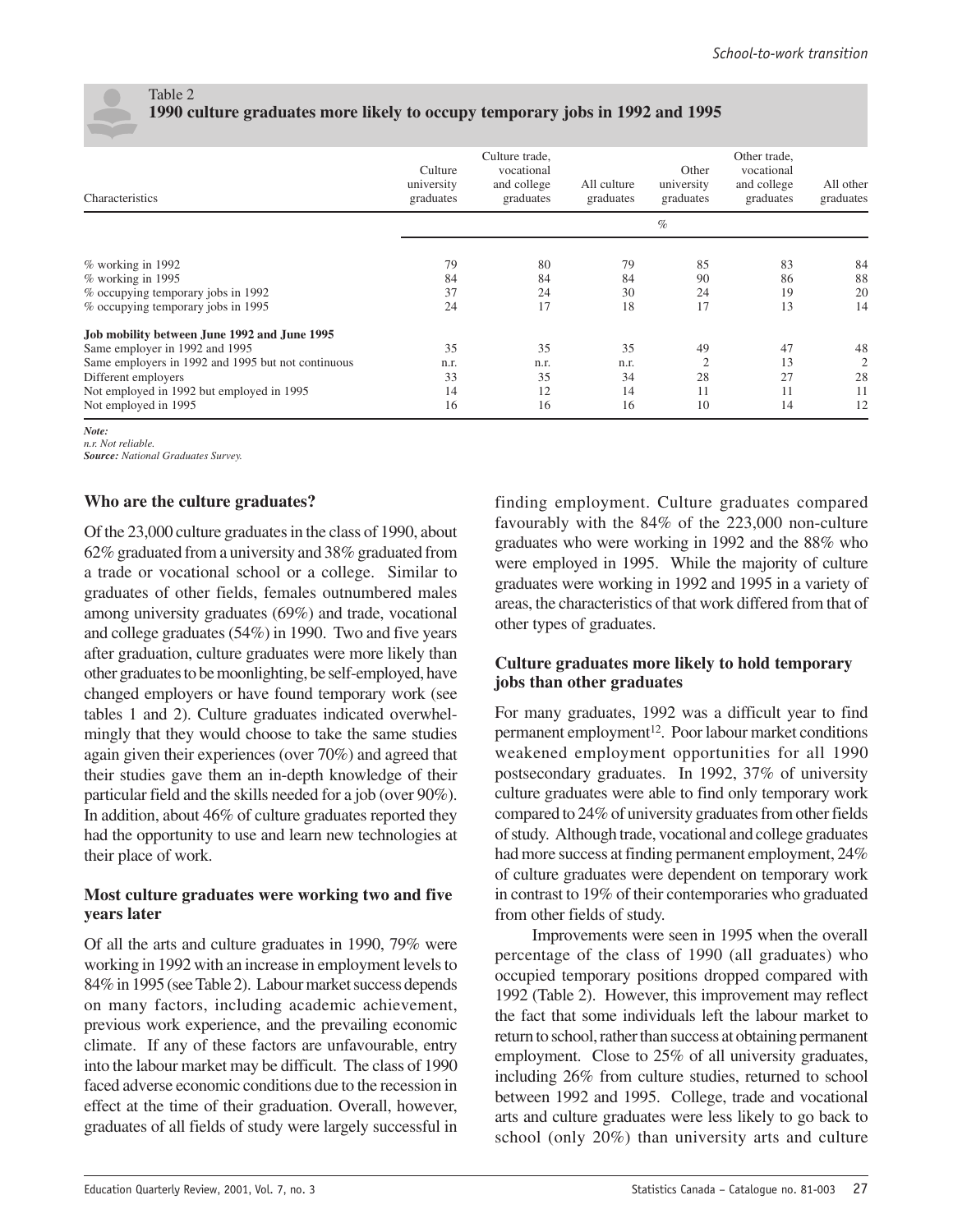Table 2

**1990 culture graduates more likely to occupy temporary jobs in 1992 and 1995**

| Characteristics | Culture university graduates | Culture trade, vocational and college graduates | All culture graduates | Other university graduates | Other trade, vocational and college graduates | All other graduates |
|---|---|---|---|---|---|---|
| | | | | % | | |
| % working in 1992 | 79 | 80 | 79 | 85 | 83 | 84 |
| % working in 1995 | 84 | 84 | 84 | 90 | 86 | 88 |
| % occupying temporary jobs in 1992 | 37 | 24 | 30 | 24 | 19 | 20 |
| % occupying temporary jobs in 1995 | 24 | 17 | 18 | 17 | 13 | 14 |
| **Job mobility between June 1992 and June 1995** | | | | | | |
| Same employer in 1992 and 1995 | 35 | 35 | 35 | 49 | 47 | 48 |
| Same employers in 1992 and 1995 but not continuous | n.r. | n.r. | n.r. | 2 | 13 | 2 |
| Different employers | 33 | 35 | 34 | 28 | 27 | 28 |
| Not employed in 1992 but employed in 1995 | 14 | 12 | 14 | 11 | 11 | 11 |
| Not employed in 1995 | 16 | 16 | 16 | 10 | 14 | 12 |

***Note:***
*n.r. Not reliable.*
***Source:*** *National Graduates Survey.*

### Who are the culture graduates?

Of the 23,000 culture graduates in the class of 1990, about 62% graduated from a university and 38% graduated from a trade or vocational school or a college. Similar to graduates of other fields, females outnumbered males among university graduates (69%) and trade, vocational and college graduates (54%) in 1990. Two and five years after graduation, culture graduates were more likely than other graduates to be moonlighting, be self-employed, have changed employers or have found temporary work (see tables 1 and 2). Culture graduates indicated overwhelmingly that they would choose to take the same studies again given their experiences (over 70%) and agreed that their studies gave them an in-depth knowledge of their particular field and the skills needed for a job (over 90%). In addition, about 46% of culture graduates reported they had the opportunity to use and learn new technologies at their place of work.

### Most culture graduates were working two and five years later

Of all the arts and culture graduates in 1990, 79% were working in 1992 with an increase in employment levels to 84% in 1995 (see Table 2). Labour market success depends on many factors, including academic achievement, previous work experience, and the prevailing economic climate. If any of these factors are unfavourable, entry into the labour market may be difficult. The class of 1990 faced adverse economic conditions due to the recession in effect at the time of their graduation. Overall, however, graduates of all fields of study were largely successful in finding employment. Culture graduates compared favourably with the 84% of the 223,000 non-culture graduates who were working in 1992 and the 88% who were employed in 1995. While the majority of culture graduates were working in 1992 and 1995 in a variety of areas, the characteristics of that work differed from that of other types of graduates.

### Culture graduates more likely to hold temporary jobs than other graduates

For many graduates, 1992 was a difficult year to find permanent employment[12]. Poor labour market conditions weakened employment opportunities for all 1990 postsecondary graduates. In 1992, 37% of university culture graduates were able to find only temporary work compared to 24% of university graduates from other fields of study. Although trade, vocational and college graduates had more success at finding permanent employment, 24% of culture graduates were dependent on temporary work in contrast to 19% of their contemporaries who graduated from other fields of study.

Improvements were seen in 1995 when the overall percentage of the class of 1990 (all graduates) who occupied temporary positions dropped compared with 1992 (Table 2). However, this improvement may reflect the fact that some individuals left the labour market to return to school, rather than success at obtaining permanent employment. Close to 25% of all university graduates, including 26% from culture studies, returned to school between 1992 and 1995. College, trade and vocational arts and culture graduates were less likely to go back to school (only 20%) than university arts and culture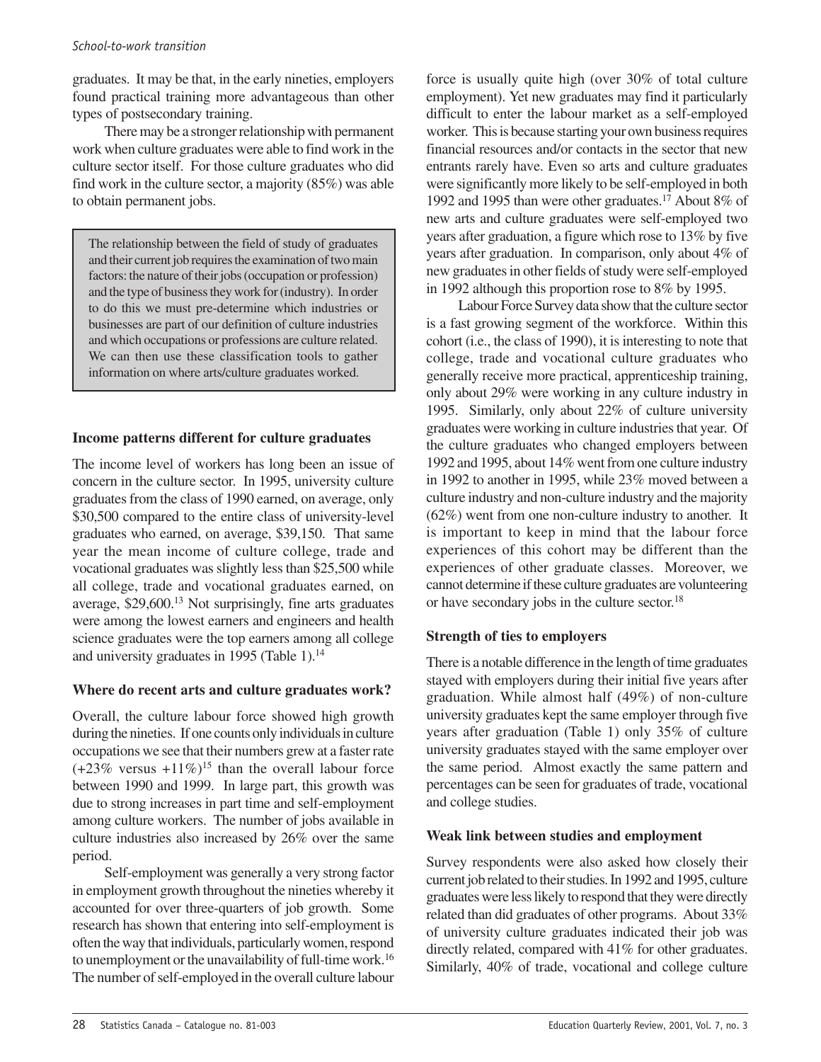graduates. It may be that, in the early nineties, employers found practical training more advantageous than other types of postsecondary training.

There may be a stronger relationship with permanent work when culture graduates were able to find work in the culture sector itself. For those culture graduates who did find work in the culture sector, a majority (85%) was able to obtain permanent jobs.

> The relationship between the field of study of graduates and their current job requires the examination of two main factors: the nature of their jobs (occupation or profession) and the type of business they work for (industry). In order to do this we must pre-determine which industries or businesses are part of our definition of culture industries and which occupations or professions are culture related. We can then use these classification tools to gather information on where arts/culture graduates worked.

### Income patterns different for culture graduates

The income level of workers has long been an issue of concern in the culture sector. In 1995, university culture graduates from the class of 1990 earned, on average, only \$30,500 compared to the entire class of university-level graduates who earned, on average, \$39,150. That same year the mean income of culture college, trade and vocational graduates was slightly less than \$25,500 while all college, trade and vocational graduates earned, on average, \$29,600.[13] Not surprisingly, fine arts graduates were among the lowest earners and engineers and health science graduates were the top earners among all college and university graduates in 1995 (Table 1).[14]

### Where do recent arts and culture graduates work?

Overall, the culture labour force showed high growth during the nineties. If one counts only individuals in culture occupations we see that their numbers grew at a faster rate (+23% versus +11%)[15] than the overall labour force between 1990 and 1999. In large part, this growth was due to strong increases in part time and self-employment among culture workers. The number of jobs available in culture industries also increased by 26% over the same period.

Self-employment was generally a very strong factor in employment growth throughout the nineties whereby it accounted for over three-quarters of job growth. Some research has shown that entering into self-employment is often the way that individuals, particularly women, respond to unemployment or the unavailability of full-time work.[16] The number of self-employed in the overall culture labour force is usually quite high (over 30% of total culture employment). Yet new graduates may find it particularly difficult to enter the labour market as a self-employed worker. This is because starting your own business requires financial resources and/or contacts in the sector that new entrants rarely have. Even so arts and culture graduates were significantly more likely to be self-employed in both 1992 and 1995 than were other graduates.[17] About 8% of new arts and culture graduates were self-employed two years after graduation, a figure which rose to 13% by five years after graduation. In comparison, only about 4% of new graduates in other fields of study were self-employed in 1992 although this proportion rose to 8% by 1995.

Labour Force Survey data show that the culture sector is a fast growing segment of the workforce. Within this cohort (i.e., the class of 1990), it is interesting to note that college, trade and vocational culture graduates who generally receive more practical, apprenticeship training, only about 29% were working in any culture industry in 1995. Similarly, only about 22% of culture university graduates were working in culture industries that year. Of the culture graduates who changed employers between 1992 and 1995, about 14% went from one culture industry in 1992 to another in 1995, while 23% moved between a culture industry and non-culture industry and the majority (62%) went from one non-culture industry to another. It is important to keep in mind that the labour force experiences of this cohort may be different than the experiences of other graduate classes. Moreover, we cannot determine if these culture graduates are volunteering or have secondary jobs in the culture sector.[18]

### Strength of ties to employers

There is a notable difference in the length of time graduates stayed with employers during their initial five years after graduation. While almost half (49%) of non-culture university graduates kept the same employer through five years after graduation (Table 1) only 35% of culture university graduates stayed with the same employer over the same period. Almost exactly the same pattern and percentages can be seen for graduates of trade, vocational and college studies.

### Weak link between studies and employment

Survey respondents were also asked how closely their current job related to their studies. In 1992 and 1995, culture graduates were less likely to respond that they were directly related than did graduates of other programs. About 33% of university culture graduates indicated their job was directly related, compared with 41% for other graduates. Similarly, 40% of trade, vocational and college culture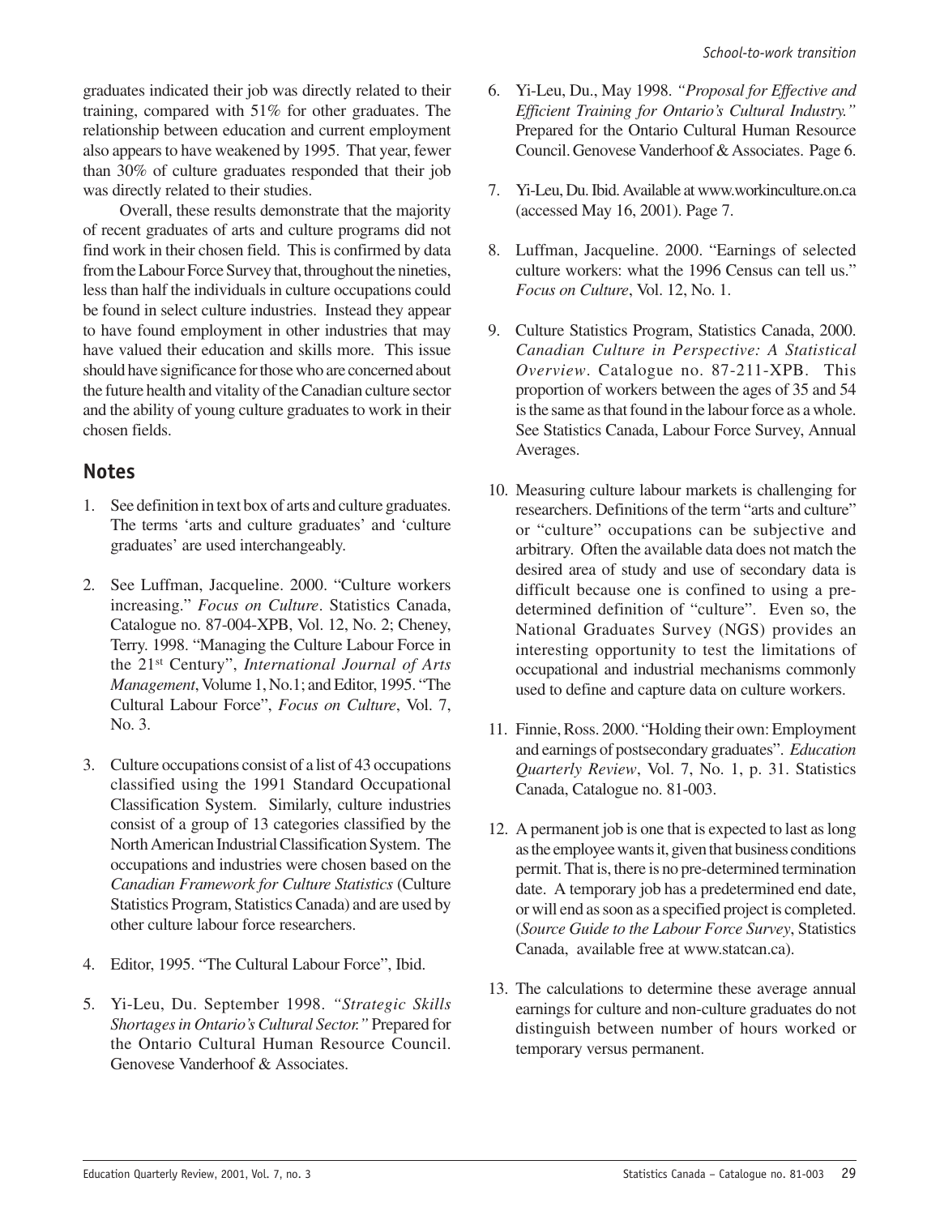graduates indicated their job was directly related to their training, compared with 51% for other graduates. The relationship between education and current employment also appears to have weakened by 1995. That year, fewer than 30% of culture graduates responded that their job was directly related to their studies.

Overall, these results demonstrate that the majority of recent graduates of arts and culture programs did not find work in their chosen field. This is confirmed by data from the Labour Force Survey that, throughout the nineties, less than half the individuals in culture occupations could be found in select culture industries. Instead they appear to have found employment in other industries that may have valued their education and skills more. This issue should have significance for those who are concerned about the future health and vitality of the Canadian culture sector and the ability of young culture graduates to work in their chosen fields.

## Notes

1. See definition in text box of arts and culture graduates. The terms 'arts and culture graduates' and 'culture graduates' are used interchangeably.

2. See Luffman, Jacqueline. 2000. "Culture workers increasing." *Focus on Culture*. Statistics Canada, Catalogue no. 87-004-XPB, Vol. 12, No. 2; Cheney, Terry. 1998. "Managing the Culture Labour Force in the 21st Century", *International Journal of Arts Management*, Volume 1, No.1; and Editor, 1995. "The Cultural Labour Force", *Focus on Culture*, Vol. 7, No. 3.

3. Culture occupations consist of a list of 43 occupations classified using the 1991 Standard Occupational Classification System. Similarly, culture industries consist of a group of 13 categories classified by the North American Industrial Classification System. The occupations and industries were chosen based on the *Canadian Framework for Culture Statistics* (Culture Statistics Program, Statistics Canada) and are used by other culture labour force researchers.

4. Editor, 1995. "The Cultural Labour Force", Ibid.

5. Yi-Leu, Du. September 1998. *"Strategic Skills Shortages in Ontario's Cultural Sector."* Prepared for the Ontario Cultural Human Resource Council. Genovese Vanderhoof & Associates.

6. Yi-Leu, Du., May 1998. *"Proposal for Effective and Efficient Training for Ontario's Cultural Industry."* Prepared for the Ontario Cultural Human Resource Council. Genovese Vanderhoof & Associates. Page 6.

7. Yi-Leu, Du. Ibid. Available at www.workinculture.on.ca (accessed May 16, 2001). Page 7.

8. Luffman, Jacqueline. 2000. "Earnings of selected culture workers: what the 1996 Census can tell us." *Focus on Culture*, Vol. 12, No. 1.

9. Culture Statistics Program, Statistics Canada, 2000. *Canadian Culture in Perspective: A Statistical Overview*. Catalogue no. 87-211-XPB. This proportion of workers between the ages of 35 and 54 is the same as that found in the labour force as a whole. See Statistics Canada, Labour Force Survey, Annual Averages.

10. Measuring culture labour markets is challenging for researchers. Definitions of the term "arts and culture" or "culture" occupations can be subjective and arbitrary. Often the available data does not match the desired area of study and use of secondary data is difficult because one is confined to using a pre-determined definition of "culture". Even so, the National Graduates Survey (NGS) provides an interesting opportunity to test the limitations of occupational and industrial mechanisms commonly used to define and capture data on culture workers.

11. Finnie, Ross. 2000. "Holding their own: Employment and earnings of postsecondary graduates". *Education Quarterly Review*, Vol. 7, No. 1, p. 31. Statistics Canada, Catalogue no. 81-003.

12. A permanent job is one that is expected to last as long as the employee wants it, given that business conditions permit. That is, there is no pre-determined termination date. A temporary job has a predetermined end date, or will end as soon as a specified project is completed. (*Source Guide to the Labour Force Survey*, Statistics Canada, available free at www.statcan.ca).

13. The calculations to determine these average annual earnings for culture and non-culture graduates do not distinguish between number of hours worked or temporary versus permanent.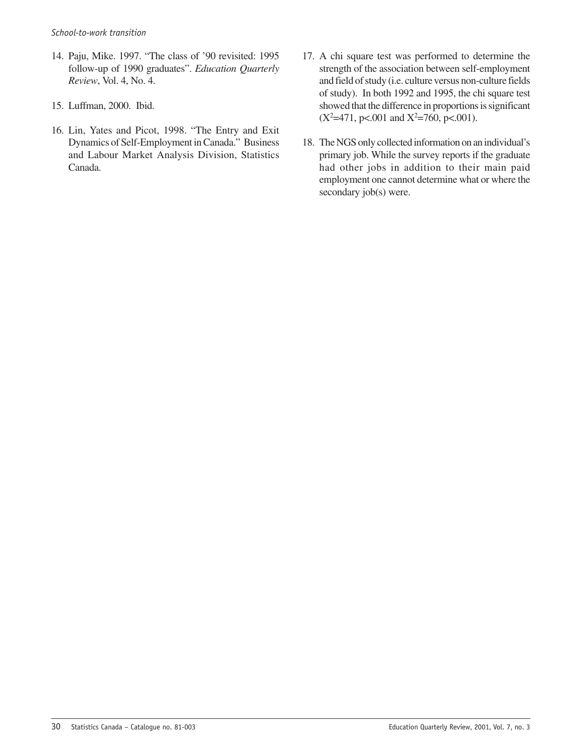14. Paju, Mike. 1997. "The class of '90 revisited: 1995 follow-up of 1990 graduates". *Education Quarterly Review*, Vol. 4, No. 4.

15. Luffman, 2000. Ibid.

16. Lin, Yates and Picot, 1998. "The Entry and Exit Dynamics of Self-Employment in Canada." Business and Labour Market Analysis Division, Statistics Canada.

17. A chi square test was performed to determine the strength of the association between self-employment and field of study (i.e. culture versus non-culture fields of study). In both 1992 and 1995, the chi square test showed that the difference in proportions is significant ($X^2$=471, $p<.001$ and $X^2$=760, $p<.001$).

18. The NGS only collected information on an individual's primary job. While the survey reports if the graduate had other jobs in addition to their main paid employment one cannot determine what or where the secondary job(s) were.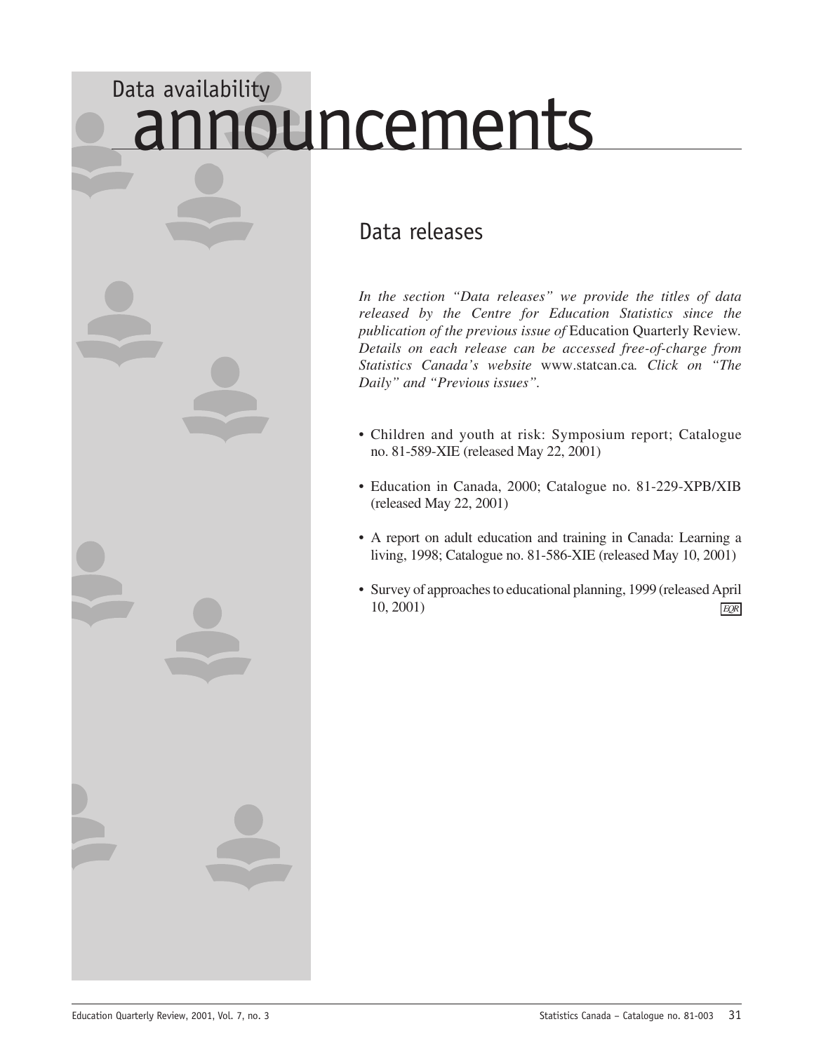# Data availability announcements

## Data releases

*In the section "Data releases" we provide the titles of data released by the Centre for Education Statistics since the publication of the previous issue of* Education Quarterly Review. *Details on each release can be accessed free-of-charge from Statistics Canada's website* www.statcan.ca*. Click on "The Daily" and "Previous issues".*

- Children and youth at risk: Symposium report; Catalogue no. 81-589-XIE (released May 22, 2001)
- Education in Canada, 2000; Catalogue no. 81-229-XPB/XIB (released May 22, 2001)
- A report on adult education and training in Canada: Learning a living, 1998; Catalogue no. 81-586-XIE (released May 10, 2001)
- Survey of approaches to educational planning, 1999 (released April 10, 2001)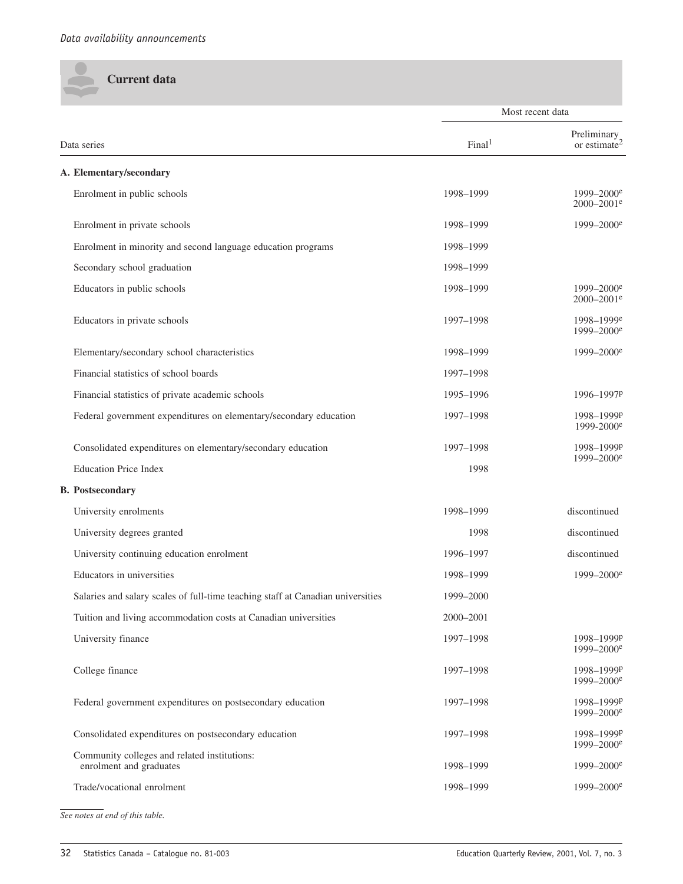## Current data

| Data series | Most recent data | |
|---|---|---|
| | Final[1] | Preliminary or estimate[2] |
| **A. Elementary/secondary** | | |
| Enrolment in public schools | 1998–1999 | 1999–2000[e] 2000–2001[e] |
| Enrolment in private schools | 1998–1999 | 1999–2000[e] |
| Enrolment in minority and second language education programs | 1998–1999 | |
| Secondary school graduation | 1998–1999 | |
| Educators in public schools | 1998–1999 | 1999–2000[e] 2000–2001[e] |
| Educators in private schools | 1997–1998 | 1998–1999[e] 1999–2000[e] |
| Elementary/secondary school characteristics | 1998–1999 | 1999–2000[e] |
| Financial statistics of school boards | 1997–1998 | |
| Financial statistics of private academic schools | 1995–1996 | 1996–1997[p] |
| Federal government expenditures on elementary/secondary education | 1997–1998 | 1998–1999[p] 1999-2000[e] |
| Consolidated expenditures on elementary/secondary education | 1997–1998 | 1998–1999[p] 1999–2000[e] |
| Education Price Index | 1998 | |
| **B. Postsecondary** | | |
| University enrolments | 1998–1999 | discontinued |
| University degrees granted | 1998 | discontinued |
| University continuing education enrolment | 1996–1997 | discontinued |
| Educators in universities | 1998–1999 | 1999–2000[e] |
| Salaries and salary scales of full-time teaching staff at Canadian universities | 1999–2000 | |
| Tuition and living accommodation costs at Canadian universities | 2000–2001 | |
| University finance | 1997–1998 | 1998–1999[p] 1999–2000[e] |
| College finance | 1997–1998 | 1998–1999[p] 1999–2000[e] |
| Federal government expenditures on postsecondary education | 1997–1998 | 1998–1999[p] 1999–2000[e] |
| Consolidated expenditures on postsecondary education | 1997–1998 | 1998–1999[p] 1999–2000[e] |
| Community colleges and related institutions: enrolment and graduates | 1998–1999 | 1999–2000[e] |
| Trade/vocational enrolment | 1998–1999 | 1999–2000[e] |

*See notes at end of this table.*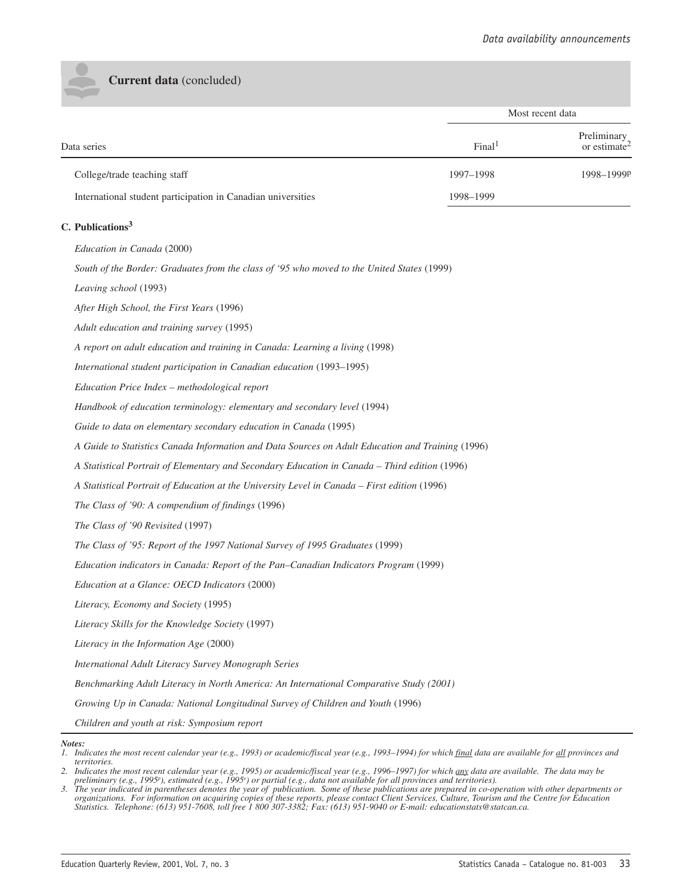## Current data (concluded)

| Data series | Most recent data | |
|---|---|---|
| | Final[1] | Preliminary or estimate[2] |
| College/trade teaching staff | 1997–1998 | 1998–1999p |
| International student participation in Canadian universities | 1998–1999 | |

### C. Publications[3]

*Education in Canada* (2000)

*South of the Border: Graduates from the class of '95 who moved to the United States* (1999)

*Leaving school* (1993)

*After High School, the First Years* (1996)

*Adult education and training survey* (1995)

*A report on adult education and training in Canada: Learning a living* (1998)

*International student participation in Canadian education* (1993–1995)

*Education Price Index – methodological report*

*Handbook of education terminology: elementary and secondary level* (1994)

*Guide to data on elementary secondary education in Canada* (1995)

*A Guide to Statistics Canada Information and Data Sources on Adult Education and Training* (1996)

*A Statistical Portrait of Elementary and Secondary Education in Canada – Third edition* (1996)

*A Statistical Portrait of Education at the University Level in Canada – First edition* (1996)

*The Class of '90: A compendium of findings* (1996)

*The Class of '90 Revisited* (1997)

*The Class of '95: Report of the 1997 National Survey of 1995 Graduates* (1999)

*Education indicators in Canada: Report of the Pan–Canadian Indicators Program* (1999)

*Education at a Glance: OECD Indicators* (2000)

*Literacy, Economy and Society* (1995)

*Literacy Skills for the Knowledge Society* (1997)

*Literacy in the Information Age* (2000)

*International Adult Literacy Survey Monograph Series*

*Benchmarking Adult Literacy in North America: An International Comparative Study (2001)*

*Growing Up in Canada: National Longitudinal Survey of Children and Youth* (1996)

*Children and youth at risk: Symposium report*

***Notes:***

*1. Indicates the most recent calendar year (e.g., 1993) or academic/fiscal year (e.g., 1993–1994) for which final data are available for all provinces and territories.*

*2. Indicates the most recent calendar year (e.g., 1995) or academic/fiscal year (e.g., 1996–1997) for which any data are available. The data may be preliminary (e.g., 1995p), estimated (e.g., 1995e) or partial (e.g., data not available for all provinces and territories).*

*3. The year indicated in parentheses denotes the year of publication. Some of these publications are prepared in co-operation with other departments or organizations. For information on acquiring copies of these reports, please contact Client Services, Culture, Tourism and the Centre for Education Statistics. Telephone: (613) 951-7608, toll free 1 800 307-3382; Fax: (613) 951-9040 or E-mail: educationstats@statcan.ca.*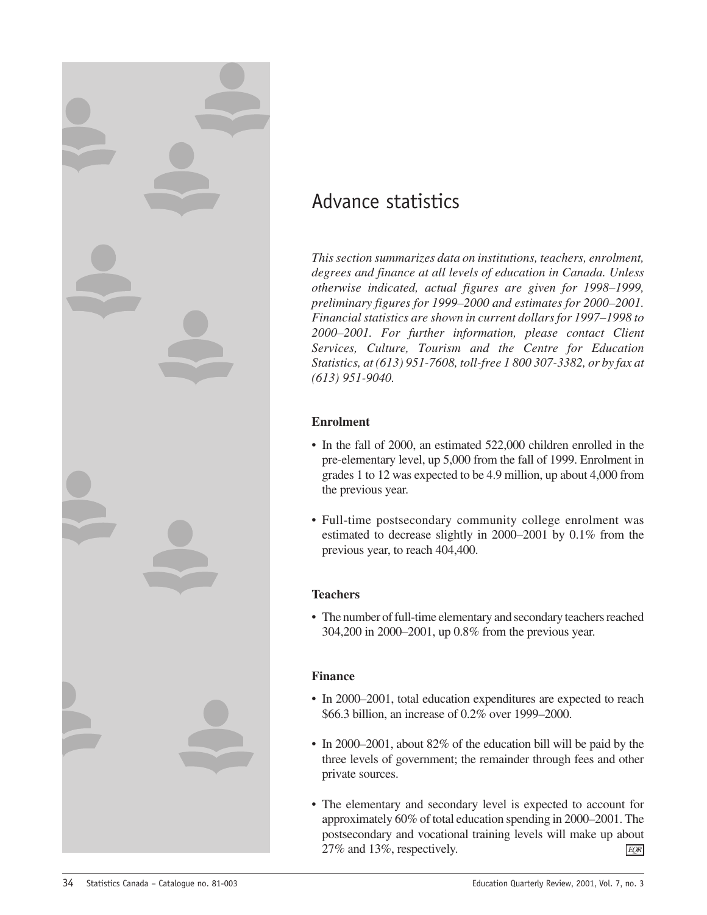# Advance statistics

*This section summarizes data on institutions, teachers, enrolment, degrees and finance at all levels of education in Canada. Unless otherwise indicated, actual figures are given for 1998–1999, preliminary figures for 1999–2000 and estimates for 2000–2001. Financial statistics are shown in current dollars for 1997–1998 to 2000–2001. For further information, please contact Client Services, Culture, Tourism and the Centre for Education Statistics, at (613) 951-7608, toll-free 1 800 307-3382, or by fax at (613) 951-9040.*

### Enrolment

- In the fall of 2000, an estimated 522,000 children enrolled in the pre-elementary level, up 5,000 from the fall of 1999. Enrolment in grades 1 to 12 was expected to be 4.9 million, up about 4,000 from the previous year.
- Full-time postsecondary community college enrolment was estimated to decrease slightly in 2000–2001 by 0.1% from the previous year, to reach 404,400.

### Teachers

- The number of full-time elementary and secondary teachers reached 304,200 in 2000–2001, up 0.8% from the previous year.

### Finance

- In 2000–2001, total education expenditures are expected to reach $66.3 billion, an increase of 0.2% over 1999–2000.
- In 2000–2001, about 82% of the education bill will be paid by the three levels of government; the remainder through fees and other private sources.
- The elementary and secondary level is expected to account for approximately 60% of total education spending in 2000–2001. The postsecondary and vocational training levels will make up about 27% and 13%, respectively.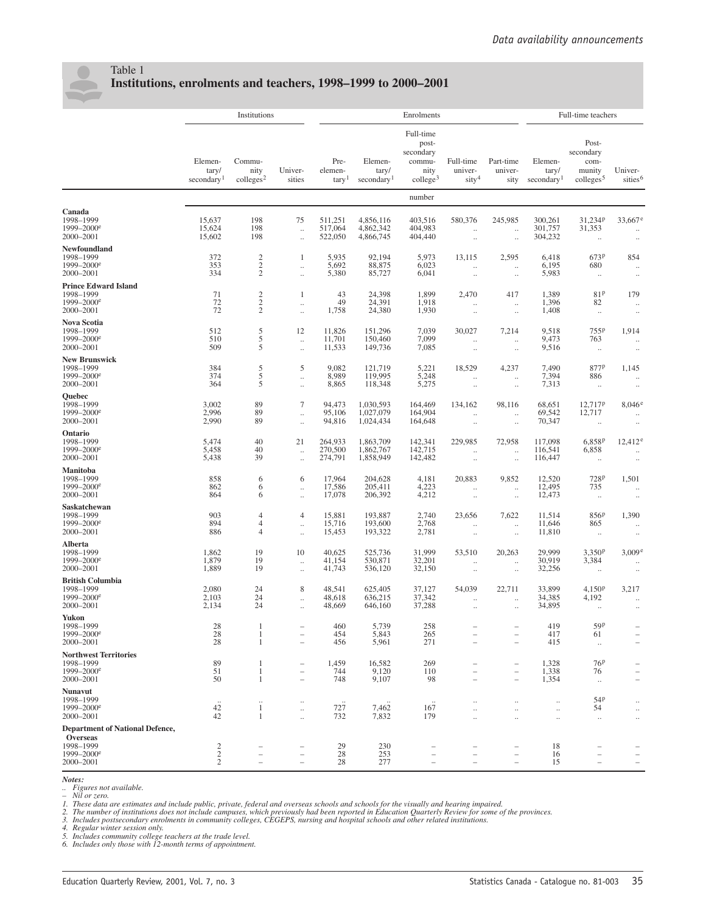Table 1

**Institutions, enrolments and teachers, 1998–1999 to 2000–2001**

| | Institutions | | | Enrolments | | | | | Full-time teachers | | |
|---|---|---|---|---|---|---|---|---|---|---|---|
| | Elementary/ secondary[1] | Community colleges[2] | Universities | Pre-elementary[1] | Elementary/ secondary[1] | Full-time post-secondary community college[3] | Full-time university[4] | Part-time university | Elementary/ secondary[1] | Post-secondary community colleges[5] | Universities[6] |
| | | | | | | number | | | | | |
| **Canada** | | | | | | | | | | | |
| 1998–1999 | 15,637 | 198 | 75 | 511,251 | 4,856,116 | 403,516 | 580,376 | 245,985 | 300,261 | 31,234p | 33,667e |
| 1999–2000e | 15,624 | 198 | .. | 517,064 | 4,862,342 | 404,983 | .. | .. | 301,757 | 31,353 | .. |
| 2000–2001 | 15,602 | 198 | .. | 522,050 | 4,866,745 | 404,440 | .. | .. | 304,232 | .. | .. |
| **Newfoundland** | | | | | | | | | | | |
| 1998–1999 | 372 | 2 | 1 | 5,935 | 92,194 | 5,973 | 13,115 | 2,595 | 6,418 | 673p | 854 |
| 1999–2000e | 353 | 2 | .. | 5,692 | 88,875 | 6,023 | .. | .. | 6,195 | 680 | .. |
| 2000–2001 | 334 | 2 | .. | 5,380 | 85,727 | 6,041 | .. | .. | 5,983 | .. | .. |
| **Prince Edward Island** | | | | | | | | | | | |
| 1998–1999 | 71 | 2 | 1 | 43 | 24,398 | 1,899 | 2,470 | 417 | 1,389 | 81p | 179 |
| 1999–2000e | 72 | 2 | .. | 49 | 24,391 | 1,918 | .. | .. | 1,396 | 82 | .. |
| 2000–2001 | 72 | 2 | .. | 1,758 | 24,380 | 1,930 | .. | .. | 1,408 | .. | .. |
| **Nova Scotia** | | | | | | | | | | | |
| 1998–1999 | 512 | 5 | 12 | 11,826 | 151,296 | 7,039 | 30,027 | 7,214 | 9,518 | 755p | 1,914 |
| 1999–2000e | 510 | 5 | .. | 11,701 | 150,460 | 7,099 | .. | .. | 9,473 | 763 | .. |
| 2000–2001 | 509 | 5 | .. | 11,533 | 149,736 | 7,085 | .. | .. | 9,516 | .. | .. |
| **New Brunswick** | | | | | | | | | | | |
| 1998–1999 | 384 | 5 | 5 | 9,082 | 121,719 | 5,221 | 18,529 | 4,237 | 7,490 | 877p | 1,145 |
| 1999–2000e | 374 | 5 | .. | 8,989 | 119,995 | 5,248 | .. | .. | 7,394 | 886 | .. |
| 2000–2001 | 364 | 5 | .. | 8,865 | 118,348 | 5,275 | .. | .. | 7,313 | .. | .. |
| **Quebec** | | | | | | | | | | | |
| 1998–1999 | 3,002 | 89 | 7 | 94,473 | 1,030,593 | 164,469 | 134,162 | 98,116 | 68,651 | 12,717p | 8,046e |
| 1999–2000e | 2,996 | 89 | .. | 95,106 | 1,027,079 | 164,904 | .. | .. | 69,542 | 12,717 | .. |
| 2000–2001 | 2,990 | 89 | .. | 94,816 | 1,024,434 | 164,648 | .. | .. | 70,347 | .. | .. |
| **Ontario** | | | | | | | | | | | |
| 1998–1999 | 5,474 | 40 | 21 | 264,933 | 1,863,709 | 142,341 | 229,985 | 72,958 | 117,098 | 6,858p | 12,412e |
| 1999–2000e | 5,458 | 40 | .. | 270,500 | 1,862,767 | 142,715 | .. | .. | 116,541 | 6,858 | .. |
| 2000–2001 | 5,438 | 39 | .. | 274,791 | 1,858,949 | 142,482 | .. | .. | 116,447 | .. | .. |
| **Manitoba** | | | | | | | | | | | |
| 1998–1999 | 858 | 6 | 6 | 17,964 | 204,628 | 4,181 | 20,883 | 9,852 | 12,520 | 728p | 1,501 |
| 1999–2000e | 862 | 6 | .. | 17,586 | 205,411 | 4,223 | .. | .. | 12,495 | 735 | .. |
| 2000–2001 | 864 | 6 | .. | 17,078 | 206,392 | 4,212 | .. | .. | 12,473 | .. | .. |
| **Saskatchewan** | | | | | | | | | | | |
| 1998–1999 | 903 | 4 | 4 | 15,881 | 193,887 | 2,740 | 23,656 | 7,622 | 11,514 | 856p | 1,390 |
| 1999–2000e | 894 | 4 | .. | 15,716 | 193,600 | 2,768 | .. | .. | 11,646 | 865 | .. |
| 2000–2001 | 886 | 4 | .. | 15,453 | 193,322 | 2,781 | .. | .. | 11,810 | .. | .. |
| **Alberta** | | | | | | | | | | | |
| 1998–1999 | 1,862 | 19 | 10 | 40,625 | 525,736 | 31,999 | 53,510 | 20,263 | 29,999 | 3,350p | 3,009e |
| 1999–2000e | 1,879 | 19 | .. | 41,154 | 530,871 | 32,201 | .. | .. | 30,919 | 3,384 | .. |
| 2000–2001 | 1,889 | 19 | .. | 41,743 | 536,120 | 32,150 | .. | .. | 32,256 | .. | .. |
| **British Columbia** | | | | | | | | | | | |
| 1998–1999 | 2,080 | 24 | 8 | 48,541 | 625,405 | 37,127 | 54,039 | 22,711 | 33,899 | 4,150p | 3,217 |
| 1999–2000e | 2,103 | 24 | .. | 48,618 | 636,215 | 37,342 | .. | .. | 34,385 | 4,192 | .. |
| 2000–2001 | 2,134 | 24 | .. | 48,669 | 646,160 | 37,288 | .. | .. | 34,895 | .. | .. |
| **Yukon** | | | | | | | | | | | |
| 1998–1999 | 28 | 1 | – | 460 | 5,739 | 258 | – | – | 419 | 59p | – |
| 1999–2000e | 28 | 1 | – | 454 | 5,843 | 265 | – | – | 417 | 61 | – |
| 2000–2001 | 28 | 1 | – | 456 | 5,961 | 271 | – | – | 415 | .. | – |
| **Northwest Territories** | | | | | | | | | | | |
| 1998–1999 | 89 | 1 | – | 1,459 | 16,582 | 269 | – | – | 1,328 | 76p | – |
| 1999–2000e | 51 | 1 | – | 744 | 9,120 | 110 | – | – | 1,338 | 76 | – |
| 2000–2001 | 50 | 1 | – | 748 | 9,107 | 98 | – | – | 1,354 | .. | – |
| **Nunavut** | | | | | | | | | | | |
| 1998–1999 | .. | .. | .. | .. | .. | .. | .. | .. | .. | 54p | .. |
| 1999–2000e | 42 | 1 | .. | 727 | 7,462 | 167 | .. | .. | .. | 54 | .. |
| 2000–2001 | 42 | 1 | .. | 732 | 7,832 | 179 | .. | .. | .. | .. | .. |
| **Department of National Defence, Overseas** | | | | | | | | | | | |
| 1998–1999 | 2 | – | – | 29 | 230 | – | – | – | 18 | – | – |
| 1999–2000e | 2 | – | – | 28 | 253 | – | – | – | 16 | – | – |
| 2000–2001 | 2 | – | – | 28 | 277 | – | – | – | 15 | – | – |

***Notes:***

*.. Figures not available.*
*– Nil or zero.*
*1. These data are estimates and include public, private, federal and overseas schools and schools for the visually and hearing impaired.*
*2. The number of institutions does not include campuses, which previously had been reported in Education Quarterly Review for some of the provinces.*
*3. Includes postsecondary enrolments in community colleges, CEGEPS, nursing and hospital schools and other related institutions.*
*4. Regular winter session only.*
*5. Includes community college teachers at the trade level.*
*6. Includes only those with 12-month terms of appointment.*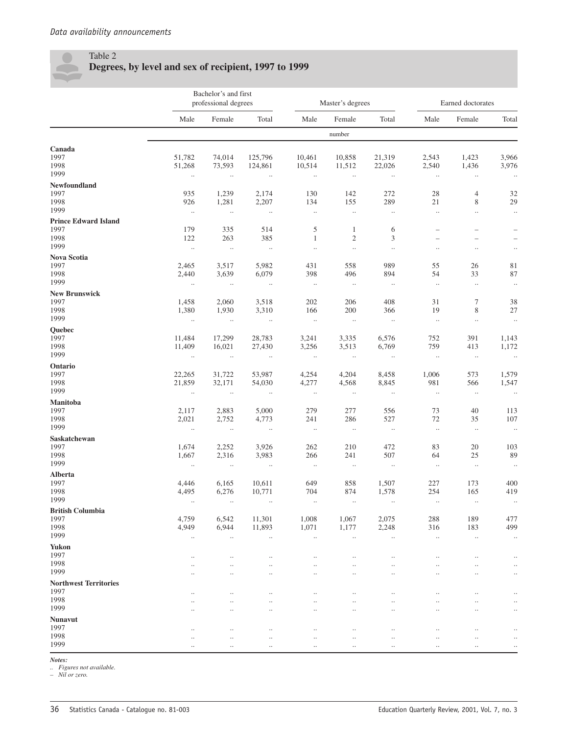## Table 2
### Degrees, by level and sex of recipient, 1997 to 1999

| | Bachelor's and first professional degrees | | | Master's degrees | | | Earned doctorates | | |
|---|---|---|---|---|---|---|---|---|---|
| | Male | Female | Total | Male | Female | Total | Male | Female | Total |
| | number | | | | | | | | |
| **Canada** | | | | | | | | | |
| 1997 | 51,782 | 74,014 | 125,796 | 10,461 | 10,858 | 21,319 | 2,543 | 1,423 | 3,966 |
| 1998 | 51,268 | 73,593 | 124,861 | 10,514 | 11,512 | 22,026 | 2,540 | 1,436 | 3,976 |
| 1999 | .. | .. | .. | .. | .. | .. | .. | .. | .. |
| **Newfoundland** | | | | | | | | | |
| 1997 | 935 | 1,239 | 2,174 | 130 | 142 | 272 | 28 | 4 | 32 |
| 1998 | 926 | 1,281 | 2,207 | 134 | 155 | 289 | 21 | 8 | 29 |
| 1999 | .. | .. | .. | .. | .. | .. | .. | .. | .. |
| **Prince Edward Island** | | | | | | | | | |
| 1997 | 179 | 335 | 514 | 5 | 1 | 6 | – | – | – |
| 1998 | 122 | 263 | 385 | 1 | 2 | 3 | – | – | – |
| 1999 | .. | .. | .. | .. | .. | .. | .. | .. | .. |
| **Nova Scotia** | | | | | | | | | |
| 1997 | 2,465 | 3,517 | 5,982 | 431 | 558 | 989 | 55 | 26 | 81 |
| 1998 | 2,440 | 3,639 | 6,079 | 398 | 496 | 894 | 54 | 33 | 87 |
| 1999 | .. | .. | .. | .. | .. | .. | .. | .. | .. |
| **New Brunswick** | | | | | | | | | |
| 1997 | 1,458 | 2,060 | 3,518 | 202 | 206 | 408 | 31 | 7 | 38 |
| 1998 | 1,380 | 1,930 | 3,310 | 166 | 200 | 366 | 19 | 8 | 27 |
| 1999 | .. | .. | .. | .. | .. | .. | .. | .. | .. |
| **Quebec** | | | | | | | | | |
| 1997 | 11,484 | 17,299 | 28,783 | 3,241 | 3,335 | 6,576 | 752 | 391 | 1,143 |
| 1998 | 11,409 | 16,021 | 27,430 | 3,256 | 3,513 | 6,769 | 759 | 413 | 1,172 |
| 1999 | .. | .. | .. | .. | .. | .. | .. | .. | .. |
| **Ontario** | | | | | | | | | |
| 1997 | 22,265 | 31,722 | 53,987 | 4,254 | 4,204 | 8,458 | 1,006 | 573 | 1,579 |
| 1998 | 21,859 | 32,171 | 54,030 | 4,277 | 4,568 | 8,845 | 981 | 566 | 1,547 |
| 1999 | .. | .. | .. | .. | .. | .. | .. | .. | .. |
| **Manitoba** | | | | | | | | | |
| 1997 | 2,117 | 2,883 | 5,000 | 279 | 277 | 556 | 73 | 40 | 113 |
| 1998 | 2,021 | 2,752 | 4,773 | 241 | 286 | 527 | 72 | 35 | 107 |
| 1999 | .. | .. | .. | .. | .. | .. | .. | .. | .. |
| **Saskatchewan** | | | | | | | | | |
| 1997 | 1,674 | 2,252 | 3,926 | 262 | 210 | 472 | 83 | 20 | 103 |
| 1998 | 1,667 | 2,316 | 3,983 | 266 | 241 | 507 | 64 | 25 | 89 |
| 1999 | .. | .. | .. | .. | .. | .. | .. | .. | .. |
| **Alberta** | | | | | | | | | |
| 1997 | 4,446 | 6,165 | 10,611 | 649 | 858 | 1,507 | 227 | 173 | 400 |
| 1998 | 4,495 | 6,276 | 10,771 | 704 | 874 | 1,578 | 254 | 165 | 419 |
| 1999 | .. | .. | .. | .. | .. | .. | .. | .. | .. |
| **British Columbia** | | | | | | | | | |
| 1997 | 4,759 | 6,542 | 11,301 | 1,008 | 1,067 | 2,075 | 288 | 189 | 477 |
| 1998 | 4,949 | 6,944 | 11,893 | 1,071 | 1,177 | 2,248 | 316 | 183 | 499 |
| 1999 | .. | .. | .. | .. | .. | .. | .. | .. | .. |
| **Yukon** | | | | | | | | | |
| 1997 | .. | .. | .. | .. | .. | .. | .. | .. | .. |
| 1998 | .. | .. | .. | .. | .. | .. | .. | .. | .. |
| 1999 | .. | .. | .. | .. | .. | .. | .. | .. | .. |
| **Northwest Territories** | | | | | | | | | |
| 1997 | .. | .. | .. | .. | .. | .. | .. | .. | .. |
| 1998 | .. | .. | .. | .. | .. | .. | .. | .. | .. |
| 1999 | .. | .. | .. | .. | .. | .. | .. | .. | .. |
| **Nunavut** | | | | | | | | | |
| 1997 | .. | .. | .. | .. | .. | .. | .. | .. | .. |
| 1998 | .. | .. | .. | .. | .. | .. | .. | .. | .. |
| 1999 | .. | .. | .. | .. | .. | .. | .. | .. | .. |

***Notes:***
*.. Figures not available.*
*– Nil or zero.*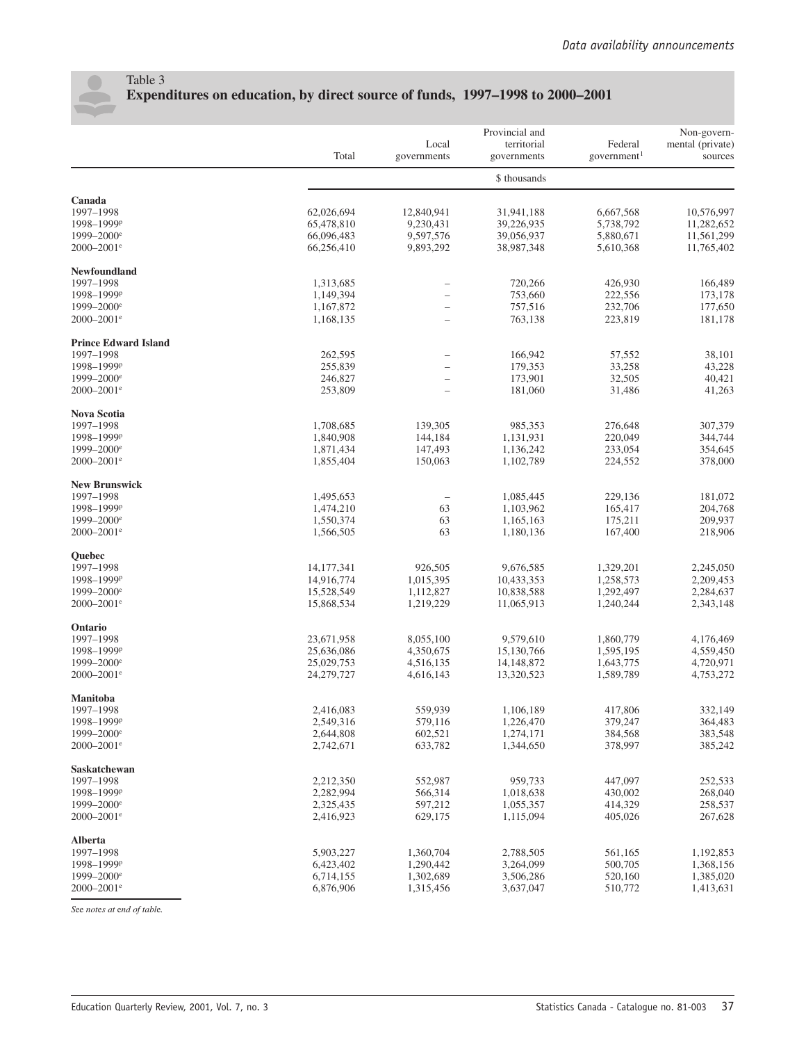## Table 3
### Expenditures on education, by direct source of funds, 1997–1998 to 2000–2001

| | Total | Local governments | Provincial and territorial governments | Federal government[1] | Non-governmental (private) sources |
|---|---|---|---|---|---|
| | $ thousands | | | | |
| **Canada** | | | | | |
| 1997–1998 | 62,026,694 | 12,840,941 | 31,941,188 | 6,667,568 | 10,576,997 |
| 1998–1999[p] | 65,478,810 | 9,230,431 | 39,226,935 | 5,738,792 | 11,282,652 |
| 1999–2000[e] | 66,096,483 | 9,597,576 | 39,056,937 | 5,880,671 | 11,561,299 |
| 2000–2001[e] | 66,256,410 | 9,893,292 | 38,987,348 | 5,610,368 | 11,765,402 |
| **Newfoundland** | | | | | |
| 1997–1998 | 1,313,685 | – | 720,266 | 426,930 | 166,489 |
| 1998–1999[p] | 1,149,394 | – | 753,660 | 222,556 | 173,178 |
| 1999–2000[e] | 1,167,872 | – | 757,516 | 232,706 | 177,650 |
| 2000–2001[e] | 1,168,135 | – | 763,138 | 223,819 | 181,178 |
| **Prince Edward Island** | | | | | |
| 1997–1998 | 262,595 | – | 166,942 | 57,552 | 38,101 |
| 1998–1999[p] | 255,839 | – | 179,353 | 33,258 | 43,228 |
| 1999–2000[e] | 246,827 | – | 173,901 | 32,505 | 40,421 |
| 2000–2001[e] | 253,809 | – | 181,060 | 31,486 | 41,263 |
| **Nova Scotia** | | | | | |
| 1997–1998 | 1,708,685 | 139,305 | 985,353 | 276,648 | 307,379 |
| 1998–1999[p] | 1,840,908 | 144,184 | 1,131,931 | 220,049 | 344,744 |
| 1999–2000[e] | 1,871,434 | 147,493 | 1,136,242 | 233,054 | 354,645 |
| 2000–2001[e] | 1,855,404 | 150,063 | 1,102,789 | 224,552 | 378,000 |
| **New Brunswick** | | | | | |
| 1997–1998 | 1,495,653 | – | 1,085,445 | 229,136 | 181,072 |
| 1998–1999[p] | 1,474,210 | 63 | 1,103,962 | 165,417 | 204,768 |
| 1999–2000[e] | 1,550,374 | 63 | 1,165,163 | 175,211 | 209,937 |
| 2000–2001[e] | 1,566,505 | 63 | 1,180,136 | 167,400 | 218,906 |
| **Quebec** | | | | | |
| 1997–1998 | 14,177,341 | 926,505 | 9,676,585 | 1,329,201 | 2,245,050 |
| 1998–1999[p] | 14,916,774 | 1,015,395 | 10,433,353 | 1,258,573 | 2,209,453 |
| 1999–2000[e] | 15,528,549 | 1,112,827 | 10,838,588 | 1,292,497 | 2,284,637 |
| 2000–2001[e] | 15,868,534 | 1,219,229 | 11,065,913 | 1,240,244 | 2,343,148 |
| **Ontario** | | | | | |
| 1997–1998 | 23,671,958 | 8,055,100 | 9,579,610 | 1,860,779 | 4,176,469 |
| 1998–1999[p] | 25,636,086 | 4,350,675 | 15,130,766 | 1,595,195 | 4,559,450 |
| 1999–2000[e] | 25,029,753 | 4,516,135 | 14,148,872 | 1,643,775 | 4,720,971 |
| 2000–2001[e] | 24,279,727 | 4,616,143 | 13,320,523 | 1,589,789 | 4,753,272 |
| **Manitoba** | | | | | |
| 1997–1998 | 2,416,083 | 559,939 | 1,106,189 | 417,806 | 332,149 |
| 1998–1999[p] | 2,549,316 | 579,116 | 1,226,470 | 379,247 | 364,483 |
| 1999–2000[e] | 2,644,808 | 602,521 | 1,274,171 | 384,568 | 383,548 |
| 2000–2001[e] | 2,742,671 | 633,782 | 1,344,650 | 378,997 | 385,242 |
| **Saskatchewan** | | | | | |
| 1997–1998 | 2,212,350 | 552,987 | 959,733 | 447,097 | 252,533 |
| 1998–1999[p] | 2,282,994 | 566,314 | 1,018,638 | 430,002 | 268,040 |
| 1999–2000[e] | 2,325,435 | 597,212 | 1,055,357 | 414,329 | 258,537 |
| 2000–2001[e] | 2,416,923 | 629,175 | 1,115,094 | 405,026 | 267,628 |
| **Alberta** | | | | | |
| 1997–1998 | 5,903,227 | 1,360,704 | 2,788,505 | 561,165 | 1,192,853 |
| 1998–1999[p] | 6,423,402 | 1,290,442 | 3,264,099 | 500,705 | 1,368,156 |
| 1999–2000[e] | 6,714,155 | 1,302,689 | 3,506,286 | 520,160 | 1,385,020 |
| 2000–2001[e] | 6,876,906 | 1,315,456 | 3,637,047 | 510,772 | 1,413,631 |

*See notes at end of table.*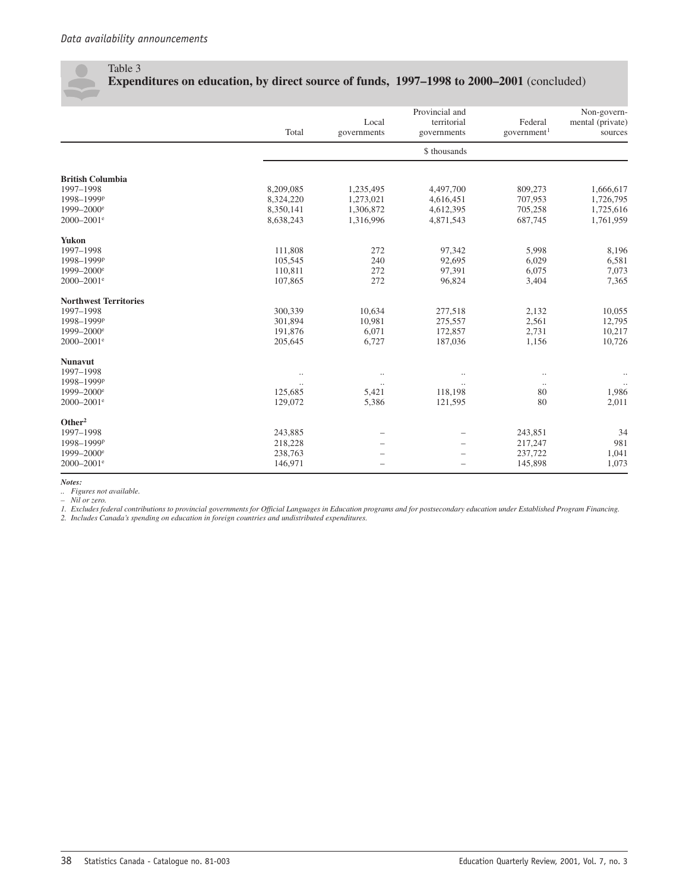## Table 3
**Expenditures on education, by direct source of funds, 1997–1998 to 2000–2001** (concluded)

| | Total | Local governments | Provincial and territorial governments | Federal government[1] | Non-governmental (private) sources |
|---|---|---|---|---|---|
| | \$ thousands | | | | |
| **British Columbia** | | | | | |
| 1997–1998 | 8,209,085 | 1,235,495 | 4,497,700 | 809,273 | 1,666,617 |
| 1998–1999[p] | 8,324,220 | 1,273,021 | 4,616,451 | 707,953 | 1,726,795 |
| 1999–2000[e] | 8,350,141 | 1,306,872 | 4,612,395 | 705,258 | 1,725,616 |
| 2000–2001[e] | 8,638,243 | 1,316,996 | 4,871,543 | 687,745 | 1,761,959 |
| **Yukon** | | | | | |
| 1997–1998 | 111,808 | 272 | 97,342 | 5,998 | 8,196 |
| 1998–1999[p] | 105,545 | 240 | 92,695 | 6,029 | 6,581 |
| 1999–2000[e] | 110,811 | 272 | 97,391 | 6,075 | 7,073 |
| 2000–2001[e] | 107,865 | 272 | 96,824 | 3,404 | 7,365 |
| **Northwest Territories** | | | | | |
| 1997–1998 | 300,339 | 10,634 | 277,518 | 2,132 | 10,055 |
| 1998–1999[p] | 301,894 | 10,981 | 275,557 | 2,561 | 12,795 |
| 1999–2000[e] | 191,876 | 6,071 | 172,857 | 2,731 | 10,217 |
| 2000–2001[e] | 205,645 | 6,727 | 187,036 | 1,156 | 10,726 |
| **Nunavut** | | | | | |
| 1997–1998 | .. | .. | .. | .. | .. |
| 1998–1999[p] | .. | .. | .. | .. | .. |
| 1999–2000[e] | 125,685 | 5,421 | 118,198 | 80 | 1,986 |
| 2000–2001[e] | 129,072 | 5,386 | 121,595 | 80 | 2,011 |
| **Other[2]** | | | | | |
| 1997–1998 | 243,885 | – | – | 243,851 | 34 |
| 1998–1999[p] | 218,228 | – | – | 217,247 | 981 |
| 1999–2000[e] | 238,763 | – | – | 237,722 | 1,041 |
| 2000–2001[e] | 146,971 | – | – | 145,898 | 1,073 |

***Notes:***

*.. Figures not available.*

*– Nil or zero.*

*1. Excludes federal contributions to provincial governments for Official Languages in Education programs and for postsecondary education under Established Program Financing.*

*2. Includes Canada's spending on education in foreign countries and undistributed expenditures.*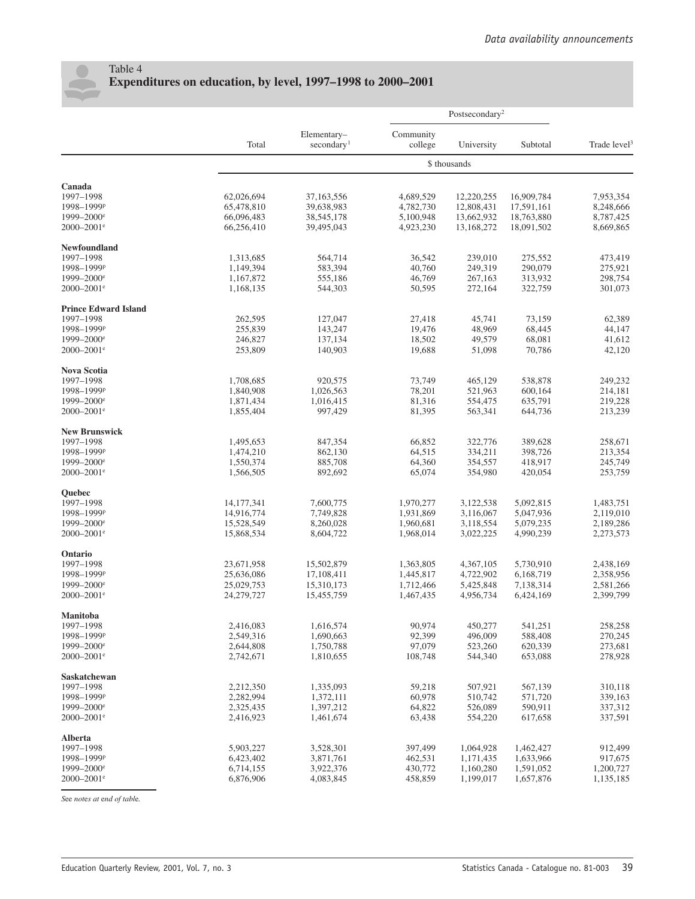## Table 4
### Expenditures on education, by level, 1997–1998 to 2000–2001

| | Total | Elementary–secondary[1] | Postsecondary[2] | | | Trade level[3] |
|---|---|---|---|---|---|---|
| | | | Community college | University | Subtotal | |
| | \$ thousands | | | | | |
| **Canada** | | | | | | |
| 1997–1998 | 62,026,694 | 37,163,556 | 4,689,529 | 12,220,255 | 16,909,784 | 7,953,354 |
| 1998–1999[p] | 65,478,810 | 39,638,983 | 4,782,730 | 12,808,431 | 17,591,161 | 8,248,666 |
| 1999–2000[e] | 66,096,483 | 38,545,178 | 5,100,948 | 13,662,932 | 18,763,880 | 8,787,425 |
| 2000–2001[e] | 66,256,410 | 39,495,043 | 4,923,230 | 13,168,272 | 18,091,502 | 8,669,865 |
| **Newfoundland** | | | | | | |
| 1997–1998 | 1,313,685 | 564,714 | 36,542 | 239,010 | 275,552 | 473,419 |
| 1998–1999[p] | 1,149,394 | 583,394 | 40,760 | 249,319 | 290,079 | 275,921 |
| 1999–2000[e] | 1,167,872 | 555,186 | 46,769 | 267,163 | 313,932 | 298,754 |
| 2000–2001[e] | 1,168,135 | 544,303 | 50,595 | 272,164 | 322,759 | 301,073 |
| **Prince Edward Island** | | | | | | |
| 1997–1998 | 262,595 | 127,047 | 27,418 | 45,741 | 73,159 | 62,389 |
| 1998–1999[p] | 255,839 | 143,247 | 19,476 | 48,969 | 68,445 | 44,147 |
| 1999–2000[e] | 246,827 | 137,134 | 18,502 | 49,579 | 68,081 | 41,612 |
| 2000–2001[e] | 253,809 | 140,903 | 19,688 | 51,098 | 70,786 | 42,120 |
| **Nova Scotia** | | | | | | |
| 1997–1998 | 1,708,685 | 920,575 | 73,749 | 465,129 | 538,878 | 249,232 |
| 1998–1999[p] | 1,840,908 | 1,026,563 | 78,201 | 521,963 | 600,164 | 214,181 |
| 1999–2000[e] | 1,871,434 | 1,016,415 | 81,316 | 554,475 | 635,791 | 219,228 |
| 2000–2001[e] | 1,855,404 | 997,429 | 81,395 | 563,341 | 644,736 | 213,239 |
| **New Brunswick** | | | | | | |
| 1997–1998 | 1,495,653 | 847,354 | 66,852 | 322,776 | 389,628 | 258,671 |
| 1998–1999[p] | 1,474,210 | 862,130 | 64,515 | 334,211 | 398,726 | 213,354 |
| 1999–2000[e] | 1,550,374 | 885,708 | 64,360 | 354,557 | 418,917 | 245,749 |
| 2000–2001[e] | 1,566,505 | 892,692 | 65,074 | 354,980 | 420,054 | 253,759 |
| **Quebec** | | | | | | |
| 1997–1998 | 14,177,341 | 7,600,775 | 1,970,277 | 3,122,538 | 5,092,815 | 1,483,751 |
| 1998–1999[p] | 14,916,774 | 7,749,828 | 1,931,869 | 3,116,067 | 5,047,936 | 2,119,010 |
| 1999–2000[e] | 15,528,549 | 8,260,028 | 1,960,681 | 3,118,554 | 5,079,235 | 2,189,286 |
| 2000–2001[e] | 15,868,534 | 8,604,722 | 1,968,014 | 3,022,225 | 4,990,239 | 2,273,573 |
| **Ontario** | | | | | | |
| 1997–1998 | 23,671,958 | 15,502,879 | 1,363,805 | 4,367,105 | 5,730,910 | 2,438,169 |
| 1998–1999[p] | 25,636,086 | 17,108,411 | 1,445,817 | 4,722,902 | 6,168,719 | 2,358,956 |
| 1999–2000[e] | 25,029,753 | 15,310,173 | 1,712,466 | 5,425,848 | 7,138,314 | 2,581,266 |
| 2000–2001[e] | 24,279,727 | 15,455,759 | 1,467,435 | 4,956,734 | 6,424,169 | 2,399,799 |
| **Manitoba** | | | | | | |
| 1997–1998 | 2,416,083 | 1,616,574 | 90,974 | 450,277 | 541,251 | 258,258 |
| 1998–1999[p] | 2,549,316 | 1,690,663 | 92,399 | 496,009 | 588,408 | 270,245 |
| 1999–2000[e] | 2,644,808 | 1,750,788 | 97,079 | 523,260 | 620,339 | 273,681 |
| 2000–2001[e] | 2,742,671 | 1,810,655 | 108,748 | 544,340 | 653,088 | 278,928 |
| **Saskatchewan** | | | | | | |
| 1997–1998 | 2,212,350 | 1,335,093 | 59,218 | 507,921 | 567,139 | 310,118 |
| 1998–1999[p] | 2,282,994 | 1,372,111 | 60,978 | 510,742 | 571,720 | 339,163 |
| 1999–2000[e] | 2,325,435 | 1,397,212 | 64,822 | 526,089 | 590,911 | 337,312 |
| 2000–2001[e] | 2,416,923 | 1,461,674 | 63,438 | 554,220 | 617,658 | 337,591 |
| **Alberta** | | | | | | |
| 1997–1998 | 5,903,227 | 3,528,301 | 397,499 | 1,064,928 | 1,462,427 | 912,499 |
| 1998–1999[p] | 6,423,402 | 3,871,761 | 462,531 | 1,171,435 | 1,633,966 | 917,675 |
| 1999–2000[e] | 6,714,155 | 3,922,376 | 430,772 | 1,160,280 | 1,591,052 | 1,200,727 |
| 2000–2001[e] | 6,876,906 | 4,083,845 | 458,859 | 1,199,017 | 1,657,876 | 1,135,185 |

*See notes at end of table.*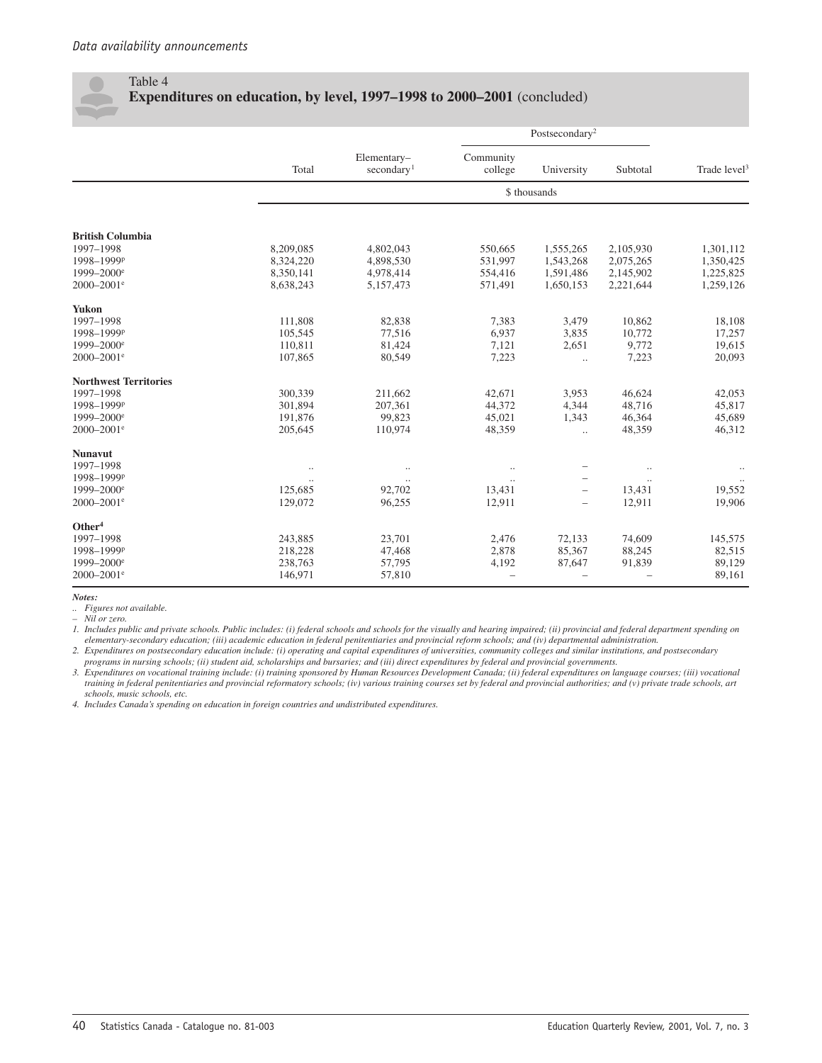## Table 4
**Expenditures on education, by level, 1997–1998 to 2000–2001** (concluded)

| | Total | Elementary–secondary[1] | Postsecondary[2] | | | Trade level[3] |
|---|---|---|---|---|---|---|
| | | | Community college | University | Subtotal | |
| | \$ thousands | | | | | |
| **British Columbia** | | | | | | |
| 1997–1998 | 8,209,085 | 4,802,043 | 550,665 | 1,555,265 | 2,105,930 | 1,301,112 |
| 1998–1999p | 8,324,220 | 4,898,530 | 531,997 | 1,543,268 | 2,075,265 | 1,350,425 |
| 1999–2000e | 8,350,141 | 4,978,414 | 554,416 | 1,591,486 | 2,145,902 | 1,225,825 |
| 2000–2001e | 8,638,243 | 5,157,473 | 571,491 | 1,650,153 | 2,221,644 | 1,259,126 |
| **Yukon** | | | | | | |
| 1997–1998 | 111,808 | 82,838 | 7,383 | 3,479 | 10,862 | 18,108 |
| 1998–1999p | 105,545 | 77,516 | 6,937 | 3,835 | 10,772 | 17,257 |
| 1999–2000e | 110,811 | 81,424 | 7,121 | 2,651 | 9,772 | 19,615 |
| 2000–2001e | 107,865 | 80,549 | 7,223 | .. | 7,223 | 20,093 |
| **Northwest Territories** | | | | | | |
| 1997–1998 | 300,339 | 211,662 | 42,671 | 3,953 | 46,624 | 42,053 |
| 1998–1999p | 301,894 | 207,361 | 44,372 | 4,344 | 48,716 | 45,817 |
| 1999–2000e | 191,876 | 99,823 | 45,021 | 1,343 | 46,364 | 45,689 |
| 2000–2001e | 205,645 | 110,974 | 48,359 | .. | 48,359 | 46,312 |
| **Nunavut** | | | | | | |
| 1997–1998 | .. | .. | .. | – | .. | .. |
| 1998–1999p | .. | .. | .. | – | .. | .. |
| 1999–2000e | 125,685 | 92,702 | 13,431 | – | 13,431 | 19,552 |
| 2000–2001e | 129,072 | 96,255 | 12,911 | – | 12,911 | 19,906 |
| **Other[4]** | | | | | | |
| 1997–1998 | 243,885 | 23,701 | 2,476 | 72,133 | 74,609 | 145,575 |
| 1998–1999p | 218,228 | 47,468 | 2,878 | 85,367 | 88,245 | 82,515 |
| 1999–2000e | 238,763 | 57,795 | 4,192 | 87,647 | 91,839 | 89,129 |
| 2000–2001e | 146,971 | 57,810 | – | – | – | 89,161 |

***Notes:***

*.. Figures not available.*

*– Nil or zero.*

*1. Includes public and private schools. Public includes: (i) federal schools and schools for the visually and hearing impaired; (ii) provincial and federal department spending on elementary-secondary education; (iii) academic education in federal penitentiaries and provincial reform schools; and (iv) departmental administration.*

*2. Expenditures on postsecondary education include: (i) operating and capital expenditures of universities, community colleges and similar institutions, and postsecondary programs in nursing schools; (ii) student aid, scholarships and bursaries; and (iii) direct expenditures by federal and provincial governments.*

*3. Expenditures on vocational training include: (i) training sponsored by Human Resources Development Canada; (ii) federal expenditures on language courses; (iii) vocational training in federal penitentiaries and provincial reformatory schools; (iv) various training courses set by federal and provincial authorities; and (v) private trade schools, art schools, music schools, etc.*

*4. Includes Canada's spending on education in foreign countries and undistributed expenditures.*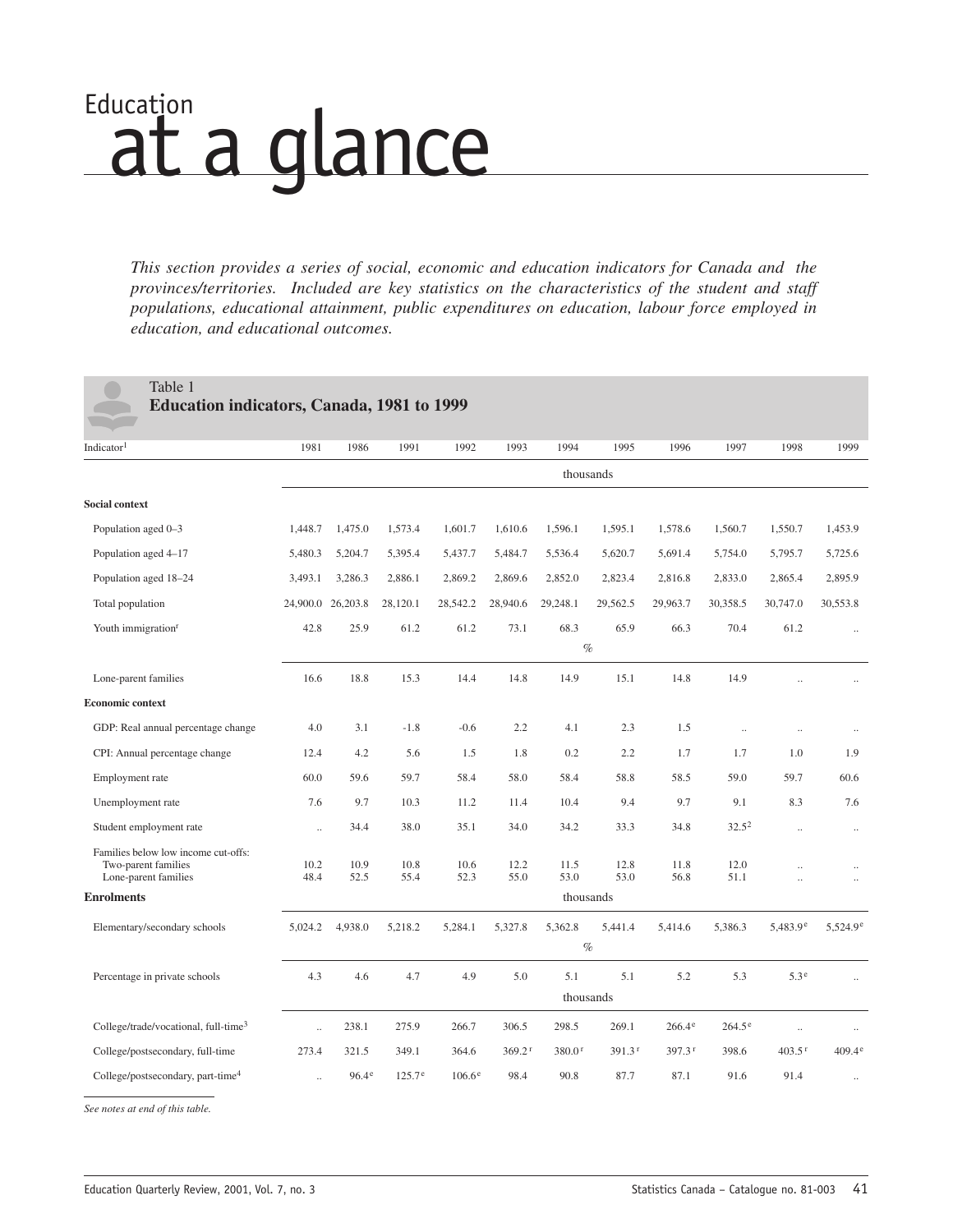# Education at a glance

*This section provides a series of social, economic and education indicators for Canada and the provinces/territories. Included are key statistics on the characteristics of the student and staff populations, educational attainment, public expenditures on education, labour force employed in education, and educational outcomes.*

## Table 1
**Education indicators, Canada, 1981 to 1999**

| Indicator[1] | 1981 | 1986 | 1991 | 1992 | 1993 | 1994 | 1995 | 1996 | 1997 | 1998 | 1999 |
|---|---|---|---|---|---|---|---|---|---|---|---|
| | thousands | | | | | | | | | | |
| **Social context** | | | | | | | | | | | |
| Population aged 0–3 | 1,448.7 | 1,475.0 | 1,573.4 | 1,601.7 | 1,610.6 | 1,596.1 | 1,595.1 | 1,578.6 | 1,560.7 | 1,550.7 | 1,453.9 |
| Population aged 4–17 | 5,480.3 | 5,204.7 | 5,395.4 | 5,437.7 | 5,484.7 | 5,536.4 | 5,620.7 | 5,691.4 | 5,754.0 | 5,795.7 | 5,725.6 |
| Population aged 18–24 | 3,493.1 | 3,286.3 | 2,886.1 | 2,869.2 | 2,869.6 | 2,852.0 | 2,823.4 | 2,816.8 | 2,833.0 | 2,865.4 | 2,895.9 |
| Total population | 24,900.0 | 26,203.8 | 28,120.1 | 28,542.2 | 28,940.6 | 29,248.1 | 29,562.5 | 29,963.7 | 30,358.5 | 30,747.0 | 30,553.8 |
| Youth immigration[r] | 42.8 | 25.9 | 61.2 | 61.2 | 73.1 | 68.3 | 65.9 | 66.3 | 70.4 | 61.2 | .. |
| | % | | | | | | | | | | |
| Lone-parent families | 16.6 | 18.8 | 15.3 | 14.4 | 14.8 | 14.9 | 15.1 | 14.8 | 14.9 | .. | .. |
| **Economic context** | | | | | | | | | | | |
| GDP: Real annual percentage change | 4.0 | 3.1 | -1.8 | -0.6 | 2.2 | 4.1 | 2.3 | 1.5 | .. | .. | .. |
| CPI: Annual percentage change | 12.4 | 4.2 | 5.6 | 1.5 | 1.8 | 0.2 | 2.2 | 1.7 | 1.7 | 1.0 | 1.9 |
| Employment rate | 60.0 | 59.6 | 59.7 | 58.4 | 58.0 | 58.4 | 58.8 | 58.5 | 59.0 | 59.7 | 60.6 |
| Unemployment rate | 7.6 | 9.7 | 10.3 | 11.2 | 11.4 | 10.4 | 9.4 | 9.7 | 9.1 | 8.3 | 7.6 |
| Student employment rate | .. | 34.4 | 38.0 | 35.1 | 34.0 | 34.2 | 33.3 | 34.8 | 32.5[2] | .. | .. |
| Families below low income cut-offs: | | | | | | | | | | | |
| Two-parent families | 10.2 | 10.9 | 10.8 | 10.6 | 12.2 | 11.5 | 12.8 | 11.8 | 12.0 | .. | .. |
| Lone-parent families | 48.4 | 52.5 | 55.4 | 52.3 | 55.0 | 53.0 | 53.0 | 56.8 | 51.1 | .. | .. |
| **Enrolments** | thousands | | | | | | | | | | |
| Elementary/secondary schools | 5,024.2 | 4,938.0 | 5,218.2 | 5,284.1 | 5,327.8 | 5,362.8 | 5,441.4 | 5,414.6 | 5,386.3 | 5,483.9[e] | 5,524.9[e] |
| | % | | | | | | | | | | |
| Percentage in private schools | 4.3 | 4.6 | 4.7 | 4.9 | 5.0 | 5.1 | 5.1 | 5.2 | 5.3 | 5.3[e] | .. |
| | thousands | | | | | | | | | | |
| College/trade/vocational, full-time[3] | .. | 238.1 | 275.9 | 266.7 | 306.5 | 298.5 | 269.1 | 266.4[e] | 264.5[e] | .. | .. |
| College/postsecondary, full-time | 273.4 | 321.5 | 349.1 | 364.6 | 369.2[r] | 380.0[r] | 391.3[r] | 397.3[r] | 398.6 | 403.5[r] | 409.4[e] |
| College/postsecondary, part-time[4] | .. | 96.4[e] | 125.7[e] | 106.6[e] | 98.4 | 90.8 | 87.7 | 87.1 | 91.6 | 91.4 | .. |

*See notes at end of this table.*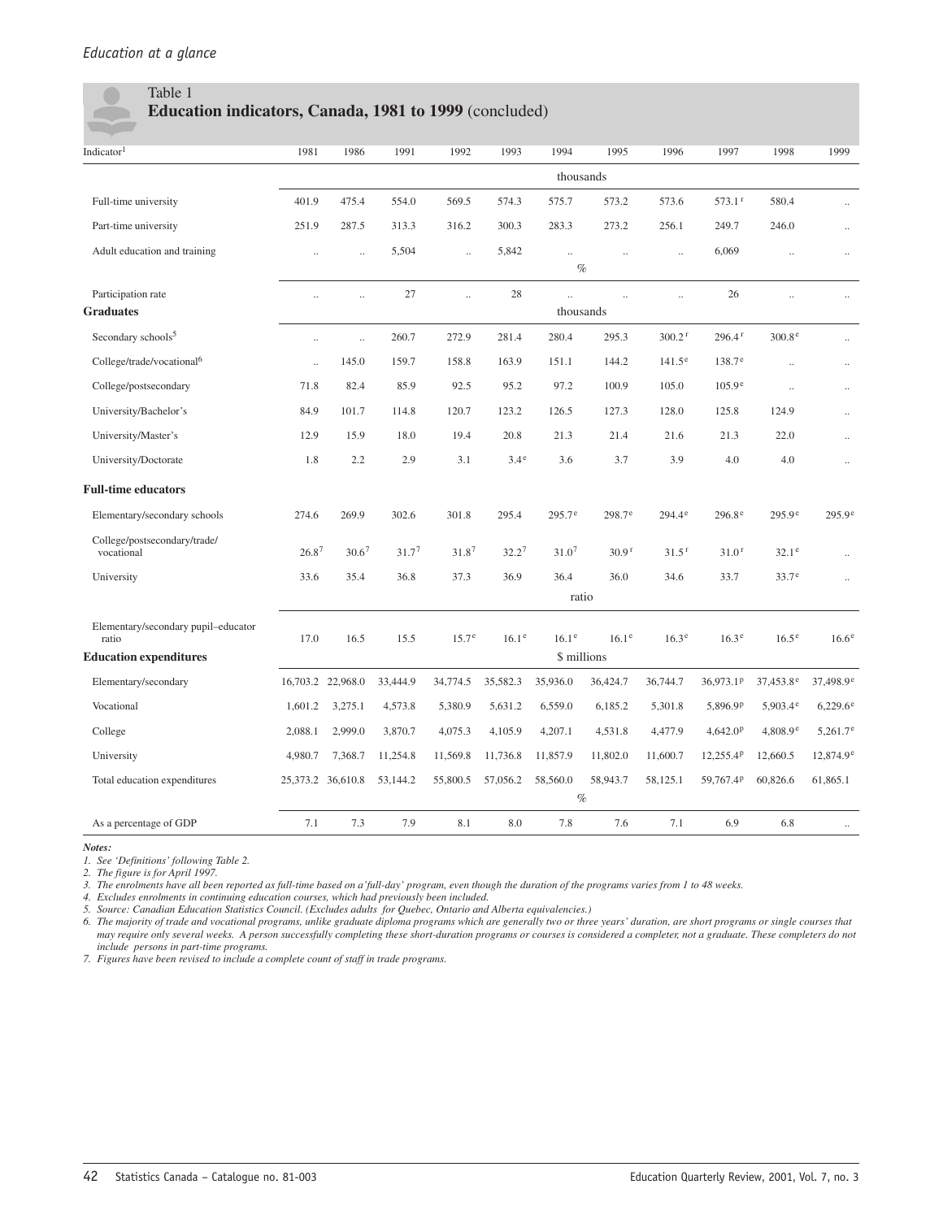Table 1
**Education indicators, Canada, 1981 to 1999** (concluded)

| Indicator[1] | 1981 | 1986 | 1991 | 1992 | 1993 | 1994 | 1995 | 1996 | 1997 | 1998 | 1999 |
|---|---|---|---|---|---|---|---|---|---|---|---|
| | thousands | | | | | | | | | | |
| Full-time university | 401.9 | 475.4 | 554.0 | 569.5 | 574.3 | 575.7 | 573.2 | 573.6 | 573.1 r | 580.4 | .. |
| Part-time university | 251.9 | 287.5 | 313.3 | 316.2 | 300.3 | 283.3 | 273.2 | 256.1 | 249.7 | 246.0 | .. |
| Adult education and training | .. | .. | 5,504 | .. | 5,842 | .. | .. | .. | 6,069 | .. | .. |
| | % | | | | | | | | | | |
| Participation rate | .. | .. | 27 | .. | 28 | .. | .. | .. | 26 | .. | .. |
| **Graduates** | thousands | | | | | | | | | | |
| Secondary schools[5] | .. | .. | 260.7 | 272.9 | 281.4 | 280.4 | 295.3 | 300.2 r | 296.4 r | 300.8 e | .. |
| College/trade/vocational[6] | .. | 145.0 | 159.7 | 158.8 | 163.9 | 151.1 | 144.2 | 141.5 e | 138.7 e | .. | .. |
| College/postsecondary | 71.8 | 82.4 | 85.9 | 92.5 | 95.2 | 97.2 | 100.9 | 105.0 | 105.9 e | .. | .. |
| University/Bachelor's | 84.9 | 101.7 | 114.8 | 120.7 | 123.2 | 126.5 | 127.3 | 128.0 | 125.8 | 124.9 | .. |
| University/Master's | 12.9 | 15.9 | 18.0 | 19.4 | 20.8 | 21.3 | 21.4 | 21.6 | 21.3 | 22.0 | .. |
| University/Doctorate | 1.8 | 2.2 | 2.9 | 3.1 | 3.4 e | 3.6 | 3.7 | 3.9 | 4.0 | 4.0 | .. |
| **Full-time educators** | | | | | | | | | | | |
| Elementary/secondary schools | 274.6 | 269.9 | 302.6 | 301.8 | 295.4 | 295.7 e | 298.7 e | 294.4 e | 296.8 e | 295.9 e | 295.9 e |
| College/postsecondary/trade/ vocational | 26.8[7] | 30.6[7] | 31.7[7] | 31.8[7] | 32.2[7] | 31.0[7] | 30.9 r | 31.5 r | 31.0 r | 32.1 e | .. |
| University | 33.6 | 35.4 | 36.8 | 37.3 | 36.9 | 36.4 | 36.0 | 34.6 | 33.7 | 33.7 e | .. |
| | ratio | | | | | | | | | | |
| Elementary/secondary pupil–educator ratio | 17.0 | 16.5 | 15.5 | 15.7 e | 16.1 e | 16.1 e | 16.1 e | 16.3 e | 16.3 e | 16.5 e | 16.6 e |
| **Education expenditures** | $ millions | | | | | | | | | | |
| Elementary/secondary | 16,703.2 | 22,968.0 | 33,444.9 | 34,774.5 | 35,582.3 | 35,936.0 | 36,424.7 | 36,744.7 | 36,973.1 p | 37,453.8 e | 37,498.9 e |
| Vocational | 1,601.2 | 3,275.1 | 4,573.8 | 5,380.9 | 5,631.2 | 6,559.0 | 6,185.2 | 5,301.8 | 5,896.9 p | 5,903.4 e | 6,229.6 e |
| College | 2,088.1 | 2,999.0 | 3,870.7 | 4,075.3 | 4,105.9 | 4,207.1 | 4,531.8 | 4,477.9 | 4,642.0 p | 4,808.9 e | 5,261.7 e |
| University | 4,980.7 | 7,368.7 | 11,254.8 | 11,569.8 | 11,736.8 | 11,857.9 | 11,802.0 | 11,600.7 | 12,255.4 p | 12,660.5 | 12,874.9 e |
| Total education expenditures | 25,373.2 | 36,610.8 | 53,144.2 | 55,800.5 | 57,056.2 | 58,560.0 | 58,943.7 | 58,125.1 | 59,767.4 p | 60,826.6 | 61,865.1 |
| | % | | | | | | | | | | |
| As a percentage of GDP | 7.1 | 7.3 | 7.9 | 8.1 | 8.0 | 7.8 | 7.6 | 7.1 | 6.9 | 6.8 | .. |

***Notes:***

*1. See 'Definitions' following Table 2.*
*2. The figure is for April 1997.*
*3. The enrolments have all been reported as full-time based on a 'full-day' program, even though the duration of the programs varies from 1 to 48 weeks.*
*4. Excludes enrolments in continuing education courses, which had previously been included.*
*5. Source: Canadian Education Statistics Council. (Excludes adults for Quebec, Ontario and Alberta equivalencies.)*
*6. The majority of trade and vocational programs, unlike graduate diploma programs which are generally two or three years' duration, are short programs or single courses that may require only several weeks. A person successfully completing these short-duration programs or courses is considered a completer, not a graduate. These completers do not include persons in part-time programs.*
*7. Figures have been revised to include a complete count of staff in trade programs.*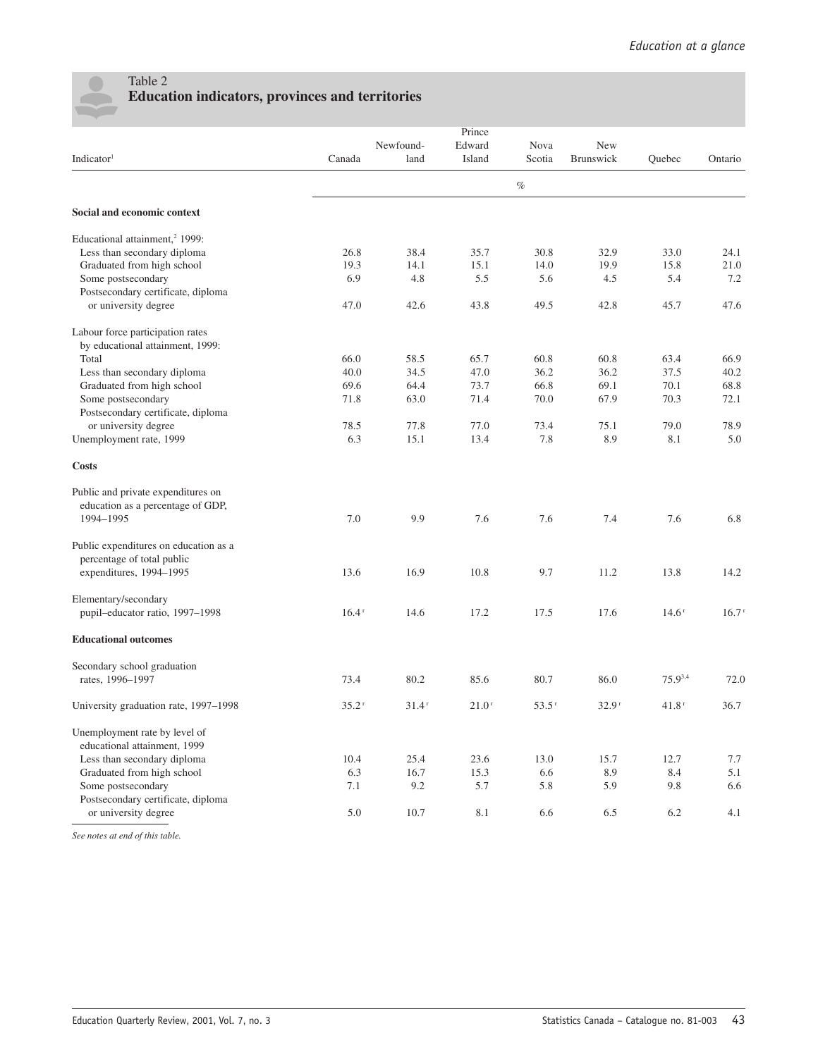## Table 2
### Education indicators, provinces and territories

| Indicator[1] | Canada | Newfoundland | Prince Edward Island | Nova Scotia | New Brunswick | Quebec | Ontario |
|---|---|---|---|---|---|---|---|
| | % | | | | | | |
| **Social and economic context** | | | | | | | |
| Educational attainment,[2] 1999: | | | | | | | |
| Less than secondary diploma | 26.8 | 38.4 | 35.7 | 30.8 | 32.9 | 33.0 | 24.1 |
| Graduated from high school | 19.3 | 14.1 | 15.1 | 14.0 | 19.9 | 15.8 | 21.0 |
| Some postsecondary | 6.9 | 4.8 | 5.5 | 5.6 | 4.5 | 5.4 | 7.2 |
| Postsecondary certificate, diploma or university degree | 47.0 | 42.6 | 43.8 | 49.5 | 42.8 | 45.7 | 47.6 |
| Labour force participation rates by educational attainment, 1999: | | | | | | | |
| Total | 66.0 | 58.5 | 65.7 | 60.8 | 60.8 | 63.4 | 66.9 |
| Less than secondary diploma | 40.0 | 34.5 | 47.0 | 36.2 | 36.2 | 37.5 | 40.2 |
| Graduated from high school | 69.6 | 64.4 | 73.7 | 66.8 | 69.1 | 70.1 | 68.8 |
| Some postsecondary | 71.8 | 63.0 | 71.4 | 70.0 | 67.9 | 70.3 | 72.1 |
| Postsecondary certificate, diploma or university degree | 78.5 | 77.8 | 77.0 | 73.4 | 75.1 | 79.0 | 78.9 |
| Unemployment rate, 1999 | 6.3 | 15.1 | 13.4 | 7.8 | 8.9 | 8.1 | 5.0 |
| **Costs** | | | | | | | |
| Public and private expenditures on education as a percentage of GDP, 1994–1995 | 7.0 | 9.9 | 7.6 | 7.6 | 7.4 | 7.6 | 6.8 |
| Public expenditures on education as a percentage of total public expenditures, 1994–1995 | 13.6 | 16.9 | 10.8 | 9.7 | 11.2 | 13.8 | 14.2 |
| Elementary/secondary pupil–educator ratio, 1997–1998 | 16.4 r | 14.6 | 17.2 | 17.5 | 17.6 | 14.6 r | 16.7 r |
| **Educational outcomes** | | | | | | | |
| Secondary school graduation rates, 1996–1997 | 73.4 | 80.2 | 85.6 | 80.7 | 86.0 | 75.9[3,4] | 72.0 |
| University graduation rate, 1997–1998 | 35.2 r | 31.4 r | 21.0 r | 53.5 r | 32.9 r | 41.8 r | 36.7 |
| Unemployment rate by level of educational attainment, 1999 | | | | | | | |
| Less than secondary diploma | 10.4 | 25.4 | 23.6 | 13.0 | 15.7 | 12.7 | 7.7 |
| Graduated from high school | 6.3 | 16.7 | 15.3 | 6.6 | 8.9 | 8.4 | 5.1 |
| Some postsecondary | 7.1 | 9.2 | 5.7 | 5.8 | 5.9 | 9.8 | 6.6 |
| Postsecondary certificate, diploma or university degree | 5.0 | 10.7 | 8.1 | 6.6 | 6.5 | 6.2 | 4.1 |

*See notes at end of this table.*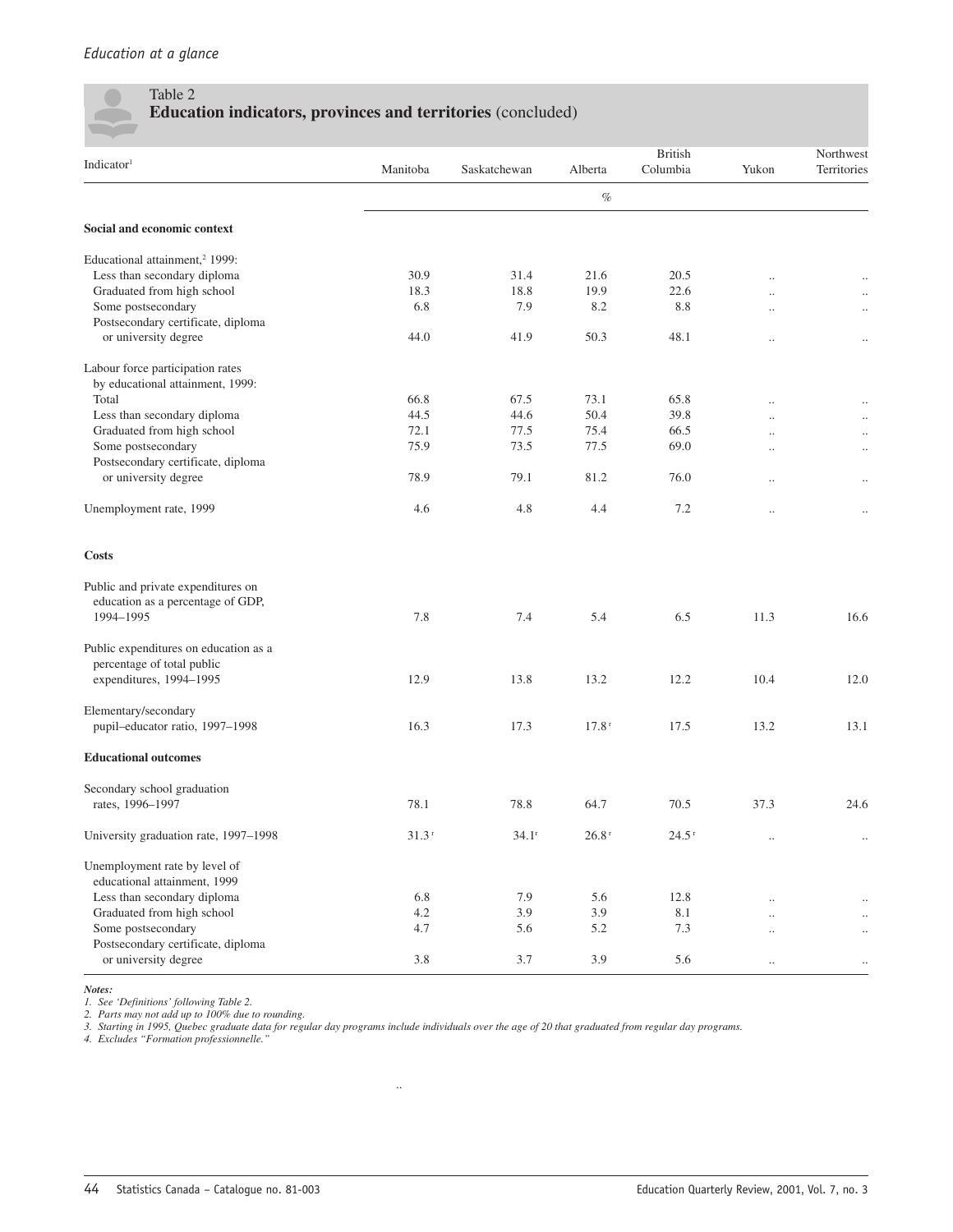## Table 2
**Education indicators, provinces and territories** (concluded)

| Indicator[1] | Manitoba | Saskatchewan | Alberta | British Columbia | Yukon | Northwest Territories |
|---|---|---|---|---|---|---|
| | | | % | | | |
| **Social and economic context** | | | | | | |
| Educational attainment,[2] 1999: | | | | | | |
| Less than secondary diploma | 30.9 | 31.4 | 21.6 | 20.5 | .. | .. |
| Graduated from high school | 18.3 | 18.8 | 19.9 | 22.6 | .. | .. |
| Some postsecondary | 6.8 | 7.9 | 8.2 | 8.8 | .. | .. |
| Postsecondary certificate, diploma or university degree | 44.0 | 41.9 | 50.3 | 48.1 | .. | .. |
| Labour force participation rates by educational attainment, 1999: | | | | | | |
| Total | 66.8 | 67.5 | 73.1 | 65.8 | .. | .. |
| Less than secondary diploma | 44.5 | 44.6 | 50.4 | 39.8 | .. | .. |
| Graduated from high school | 72.1 | 77.5 | 75.4 | 66.5 | .. | .. |
| Some postsecondary | 75.9 | 73.5 | 77.5 | 69.0 | .. | .. |
| Postsecondary certificate, diploma or university degree | 78.9 | 79.1 | 81.2 | 76.0 | .. | .. |
| Unemployment rate, 1999 | 4.6 | 4.8 | 4.4 | 7.2 | .. | .. |
| **Costs** | | | | | | |
| Public and private expenditures on education as a percentage of GDP, 1994–1995 | 7.8 | 7.4 | 5.4 | 6.5 | 11.3 | 16.6 |
| Public expenditures on education as a percentage of total public expenditures, 1994–1995 | 12.9 | 13.8 | 13.2 | 12.2 | 10.4 | 12.0 |
| Elementary/secondary pupil–educator ratio, 1997–1998 | 16.3 | 17.3 | 17.8 r | 17.5 | 13.2 | 13.1 |
| **Educational outcomes** | | | | | | |
| Secondary school graduation rates, 1996–1997 | 78.1 | 78.8 | 64.7 | 70.5 | 37.3 | 24.6 |
| University graduation rate, 1997–1998 | 31.3 r | 34.1 r | 26.8 r | 24.5 r | .. | .. |
| Unemployment rate by level of educational attainment, 1999 | | | | | | |
| Less than secondary diploma | 6.8 | 7.9 | 5.6 | 12.8 | .. | .. |
| Graduated from high school | 4.2 | 3.9 | 3.9 | 8.1 | .. | .. |
| Some postsecondary | 4.7 | 5.6 | 5.2 | 7.3 | .. | .. |
| Postsecondary certificate, diploma or university degree | 3.8 | 3.7 | 3.9 | 5.6 | .. | .. |

***Notes:***
*1. See 'Definitions' following Table 2.*
*2. Parts may not add up to 100% due to rounding.*
*3. Starting in 1995, Quebec graduate data for regular day programs include individuals over the age of 20 that graduated from regular day programs.*
*4. Excludes "Formation professionnelle."*

..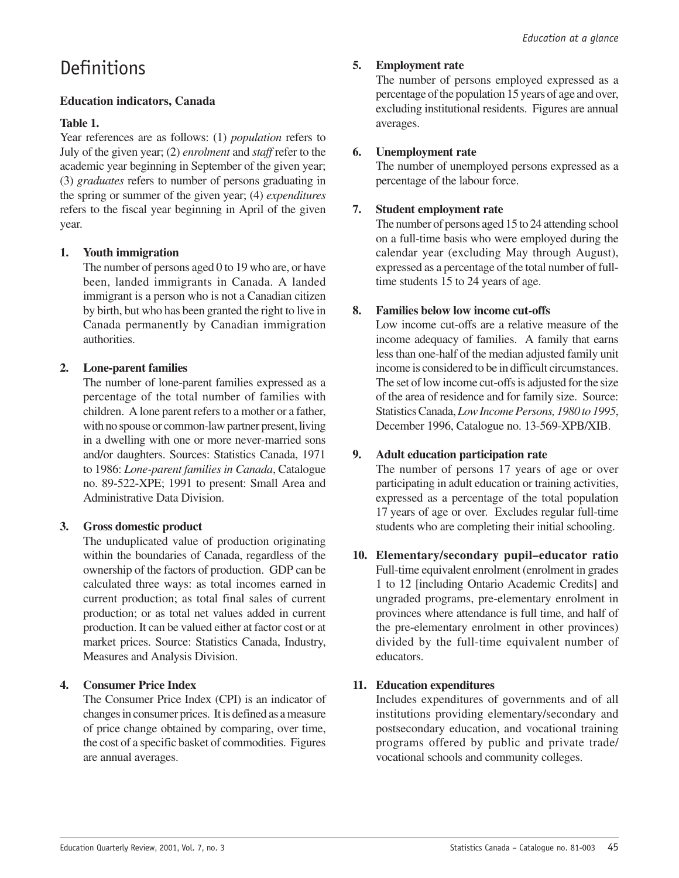# Definitions

### Education indicators, Canada

**Table 1.**

Year references are as follows: (1) *population* refers to July of the given year; (2) *enrolment* and *staff* refer to the academic year beginning in September of the given year; (3) *graduates* refers to number of persons graduating in the spring or summer of the given year; (4) *expenditures* refers to the fiscal year beginning in April of the given year.

1. **Youth immigration**
   The number of persons aged 0 to 19 who are, or have been, landed immigrants in Canada. A landed immigrant is a person who is not a Canadian citizen by birth, but who has been granted the right to live in Canada permanently by Canadian immigration authorities.

2. **Lone-parent families**
   The number of lone-parent families expressed as a percentage of the total number of families with children. A lone parent refers to a mother or a father, with no spouse or common-law partner present, living in a dwelling with one or more never-married sons and/or daughters. Sources: Statistics Canada, 1971 to 1986: *Lone-parent families in Canada*, Catalogue no. 89-522-XPE; 1991 to present: Small Area and Administrative Data Division.

3. **Gross domestic product**
   The unduplicated value of production originating within the boundaries of Canada, regardless of the ownership of the factors of production. GDP can be calculated three ways: as total incomes earned in current production; as total final sales of current production; or as total net values added in current production. It can be valued either at factor cost or at market prices. Source: Statistics Canada, Industry, Measures and Analysis Division.

4. **Consumer Price Index**
   The Consumer Price Index (CPI) is an indicator of changes in consumer prices. It is defined as a measure of price change obtained by comparing, over time, the cost of a specific basket of commodities. Figures are annual averages.

5. **Employment rate**
   The number of persons employed expressed as a percentage of the population 15 years of age and over, excluding institutional residents. Figures are annual averages.

6. **Unemployment rate**
   The number of unemployed persons expressed as a percentage of the labour force.

7. **Student employment rate**
   The number of persons aged 15 to 24 attending school on a full-time basis who were employed during the calendar year (excluding May through August), expressed as a percentage of the total number of full-time students 15 to 24 years of age.

8. **Families below low income cut-offs**
   Low income cut-offs are a relative measure of the income adequacy of families. A family that earns less than one-half of the median adjusted family unit income is considered to be in difficult circumstances. The set of low income cut-offs is adjusted for the size of the area of residence and for family size. Source: Statistics Canada, *Low Income Persons, 1980 to 1995*, December 1996, Catalogue no. 13-569-XPB/XIB.

9. **Adult education participation rate**
   The number of persons 17 years of age or over participating in adult education or training activities, expressed as a percentage of the total population 17 years of age or over. Excludes regular full-time students who are completing their initial schooling.

10. **Elementary/secondary pupil–educator ratio**
    Full-time equivalent enrolment (enrolment in grades 1 to 12 [including Ontario Academic Credits] and ungraded programs, pre-elementary enrolment in provinces where attendance is full time, and half of the pre-elementary enrolment in other provinces) divided by the full-time equivalent number of educators.

11. **Education expenditures**
    Includes expenditures of governments and of all institutions providing elementary/secondary and postsecondary education, and vocational training programs offered by public and private trade/vocational schools and community colleges.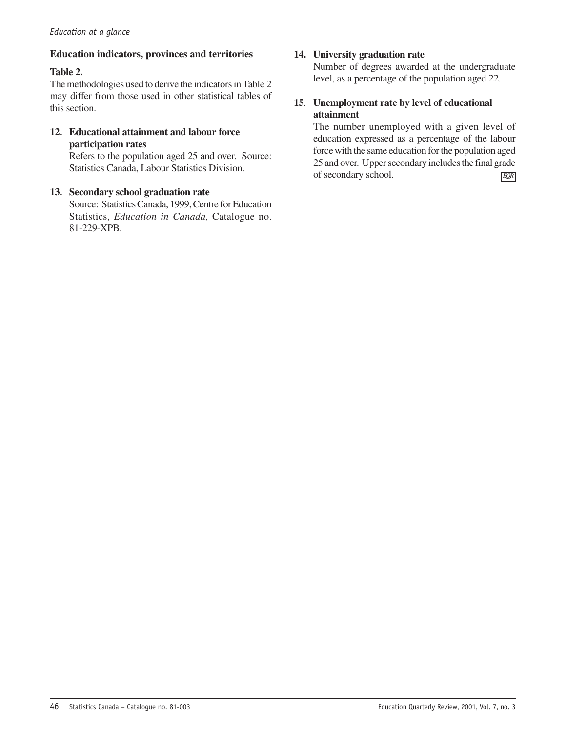**Education indicators, provinces and territories**

**Table 2.**

The methodologies used to derive the indicators in Table 2 may differ from those used in other statistical tables of this section.

**12. Educational attainment and labour force participation rates**

Refers to the population aged 25 and over. Source: Statistics Canada, Labour Statistics Division.

**13. Secondary school graduation rate**

Source: Statistics Canada, 1999, Centre for Education Statistics, *Education in Canada,* Catalogue no. 81-229-XPB.

**14. University graduation rate**

Number of degrees awarded at the undergraduate level, as a percentage of the population aged 22.

**15. Unemployment rate by level of educational attainment**

The number unemployed with a given level of education expressed as a percentage of the labour force with the same education for the population aged 25 and over. Upper secondary includes the final grade of secondary school.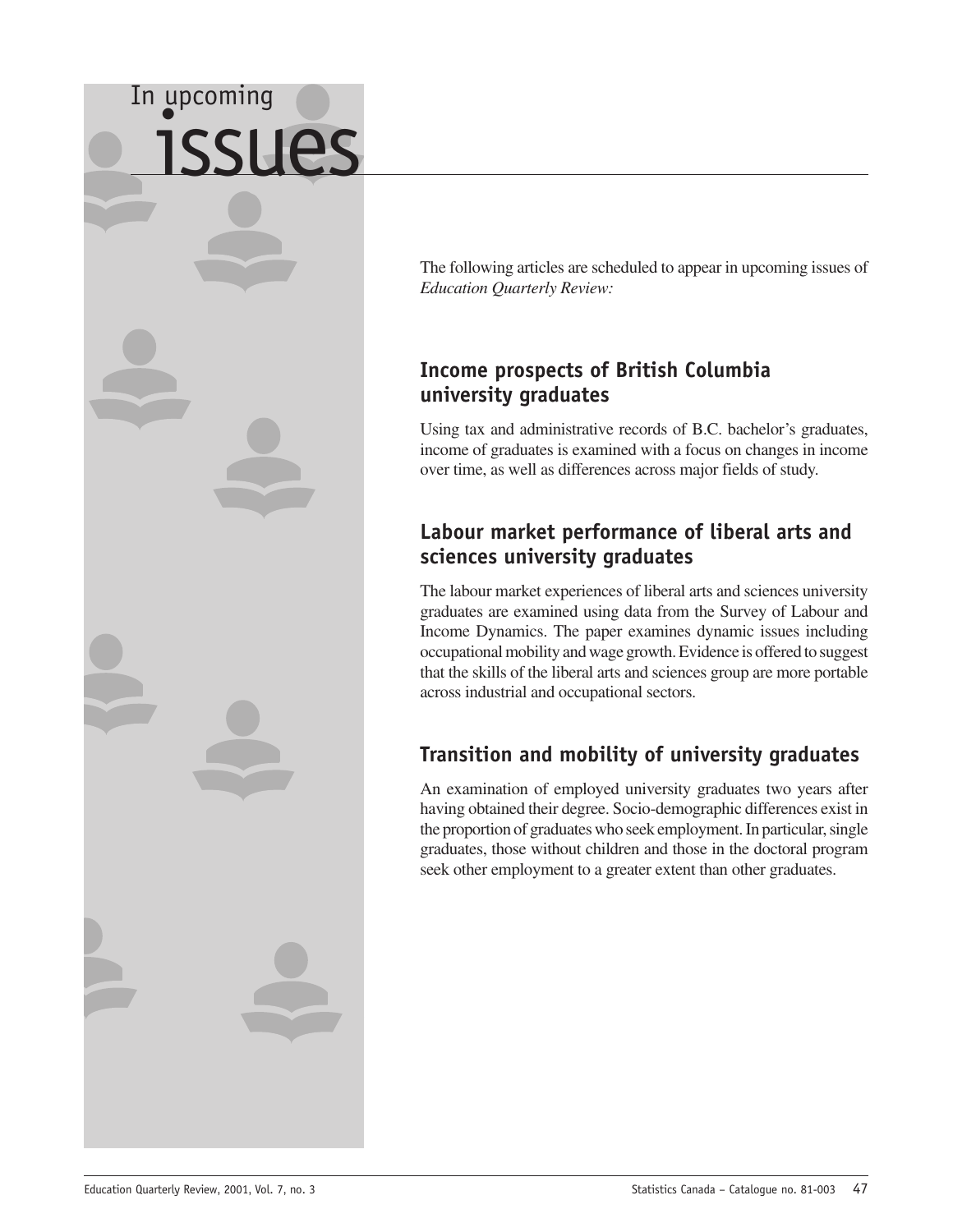# In upcoming issues

The following articles are scheduled to appear in upcoming issues of *Education Quarterly Review:*

## Income prospects of British Columbia university graduates

Using tax and administrative records of B.C. bachelor's graduates, income of graduates is examined with a focus on changes in income over time, as well as differences across major fields of study.

## Labour market performance of liberal arts and sciences university graduates

The labour market experiences of liberal arts and sciences university graduates are examined using data from the Survey of Labour and Income Dynamics. The paper examines dynamic issues including occupational mobility and wage growth. Evidence is offered to suggest that the skills of the liberal arts and sciences group are more portable across industrial and occupational sectors.

## Transition and mobility of university graduates

An examination of employed university graduates two years after having obtained their degree. Socio-demographic differences exist in the proportion of graduates who seek employment. In particular, single graduates, those without children and those in the doctoral program seek other employment to a greater extent than other graduates.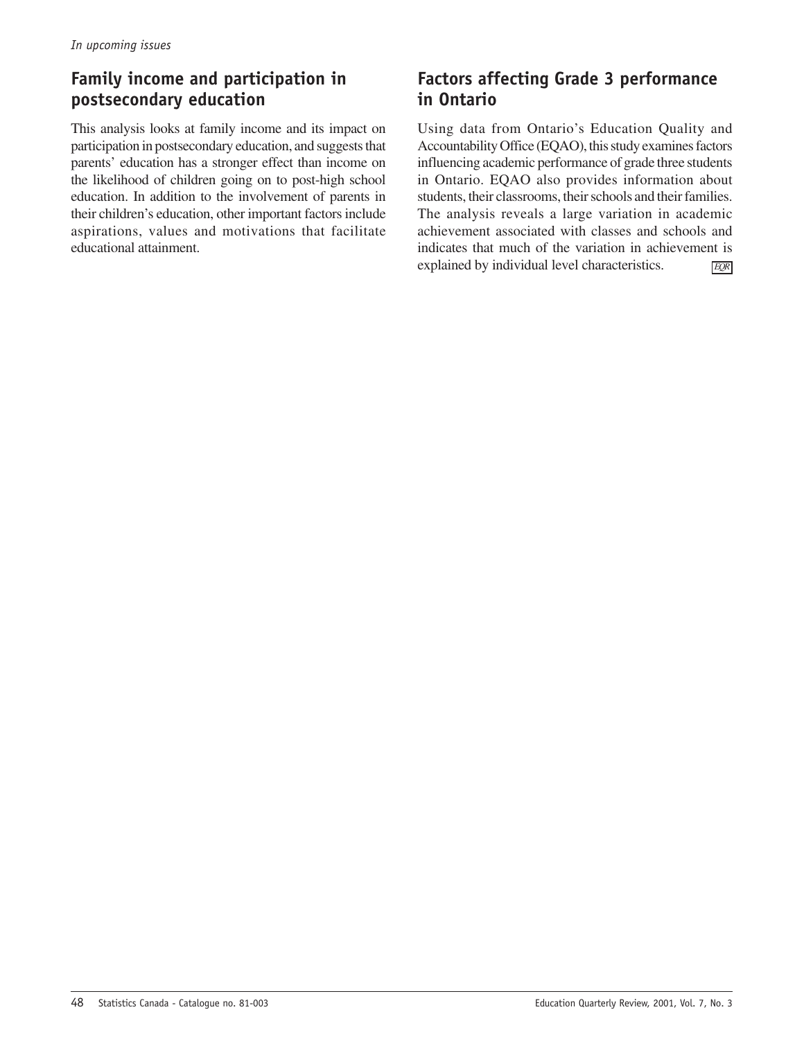*In upcoming issues*

## Family income and participation in postsecondary education

This analysis looks at family income and its impact on participation in postsecondary education, and suggests that parents' education has a stronger effect than income on the likelihood of children going on to post-high school education. In addition to the involvement of parents in their children's education, other important factors include aspirations, values and motivations that facilitate educational attainment.

## Factors affecting Grade 3 performance in Ontario

Using data from Ontario's Education Quality and Accountability Office (EQAO), this study examines factors influencing academic performance of grade three students in Ontario. EQAO also provides information about students, their classrooms, their schools and their families. The analysis reveals a large variation in academic achievement associated with classes and schools and indicates that much of the variation in achievement is explained by individual level characteristics.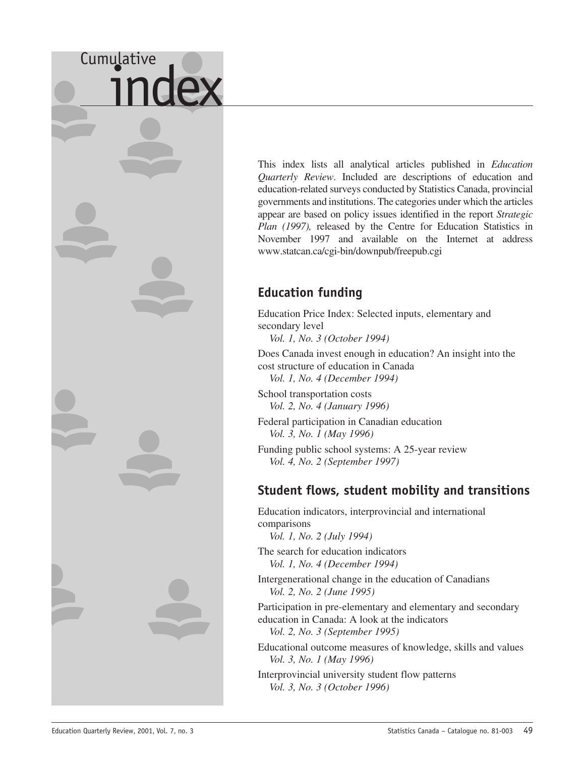# Cumulative index

This index lists all analytical articles published in *Education Quarterly Review*. Included are descriptions of education and education-related surveys conducted by Statistics Canada, provincial governments and institutions. The categories under which the articles appear are based on policy issues identified in the report *Strategic Plan (1997),* released by the Centre for Education Statistics in November 1997 and available on the Internet at address www.statcan.ca/cgi-bin/downpub/freepub.cgi

## Education funding

Education Price Index: Selected inputs, elementary and secondary level
*Vol. 1, No. 3 (October 1994)*

Does Canada invest enough in education? An insight into the cost structure of education in Canada
*Vol. 1, No. 4 (December 1994)*

School transportation costs
*Vol. 2, No. 4 (January 1996)*

Federal participation in Canadian education
*Vol. 3, No. 1 (May 1996)*

Funding public school systems: A 25-year review
*Vol. 4, No. 2 (September 1997)*

## Student flows, student mobility and transitions

Education indicators, interprovincial and international comparisons
*Vol. 1, No. 2 (July 1994)*

The search for education indicators
*Vol. 1, No. 4 (December 1994)*

Intergenerational change in the education of Canadians
*Vol. 2, No. 2 (June 1995)*

Participation in pre-elementary and elementary and secondary education in Canada: A look at the indicators
*Vol. 2, No. 3 (September 1995)*

Educational outcome measures of knowledge, skills and values
*Vol. 3, No. 1 (May 1996)*

Interprovincial university student flow patterns
*Vol. 3, No. 3 (October 1996)*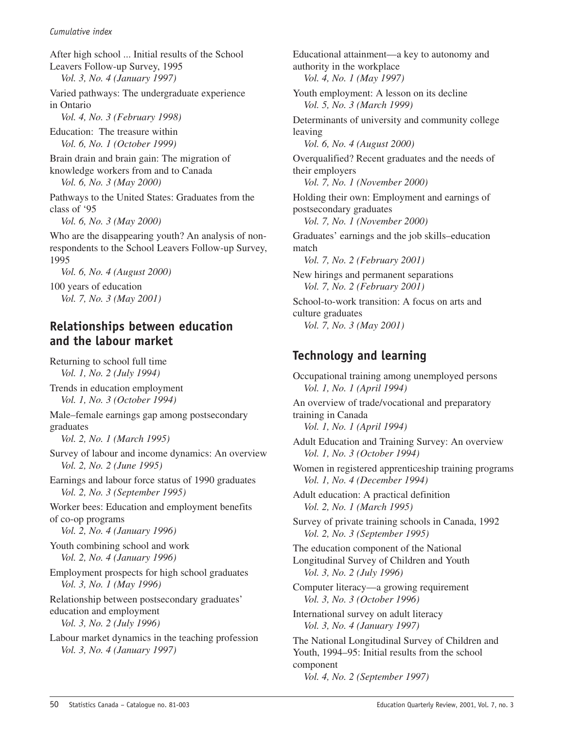After high school ... Initial results of the School Leavers Follow-up Survey, 1995
*Vol. 3, No. 4 (January 1997)*

Varied pathways: The undergraduate experience in Ontario
*Vol. 4, No. 3 (February 1998)*

Education: The treasure within
*Vol. 6, No. 1 (October 1999)*

Brain drain and brain gain: The migration of knowledge workers from and to Canada
*Vol. 6, No. 3 (May 2000)*

Pathways to the United States: Graduates from the class of '95
*Vol. 6, No. 3 (May 2000)*

Who are the disappearing youth? An analysis of non-respondents to the School Leavers Follow-up Survey, 1995
*Vol. 6, No. 4 (August 2000)*

100 years of education
*Vol. 7, No. 3 (May 2001)*

## Relationships between education and the labour market

Returning to school full time
*Vol. 1, No. 2 (July 1994)*

Trends in education employment
*Vol. 1, No. 3 (October 1994)*

Male–female earnings gap among postsecondary graduates
*Vol. 2, No. 1 (March 1995)*

Survey of labour and income dynamics: An overview
*Vol. 2, No. 2 (June 1995)*

Earnings and labour force status of 1990 graduates
*Vol. 2, No. 3 (September 1995)*

Worker bees: Education and employment benefits of co-op programs
*Vol. 2, No. 4 (January 1996)*

Youth combining school and work
*Vol. 2, No. 4 (January 1996)*

Employment prospects for high school graduates
*Vol. 3, No. 1 (May 1996)*

Relationship between postsecondary graduates' education and employment
*Vol. 3, No. 2 (July 1996)*

Labour market dynamics in the teaching profession
*Vol. 3, No. 4 (January 1997)*

Educational attainment—a key to autonomy and authority in the workplace
*Vol. 4, No. 1 (May 1997)*

Youth employment: A lesson on its decline
*Vol. 5, No. 3 (March 1999)*

Determinants of university and community college leaving
*Vol. 6, No. 4 (August 2000)*

Overqualified? Recent graduates and the needs of their employers
*Vol. 7, No. 1 (November 2000)*

Holding their own: Employment and earnings of postsecondary graduates
*Vol. 7, No. 1 (November 2000)*

Graduates' earnings and the job skills–education match
*Vol. 7, No. 2 (February 2001)*

New hirings and permanent separations
*Vol. 7, No. 2 (February 2001)*

School-to-work transition: A focus on arts and culture graduates
*Vol. 7, No. 3 (May 2001)*

## Technology and learning

Occupational training among unemployed persons
*Vol. 1, No. 1 (April 1994)*

An overview of trade/vocational and preparatory training in Canada
*Vol. 1, No. 1 (April 1994)*

Adult Education and Training Survey: An overview
*Vol. 1, No. 3 (October 1994)*

Women in registered apprenticeship training programs
*Vol. 1, No. 4 (December 1994)*

Adult education: A practical definition
*Vol. 2, No. 1 (March 1995)*

Survey of private training schools in Canada, 1992
*Vol. 2, No. 3 (September 1995)*

The education component of the National Longitudinal Survey of Children and Youth
*Vol. 3, No. 2 (July 1996)*

Computer literacy—a growing requirement
*Vol. 3, No. 3 (October 1996)*

International survey on adult literacy
*Vol. 3, No. 4 (January 1997)*

The National Longitudinal Survey of Children and Youth, 1994–95: Initial results from the school component
*Vol. 4, No. 2 (September 1997)*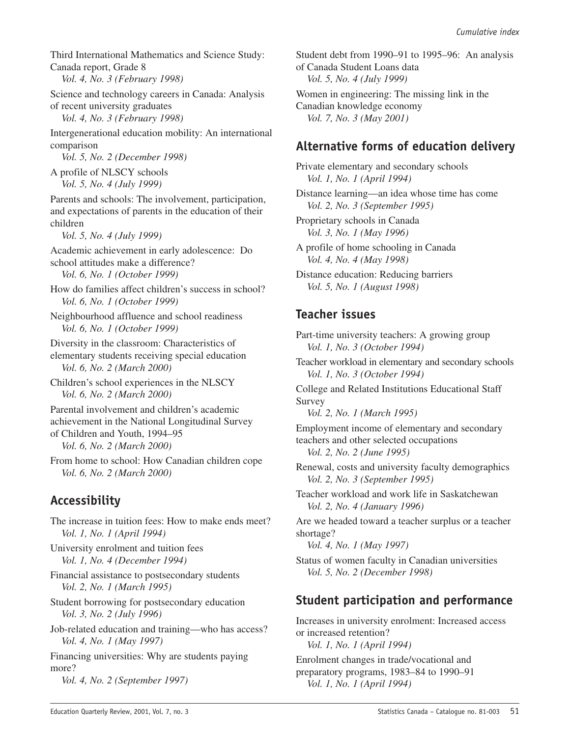Third International Mathematics and Science Study: Canada report, Grade 8
*Vol. 4, No. 3 (February 1998)*

Science and technology careers in Canada: Analysis of recent university graduates
*Vol. 4, No. 3 (February 1998)*

Intergenerational education mobility: An international comparison
*Vol. 5, No. 2 (December 1998)*

A profile of NLSCY schools
*Vol. 5, No. 4 (July 1999)*

Parents and schools: The involvement, participation, and expectations of parents in the education of their children
*Vol. 5, No. 4 (July 1999)*

Academic achievement in early adolescence: Do school attitudes make a difference?
*Vol. 6, No. 1 (October 1999)*

How do families affect children's success in school?
*Vol. 6, No. 1 (October 1999)*

Neighbourhood affluence and school readiness
*Vol. 6, No. 1 (October 1999)*

Diversity in the classroom: Characteristics of elementary students receiving special education
*Vol. 6, No. 2 (March 2000)*

Children's school experiences in the NLSCY
*Vol. 6, No. 2 (March 2000)*

Parental involvement and children's academic achievement in the National Longitudinal Survey of Children and Youth, 1994–95
*Vol. 6, No. 2 (March 2000)*

From home to school: How Canadian children cope
*Vol. 6, No. 2 (March 2000)*

## Accessibility

The increase in tuition fees: How to make ends meet?
*Vol. 1, No. 1 (April 1994)*

University enrolment and tuition fees
*Vol. 1, No. 4 (December 1994)*

Financial assistance to postsecondary students
*Vol. 2, No. 1 (March 1995)*

Student borrowing for postsecondary education
*Vol. 3, No. 2 (July 1996)*

Job-related education and training—who has access?
*Vol. 4, No. 1 (May 1997)*

Financing universities: Why are students paying more?
*Vol. 4, No. 2 (September 1997)*

Student debt from 1990–91 to 1995–96: An analysis of Canada Student Loans data
*Vol. 5, No. 4 (July 1999)*

Women in engineering: The missing link in the Canadian knowledge economy
*Vol. 7, No. 3 (May 2001)*

## Alternative forms of education delivery

Private elementary and secondary schools
*Vol. 1, No. 1 (April 1994)*

Distance learning—an idea whose time has come
*Vol. 2, No. 3 (September 1995)*

Proprietary schools in Canada
*Vol. 3, No. 1 (May 1996)*

A profile of home schooling in Canada
*Vol. 4, No. 4 (May 1998)*

Distance education: Reducing barriers
*Vol. 5, No. 1 (August 1998)*

## Teacher issues

Part-time university teachers: A growing group
*Vol. 1, No. 3 (October 1994)*

Teacher workload in elementary and secondary schools
*Vol. 1, No. 3 (October 1994)*

College and Related Institutions Educational Staff Survey
*Vol. 2, No. 1 (March 1995)*

Employment income of elementary and secondary teachers and other selected occupations
*Vol. 2, No. 2 (June 1995)*

Renewal, costs and university faculty demographics
*Vol. 2, No. 3 (September 1995)*

Teacher workload and work life in Saskatchewan
*Vol. 2, No. 4 (January 1996)*

Are we headed toward a teacher surplus or a teacher shortage?
*Vol. 4, No. 1 (May 1997)*

Status of women faculty in Canadian universities
*Vol. 5, No. 2 (December 1998)*

## Student participation and performance

Increases in university enrolment: Increased access or increased retention?
*Vol. 1, No. 1 (April 1994)*

Enrolment changes in trade/vocational and preparatory programs, 1983–84 to 1990–91
*Vol. 1, No. 1 (April 1994)*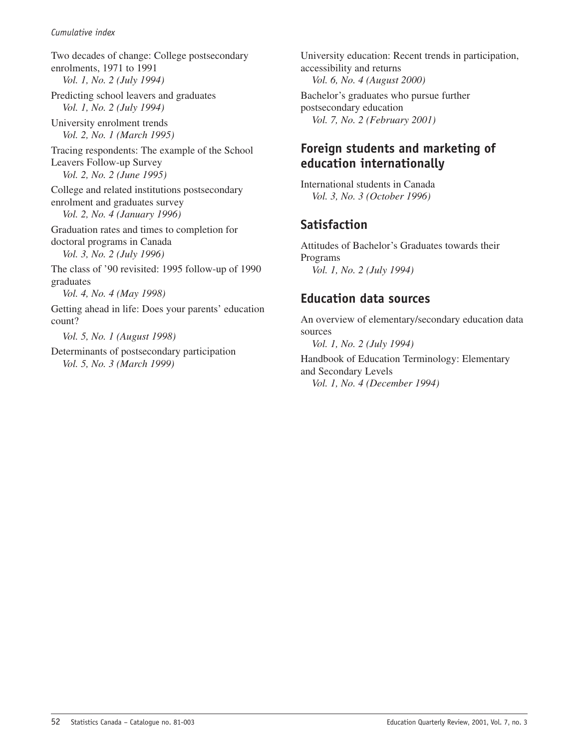Two decades of change: College postsecondary enrolments, 1971 to 1991
*Vol. 1, No. 2 (July 1994)*

Predicting school leavers and graduates
*Vol. 1, No. 2 (July 1994)*

University enrolment trends
*Vol. 2, No. 1 (March 1995)*

Tracing respondents: The example of the School Leavers Follow-up Survey
*Vol. 2, No. 2 (June 1995)*

College and related institutions postsecondary enrolment and graduates survey
*Vol. 2, No. 4 (January 1996)*

Graduation rates and times to completion for doctoral programs in Canada
*Vol. 3, No. 2 (July 1996)*

The class of '90 revisited: 1995 follow-up of 1990 graduates
*Vol. 4, No. 4 (May 1998)*

Getting ahead in life: Does your parents' education count?
*Vol. 5, No. 1 (August 1998)*

Determinants of postsecondary participation
*Vol. 5, No. 3 (March 1999)*

University education: Recent trends in participation, accessibility and returns
*Vol. 6, No. 4 (August 2000)*

Bachelor's graduates who pursue further postsecondary education
*Vol. 7, No. 2 (February 2001)*

## Foreign students and marketing of education internationally

International students in Canada
*Vol. 3, No. 3 (October 1996)*

## Satisfaction

Attitudes of Bachelor's Graduates towards their Programs
*Vol. 1, No. 2 (July 1994)*

## Education data sources

An overview of elementary/secondary education data sources
*Vol. 1, No. 2 (July 1994)*

Handbook of Education Terminology: Elementary and Secondary Levels
*Vol. 1, No. 4 (December 1994)*